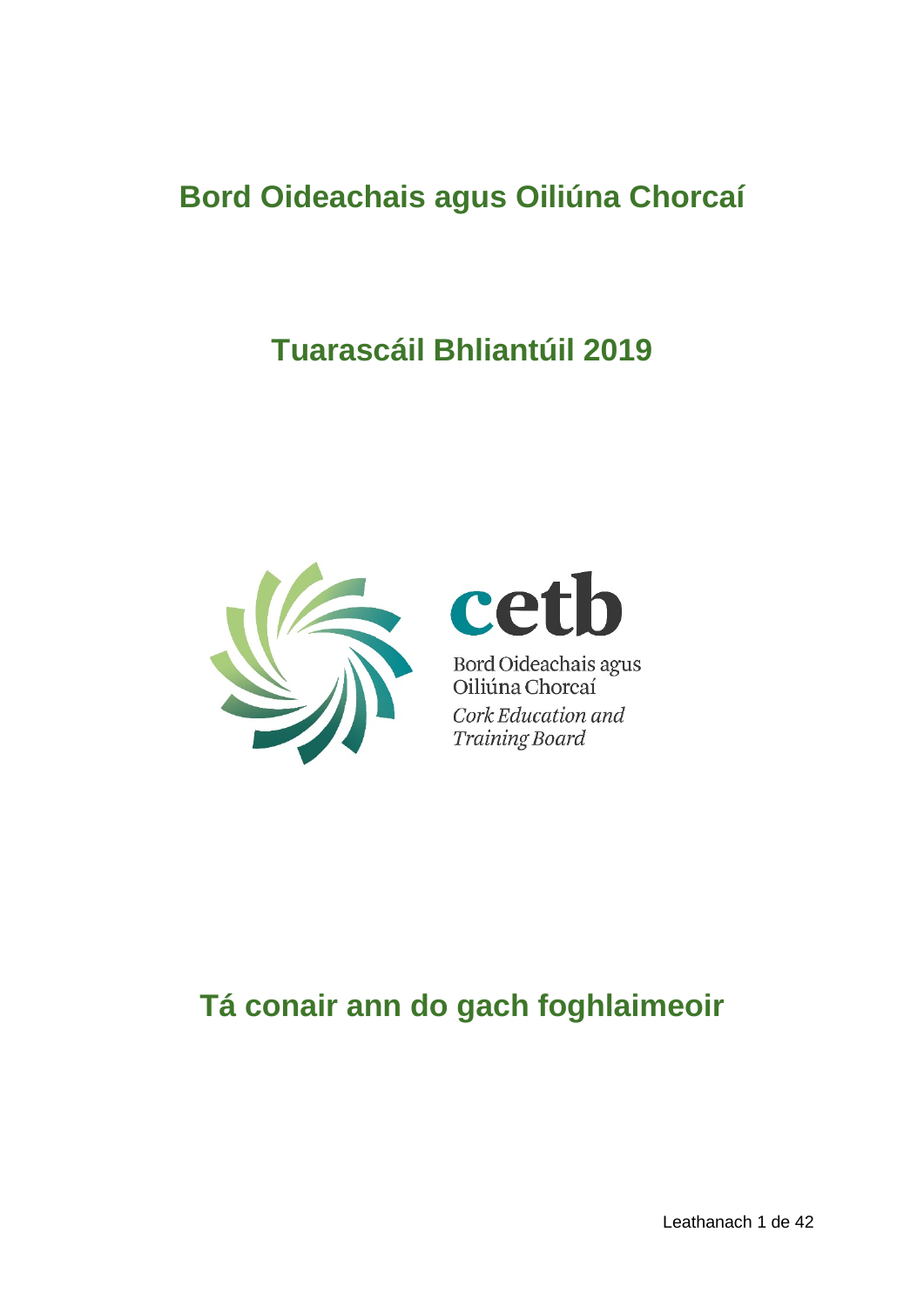# Bord Oideachais agus Oiliúna Chorcaí

# Tuarascáil Bhliantúil 2019

cetb

Bord Oideachais agus Oiliúna Chorcaí

*Cork Education and Training Board*

## Tá conair ann do gach foghlaimeoir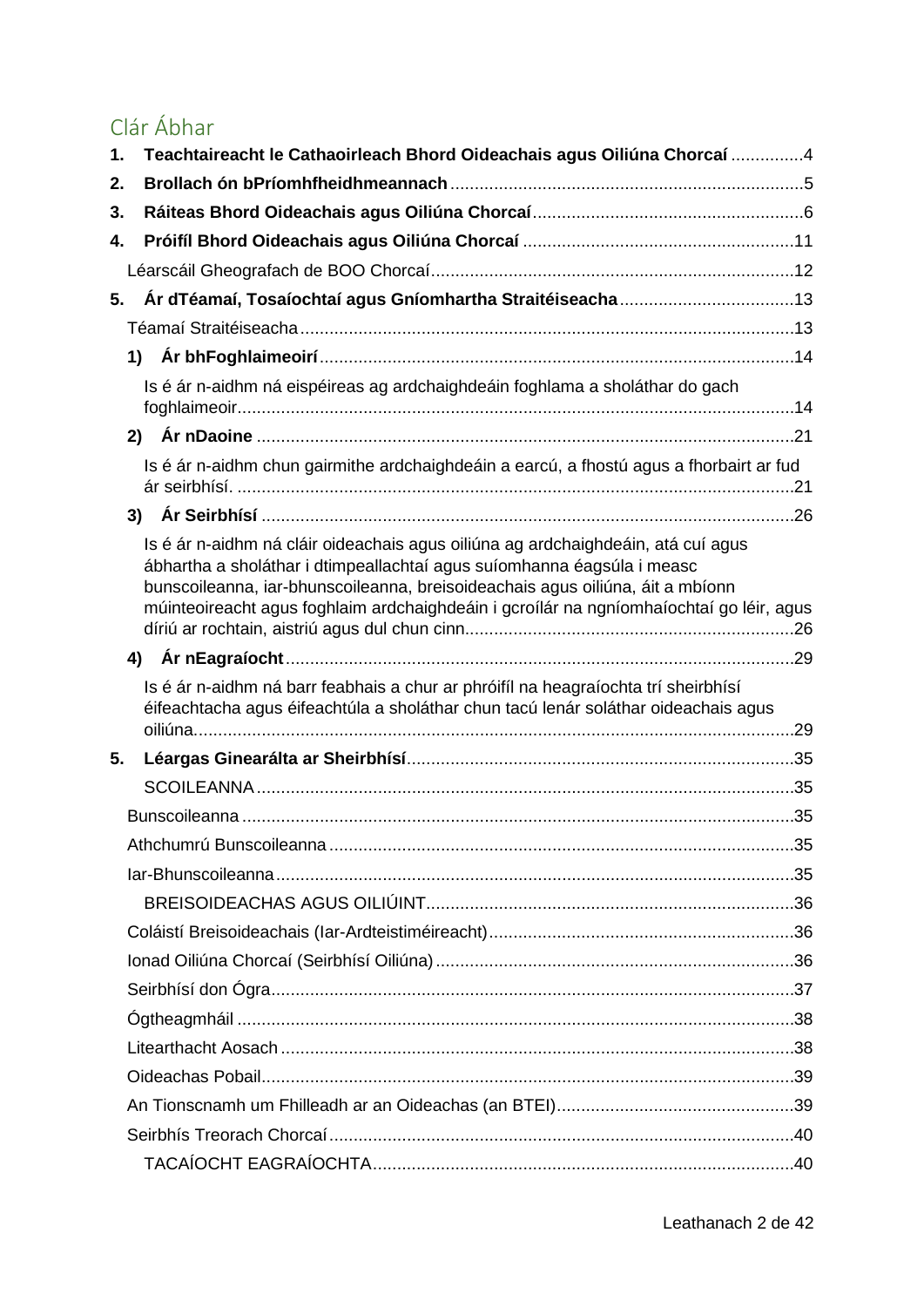## Clár Ábhar

1. **Teachtaireacht le Cathaoirleach Bhord Oideachais agus Oiliúna Chorcaí** ...............4
2. **Brollach ón bPríomhfheidhmeannach** ...............5
3. **Ráiteas Bhord Oideachais agus Oiliúna Chorcaí** ...............6
4. **Próifíl Bhord Oideachais agus Oiliúna Chorcaí** ...............11

   Léarscáil Gheografach de BOO Chorcaí ...............12

5. **Ár dTéamaí, Tosaíochtaí agus Gníomhartha Straitéiseacha** ...............13

   Téamaí Straitéiseacha ...............13

   1) **Ár bhFoghlaimeoirí** ...............14

      Is é ár n-aidhm ná eispéireas ag ardchaighdeáin foghlama a sholáthar do gach foghlaimeoir ...............14

   2) **Ár nDaoine** ...............21

      Is é ár n-aidhm chun gairmithe ardchaighdeáin a earcú, a fhostú agus a fhorbairt ar fud ár seirbhísí. ...............21

   3) **Ár Seirbhísí** ...............26

      Is é ár n-aidhm ná cláir oideachais agus oiliúna ag ardchaighdeáin, atá cuí agus ábhartha a sholáthar i dtimpeallachtaí agus suíomhanna éagsúla i measc bunscoileanna, iar-bhunscoileanna, breisoideachais agus oiliúna, áit a mbíonn múinteoireacht agus foghlaim ardchaighdeáin i gcroílár na ngníomhaíochtaí go léir, agus díriú ar rochtain, aistriú agus dul chun cinn ...............26

   4) **Ár nEagraíocht** ...............29

      Is é ár n-aidhm ná barr feabhais a chur ar phróifíl na heagraíochta trí sheirbhísí éifeachtacha agus éifeachtúla a sholáthar chun tacú lenár soláthar oideachais agus oiliúna ...............29

5. **Léargas Ginearálta ar Sheirbhísí** ...............35

   SCOILEANNA ...............35

   Bunscoileanna ...............35

   Athchumrú Bunscoileanna ...............35

   Iar-Bhunscoileanna ...............35

   BREISOIDEACHAS AGUS OILIÚINT ...............36

   Coláistí Breisoideachais (Iar-Ardteistiméireacht) ...............36

   Ionad Oiliúna Chorcaí (Seirbhísí Oiliúna) ...............36

   Seirbhísí don Ógra ...............37

   Ógtheagmháil ...............38

   Litearthacht Aosach ...............38

   Oideachas Pobail ...............39

   An Tionscnamh um Fhilleadh ar an Oideachas (an BTEI) ...............39

   Seirbhís Treorach Chorcaí ...............40

   TACAÍOCHT EAGRAÍOCHTA ...............40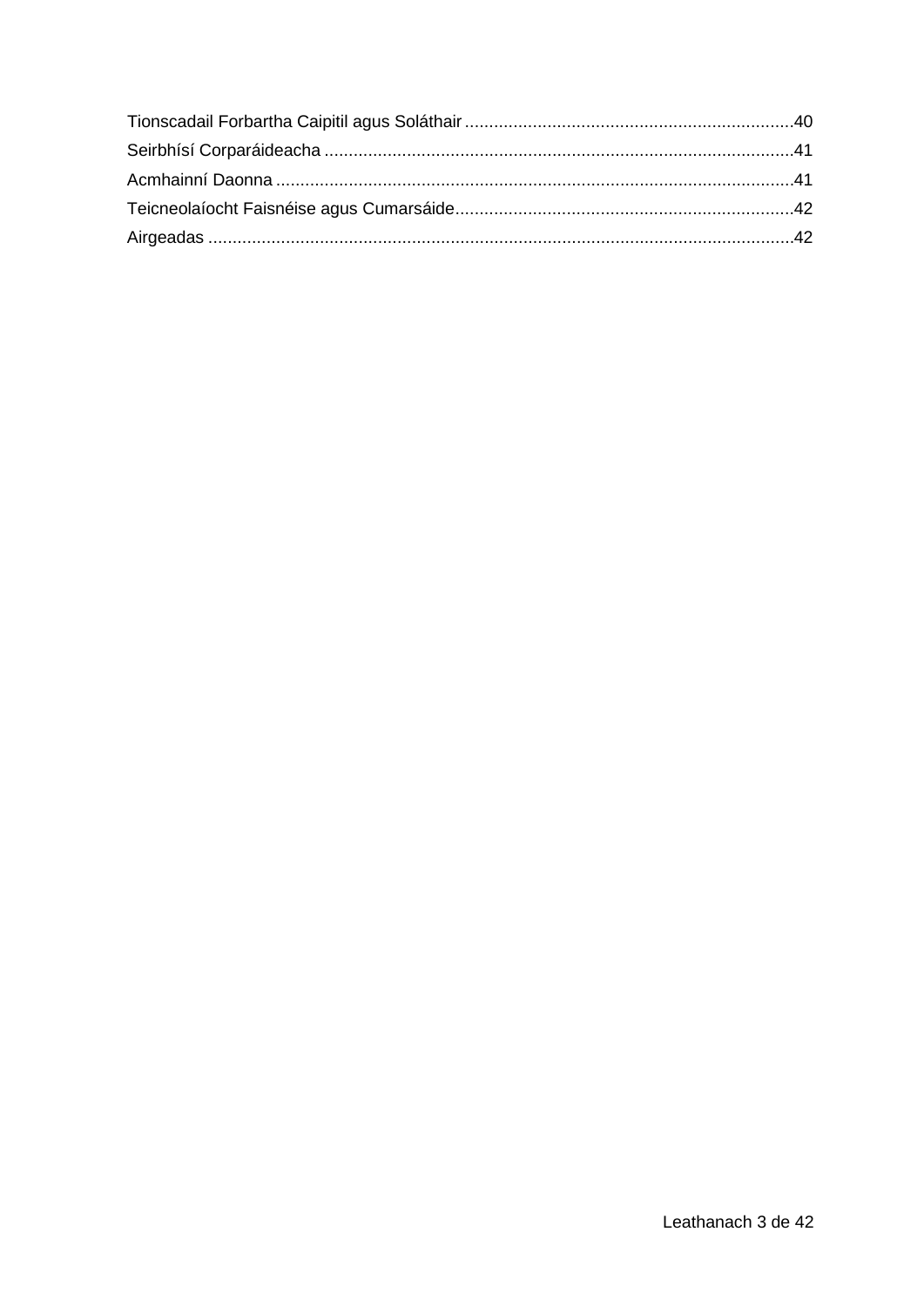Tionscadail Forbartha Caipitil agus Soláthair .................................................................... 40

Seirbhísí Corparáideacha ................................................................................................. 41

Acmhainní Daonna ........................................................................................................... 41

Teicneolaíocht Faisnéise agus Cumarsáide....................................................................... 42

Airgeadas .......................................................................................................................... 42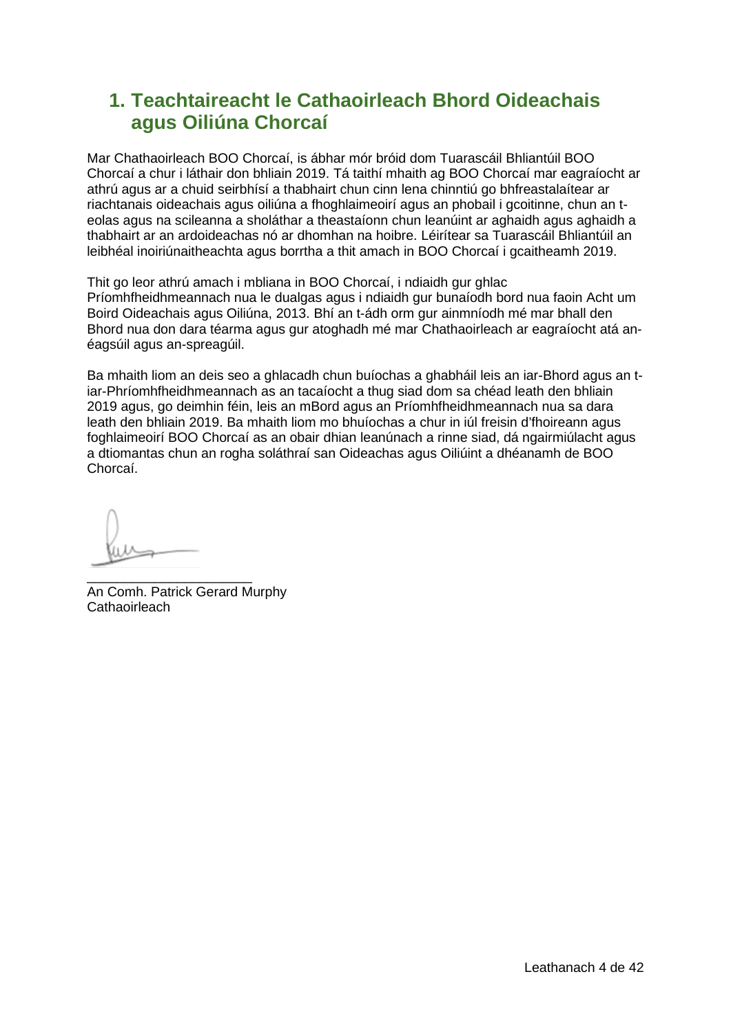# 1. Teachtaireacht le Cathaoirleach Bhord Oideachais agus Oiliúna Chorcaí

Mar Chathaoirleach BOO Chorcaí, is ábhar mór bróid dom Tuarascáil Bhliantúil BOO Chorcaí a chur i láthair don bhliain 2019. Tá taithí mhaith ag BOO Chorcaí mar eagraíocht ar athrú agus ar a chuid seirbhísí a thabhairt chun cinn lena chinntiú go bhfreastalaítear ar riachtanais oideachais agus oiliúna a fhoghlaimeoirí agus an phobail i gcoitinne, chun an t-eolas agus na scileanna a sholáthar a theastaíonn chun leanúint ar aghaidh agus aghaidh a thabhairt ar an ardoideachas nó ar dhomhan na hoibre. Léirítear sa Tuarascáil Bhliantúil an leibhéal inoiriúnaitheachta agus borrtha a thit amach in BOO Chorcaí i gcaitheamh 2019.

Thit go leor athrú amach i mbliana in BOO Chorcaí, i ndiaidh gur ghlac Príomhfheidhmeannach nua le dualgas agus i ndiaidh gur bunaíodh bord nua faoin Acht um Boird Oideachais agus Oiliúna, 2013. Bhí an t-ádh orm gur ainmníodh mé mar bhall den Bhord nua don dara téarma agus gur atoghadh mé mar Chathaoirleach ar eagraíocht atá an-éagsúil agus an-spreagúil.

Ba mhaith liom an deis seo a ghlacadh chun buíochas a ghabháil leis an iar-Bhord agus an t-iar-Phríomhfheidhmeannach as an tacaíocht a thug siad dom sa chéad leath den bhliain 2019 agus, go deimhin féin, leis an mBord agus an Príomhfheidhmeannach nua sa dara leath den bhliain 2019. Ba mhaith liom mo bhuíochas a chur in iúl freisin d'fhoireann agus foghlaimeoirí BOO Chorcaí as an obair dhian leanúnach a rinne siad, dá ngairmiúlacht agus a dtiomantas chun an rogha soláthraí san Oideachas agus Oiliúint a dhéanamh de BOO Chorcaí.

\_\_\_\_\_\_\_\_\_\_\_\_\_\_\_\_\_\_\_\_\_\_

An Comh. Patrick Gerard Murphy
Cathaoirleach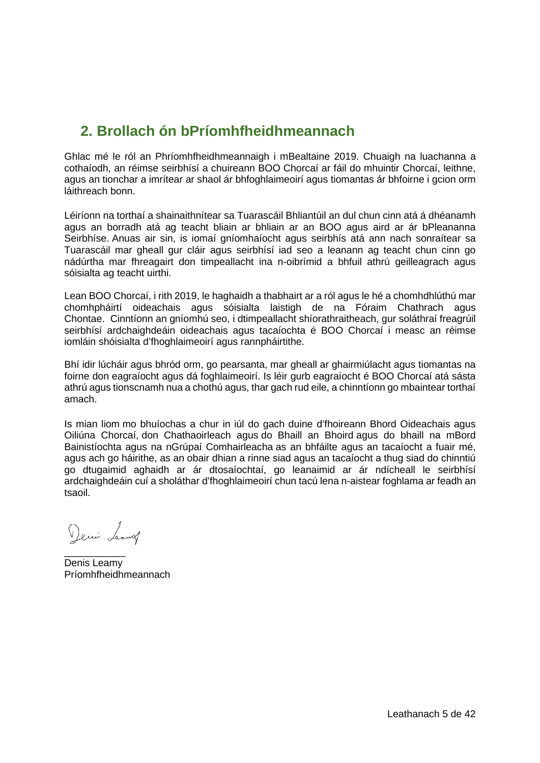## 2. Brollach ón bPríomhfheidhmeannach

Ghlac mé le ról an Phríomhfheidhmeannaigh i mBealtaine 2019. Chuaigh na luachanna a cothaíodh, an réimse seirbhísí a chuireann BOO Chorcaí ar fáil do mhuintir Chorcaí, leithne, agus an tionchar a imrítear ar shaol ár bhfoghlaimeoirí agus tiomantas ár bhfoirne i gcion orm láithreach bonn.

Léiríonn na torthaí a shainaithnítear sa Tuarascáil Bhliantúil an dul chun cinn atá á dhéanamh agus an borradh atá ag teacht bliain ar bhliain ar an BOO agus aird ar ár bPleananna Seirbhíse. Anuas air sin, is iomaí gníomhaíocht agus seirbhís atá ann nach sonraítear sa Tuarascáil mar gheall gur cláir agus seirbhísí iad seo a leanann ag teacht chun cinn go nádúrtha mar fhreagairt don timpeallacht ina n-oibrímid a bhfuil athrú geilleagrach agus sóisialta ag teacht uirthi.

Lean BOO Chorcaí, i rith 2019, le haghaidh a thabhairt ar a ról agus le hé a chomhdhlúthú mar chomhpháirtí oideachais agus sóisialta laistigh de na Fóraim Chathrach agus Chontae. Cinntíonn an gníomhú seo, i dtimpeallacht shíorathraitheach, gur soláthraí freagrúil seirbhísí ardchaighdeáin oideachais agus tacaíochta é BOO Chorcaí i measc an réimse iomláin shóisialta d'fhoghlaimeoirí agus rannpháirtithe.

Bhí idir lúcháir agus bhród orm, go pearsanta, mar gheall ar ghairmiúlacht agus tiomantas na foirne don eagraíocht agus dá foghlaimeoirí. Is léir gurb eagraíocht é BOO Chorcaí atá sásta athrú agus tionscnamh nua a chothú agus, thar gach rud eile, a chinntíonn go mbaintear torthaí amach.

Is mian liom mo bhuíochas a chur in iúl do gach duine d'fhoireann Bhord Oideachais agus Oiliúna Chorcaí, don Chathaoirleach agus do Bhaill an Bhoird agus do bhaill na mBord Bainistíochta agus na nGrúpaí Comhairleacha as an bhfáilte agus an tacaíocht a fuair mé, agus ach go háirithe, as an obair dhian a rinne siad agus an tacaíocht a thug siad do chinntiú go dtugaimid aghaidh ar ár dtosaíochtaí, go leanaimid ar ár ndícheall le seirbhísí ardchaighdeáin cuí a sholáthar d'fhoghlaimeoirí chun tacú lena n-aistear foghlama ar feadh an tsaoil.

___________

Denis Leamy
Príomhfheidhmeannach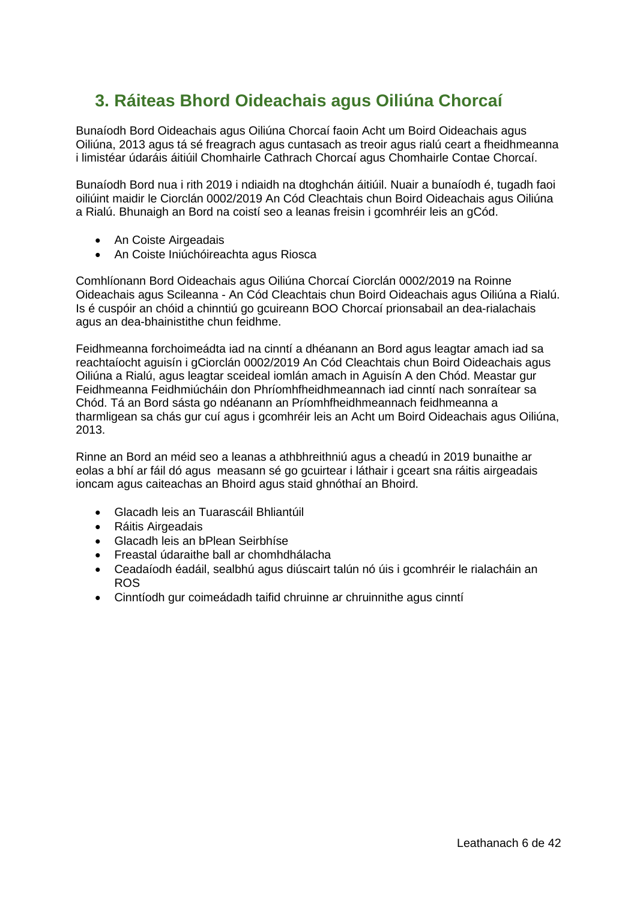## 3. Ráiteas Bhord Oideachais agus Oiliúna Chorcaí

Bunaíodh Bord Oideachais agus Oiliúna Chorcaí faoin Acht um Boird Oideachais agus Oiliúna, 2013 agus tá sé freagrach agus cuntasach as treoir agus rialú ceart a fheidhmeanna i limistéar údaráis áitiúil Chomhairle Cathrach Chorcaí agus Chomhairle Contae Chorcaí.

Bunaíodh Bord nua i rith 2019 i ndiaidh na dtoghchán áitiúil. Nuair a bunaíodh é, tugadh faoi oiliúint maidir le Ciorclán 0002/2019 An Cód Cleachtais chun Boird Oideachais agus Oiliúna a Rialú. Bhunaigh an Bord na coistí seo a leanas freisin i gcomhréir leis an gCód.

- An Coiste Airgeadais
- An Coiste Iniúchóireachta agus Riosca

Comhlíonann Bord Oideachais agus Oiliúna Chorcaí Ciorclán 0002/2019 na Roinne Oideachais agus Scileanna - An Cód Cleachtais chun Boird Oideachais agus Oiliúna a Rialú. Is é cuspóir an chóid a chinntiú go gcuireann BOO Chorcaí prionsabail an dea-rialachais agus an dea-bhainistithe chun feidhme.

Feidhmeanna forchoimeádta iad na cinntí a dhéanann an Bord agus leagtar amach iad sa reachtaíocht aguisín i gCiorclán 0002/2019 An Cód Cleachtais chun Boird Oideachais agus Oiliúna a Rialú, agus leagtar sceideal iomlán amach in Aguisín A den Chód. Meastar gur Feidhmeanna Feidhmiúcháin don Phríomhfheidhmeannach iad cinntí nach sonraítear sa Chód. Tá an Bord sásta go ndéanann an Príomhfheidhmeannach feidhmeanna a tharmligean sa chás gur cuí agus i gcomhréir leis an Acht um Boird Oideachais agus Oiliúna, 2013.

Rinne an Bord an méid seo a leanas a athbhreithniú agus a cheadú in 2019 bunaithe ar eolas a bhí ar fáil dó agus measann sé go gcuirtear i láthair i gceart sna ráitis airgeadais ioncam agus caiteachas an Bhoird agus staid ghnóthaí an Bhoird.

- Glacadh leis an Tuarascáil Bhliantúil
- Ráitis Airgeadais
- Glacadh leis an bPlean Seirbhíse
- Freastal údaraithe ball ar chomhdhálacha
- Ceadaíodh éadáil, sealbhú agus diúscairt talún nó úis i gcomhréir le rialacháin an ROS
- Cinntíodh gur coimeádadh taifid chruinne ar chruinnithe agus cinntí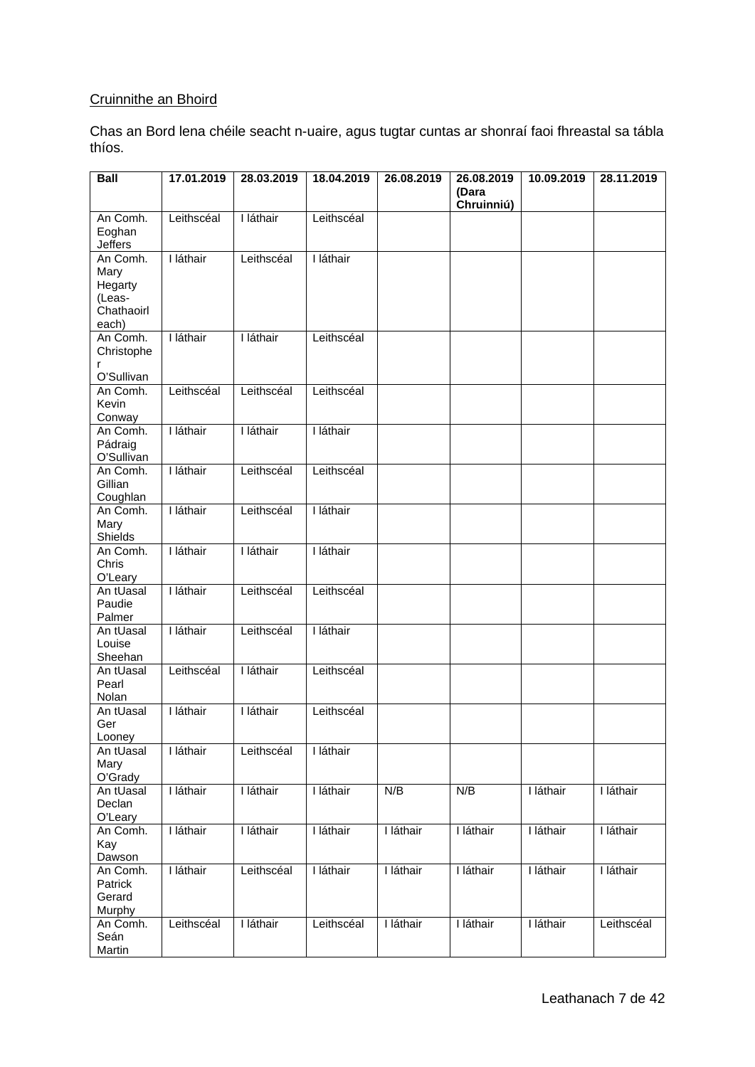Cruinnithe an Bhoird

Chas an Bord lena chéile seacht n-uaire, agus tugtar cuntas ar shonraí faoi fhreastal sa tábla thíos.

| Ball | 17.01.2019 | 28.03.2019 | 18.04.2019 | 26.08.2019 | 26.08.2019 (Dara Chruinniú) | 10.09.2019 | 28.11.2019 |
|---|---|---|---|---|---|---|---|
| An Comh. Eoghan Jeffers | Leithscéal | I láthair | Leithscéal | | | | |
| An Comh. Mary Hegarty (Leas-Chathaoirleach) | I láthair | Leithscéal | I láthair | | | | |
| An Comh. Christopher O'Sullivan | I láthair | I láthair | Leithscéal | | | | |
| An Comh. Kevin Conway | Leithscéal | Leithscéal | Leithscéal | | | | |
| An Comh. Pádraig O'Sullivan | I láthair | I láthair | I láthair | | | | |
| An Comh. Gillian Coughlan | I láthair | Leithscéal | Leithscéal | | | | |
| An Comh. Mary Shields | I láthair | Leithscéal | I láthair | | | | |
| An Comh. Chris O'Leary | I láthair | I láthair | I láthair | | | | |
| An tUasal Paudie Palmer | I láthair | Leithscéal | Leithscéal | | | | |
| An tUasal Louise Sheehan | I láthair | Leithscéal | I láthair | | | | |
| An tUasal Pearl Nolan | Leithscéal | I láthair | Leithscéal | | | | |
| An tUasal Ger Looney | I láthair | I láthair | Leithscéal | | | | |
| An tUasal Mary O'Grady | I láthair | Leithscéal | I láthair | | | | |
| An tUasal Declan O'Leary | I láthair | I láthair | I láthair | N/B | N/B | I láthair | I láthair |
| An Comh. Kay Dawson | I láthair | I láthair | I láthair | I láthair | I láthair | I láthair | I láthair |
| An Comh. Patrick Gerard Murphy | I láthair | Leithscéal | I láthair | I láthair | I láthair | I láthair | I láthair |
| An Comh. Seán Martin | Leithscéal | I láthair | Leithscéal | I láthair | I láthair | I láthair | Leithscéal |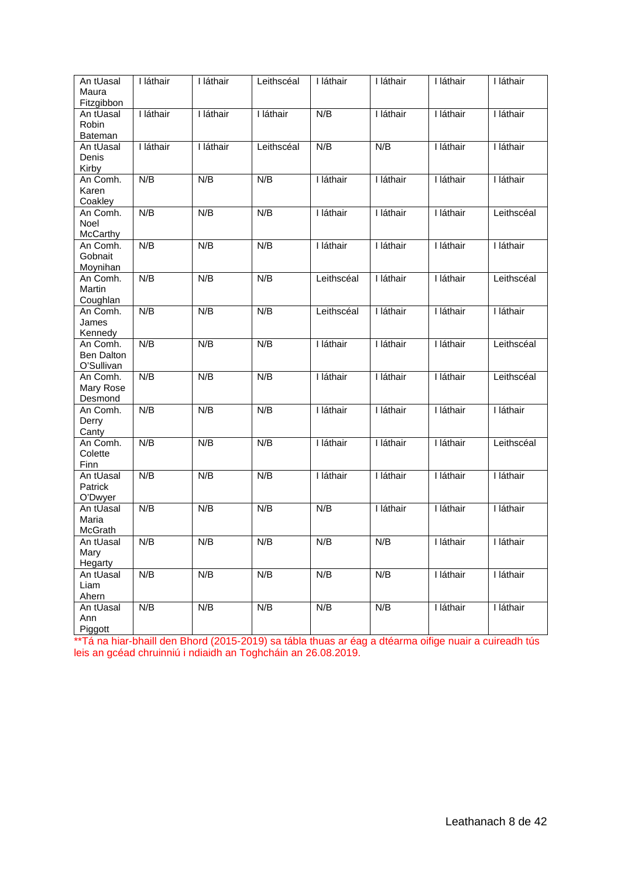| | | | | | | | |
|---|---|---|---|---|---|---|---|
| An tUasal Maura Fitzgibbon | I láthair | I láthair | Leithscéal | I láthair | I láthair | I láthair | I láthair |
| An tUasal Robin Bateman | I láthair | I láthair | I láthair | N/B | I láthair | I láthair | I láthair |
| An tUasal Denis Kirby | I láthair | I láthair | Leithscéal | N/B | N/B | I láthair | I láthair |
| An Comh. Karen Coakley | N/B | N/B | N/B | I láthair | I láthair | I láthair | I láthair |
| An Comh. Noel McCarthy | N/B | N/B | N/B | I láthair | I láthair | I láthair | Leithscéal |
| An Comh. Gobnait Moynihan | N/B | N/B | N/B | I láthair | I láthair | I láthair | I láthair |
| An Comh. Martin Coughlan | N/B | N/B | N/B | Leithscéal | I láthair | I láthair | Leithscéal |
| An Comh. James Kennedy | N/B | N/B | N/B | Leithscéal | I láthair | I láthair | I láthair |
| An Comh. Ben Dalton O'Sullivan | N/B | N/B | N/B | I láthair | I láthair | I láthair | Leithscéal |
| An Comh. Mary Rose Desmond | N/B | N/B | N/B | I láthair | I láthair | I láthair | Leithscéal |
| An Comh. Derry Canty | N/B | N/B | N/B | I láthair | I láthair | I láthair | I láthair |
| An Comh. Colette Finn | N/B | N/B | N/B | I láthair | I láthair | I láthair | Leithscéal |
| An tUasal Patrick O'Dwyer | N/B | N/B | N/B | I láthair | I láthair | I láthair | I láthair |
| An tUasal Maria McGrath | N/B | N/B | N/B | N/B | I láthair | I láthair | I láthair |
| An tUasal Mary Hegarty | N/B | N/B | N/B | N/B | N/B | I láthair | I láthair |
| An tUasal Liam Ahern | N/B | N/B | N/B | N/B | N/B | I láthair | I láthair |
| An tUasal Ann Piggott | N/B | N/B | N/B | N/B | N/B | I láthair | I láthair |

**Tá na hiar-bhaill den Bhord (2015-2019) sa tábla thuas ar éag a dtéarma oifige nuair a cuireadh tús leis an gcéad chruinniú i ndiaidh an Toghcháin an 26.08.2019.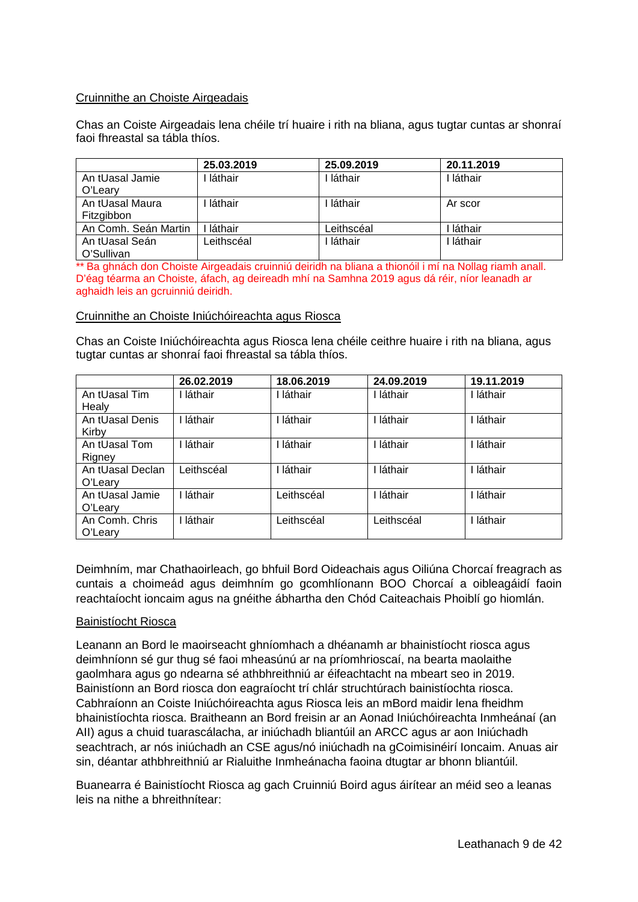Cruinnithe an Choiste Airgeadais

Chas an Coiste Airgeadais lena chéile trí huaire i rith na bliana, agus tugtar cuntas ar shonraí faoi fhreastal sa tábla thíos.

| | 25.03.2019 | 25.09.2019 | 20.11.2019 |
|---|---|---|---|
| An tUasal Jamie O'Leary | I láthair | I láthair | I láthair |
| An tUasal Maura Fitzgibbon | I láthair | I láthair | Ar scor |
| An Comh. Seán Martin | I láthair | Leithscéal | I láthair |
| An tUasal Seán O'Sullivan | Leithscéal | I láthair | I láthair |

** Ba ghnách don Choiste Airgeadais cruinniú deiridh na bliana a thionóil i mí na Nollag riamh anall. D'éag téarma an Choiste, áfach, ag deireadh mhí na Samhna 2019 agus dá réir, níor leanadh ar aghaidh leis an gcruinniú deiridh.

Cruinnithe an Choiste Iniúchóireachta agus Riosca

Chas an Coiste Iniúchóireachta agus Riosca lena chéile ceithre huaire i rith na bliana, agus tugtar cuntas ar shonraí faoi fhreastal sa tábla thíos.

| | 26.02.2019 | 18.06.2019 | 24.09.2019 | 19.11.2019 |
|---|---|---|---|---|
| An tUasal Tim Healy | I láthair | I láthair | I láthair | I láthair |
| An tUasal Denis Kirby | I láthair | I láthair | I láthair | I láthair |
| An tUasal Tom Rigney | I láthair | I láthair | I láthair | I láthair |
| An tUasal Declan O'Leary | Leithscéal | I láthair | I láthair | I láthair |
| An tUasal Jamie O'Leary | I láthair | Leithscéal | I láthair | I láthair |
| An Comh. Chris O'Leary | I láthair | Leithscéal | Leithscéal | I láthair |

Deimhním, mar Chathaoirleach, go bhfuil Bord Oideachais agus Oiliúna Chorcaí freagrach as cuntais a choimeád agus deimhním go gcomhlíonann BOO Chorcaí a oibleagáidí faoin reachtaíocht ioncaim agus na gnéithe ábhartha den Chód Caiteachais Phoiblí go hiomlán.

Bainistíocht Riosca

Leanann an Bord le maoirseacht ghníomhach a dhéanamh ar bhainistíocht riosca agus deimhníonn sé gur thug sé faoi mheasúnú ar na príomhrioscaí, na bearta maolaithe gaolmhara agus go ndearna sé athbhreithniú ar éifeachtacht na mbeart seo in 2019. Bainistíonn an Bord riosca don eagraíocht trí chlár struchtúrach bainistíochta riosca. Cabhraíonn an Coiste Iniúchóireachta agus Riosca leis an mBord maidir lena fheidhm bhainistíochta riosca. Braitheann an Bord freisin ar an Aonad Iniúchóireachta Inmheánaí (an AII) agus a chuid tuarascálacha, ar iniúchadh bliantúil an ARCC agus ar aon Iniúchadh seachtrach, ar nós iniúchadh an CSE agus/nó iniúchadh na gCoimisinéirí Ioncaim. Anuas air sin, déantar athbhreithniú ar Rialuithe Inmheánacha faoina dtugtar ar bhonn bliantúil.

Buanearra é Bainistíocht Riosca ag gach Cruinniú Boird agus áirítear an méid seo a leanas leis na nithe a bhreithnítear: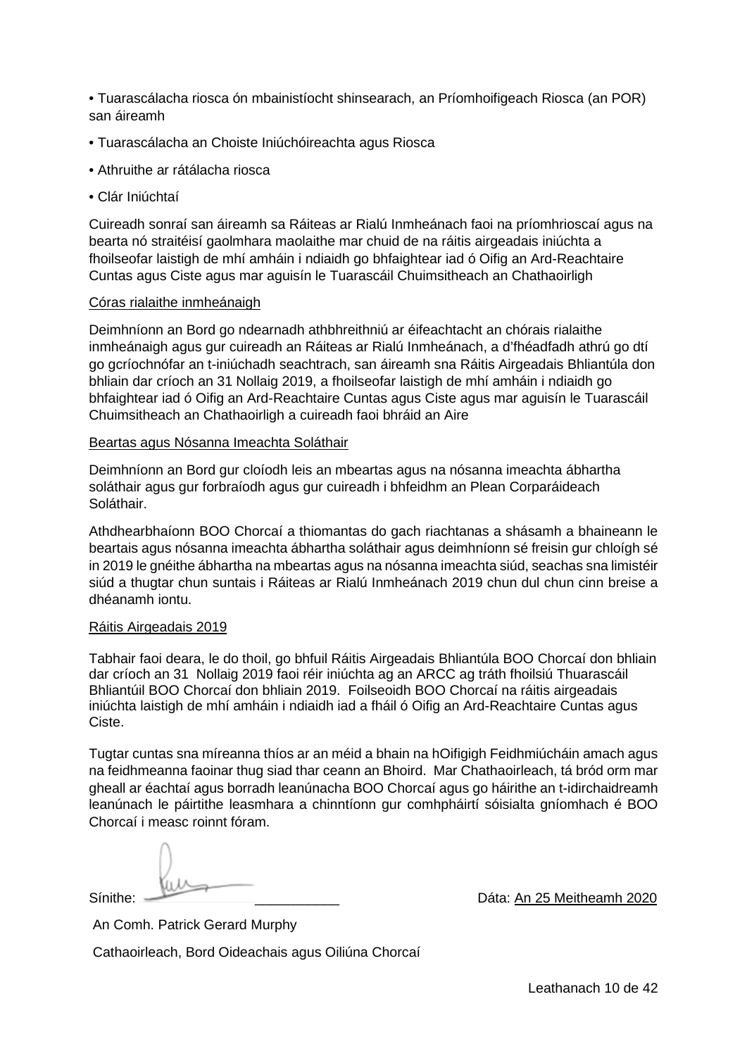• Tuarascálacha riosca ón mbainistíocht shinsearach, an Príomhoifigeach Riosca (an POR) san áireamh

• Tuarascálacha an Choiste Iniúchóireachta agus Riosca

• Athruithe ar rátálacha riosca

• Clár Iniúchtaí

Cuireadh sonraí san áireamh sa Ráiteas ar Rialú Inmheánach faoi na príomhrioscaí agus na bearta nó straitéisí gaolmhara maolaithe mar chuid de na ráitis airgeadais iniúchta a fhoilseofar laistigh de mhí amháin i ndiaidh go bhfaightear iad ó Oifig an Ard-Reachtaire Cuntas agus Ciste agus mar aguisín le Tuarascáil Chuimsitheach an Chathaoirligh

<u>Córas rialaithe inmheánaigh</u>

Deimhníonn an Bord go ndearnadh athbhreithniú ar éifeachtacht an chórais rialaithe inmheánaigh agus gur cuireadh an Ráiteas ar Rialú Inmheánach, a d'fhéadfadh athrú go dtí go gcríochnófar an t-iniúchadh seachtrach, san áireamh sna Ráitis Airgeadais Bhliantúla don bhliain dar críoch an 31 Nollaig 2019, a fhoilseofar laistigh de mhí amháin i ndiaidh go bhfaightear iad ó Oifig an Ard-Reachtaire Cuntas agus Ciste agus mar aguisín le Tuarascáil Chuimsitheach an Chathaoirligh a cuireadh faoi bhráid an Aire

<u>Beartas agus Nósanna Imeachta Soláthair</u>

Deimhníonn an Bord gur cloíodh leis an mbeartas agus na nósanna imeachta ábhartha soláthair agus gur forbraíodh agus gur cuireadh i bhfeidhm an Plean Corparáideach Soláthair.

Athdhearbhaíonn BOO Chorcaí a thiomantas do gach riachtanas a shásamh a bhaineann le beartais agus nósanna imeachta ábhartha soláthair agus deimhníonn sé freisin gur chloígh sé in 2019 le gnéithe ábhartha na mbeartas agus na nósanna imeachta siúd, seachas sna limistéir siúd a thugtar chun suntais i Ráiteas ar Rialú Inmheánach 2019 chun dul chun cinn breise a dhéanamh iontu.

<u>Ráitis Airgeadais 2019</u>

Tabhair faoi deara, le do thoil, go bhfuil Ráitis Airgeadais Bhliantúla BOO Chorcaí don bhliain dar críoch an 31 Nollaig 2019 faoi réir iniúchta ag an ARCC ag tráth fhoilsiú Thuarascáil Bhliantúil BOO Chorcaí don bhliain 2019. Foilseoidh BOO Chorcaí na ráitis airgeadais iniúchta laistigh de mhí amháin i ndiaidh iad a fháil ó Oifig an Ard-Reachtaire Cuntas agus Ciste.

Tugtar cuntas sna míreanna thíos ar an méid a bhain na hOifigigh Feidhmiúcháin amach agus na feidhmeanna faoinar thug siad thar ceann an Bhoird. Mar Chathaoirleach, tá bród orm mar gheall ar éachtaí agus borradh leanúnacha BOO Chorcaí agus go háirithe an t-idirchaidreamh leanúnach le páirtithe leasmhara a chinntíonn gur comhpháirtí sóisialta gníomhach é BOO Chorcaí i measc roinnt fóram.

Sínithe: ______________________ Dáta: <u>An 25 Meitheamh 2020</u>

An Comh. Patrick Gerard Murphy

Cathaoirleach, Bord Oideachais agus Oiliúna Chorcaí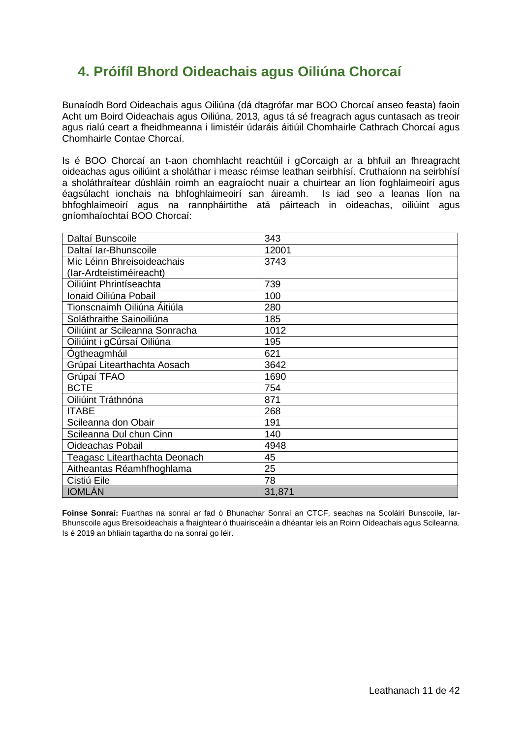## 4. Próifíl Bhord Oideachais agus Oiliúna Chorcaí

Bunaíodh Bord Oideachais agus Oiliúna (dá dtagrófar mar BOO Chorcaí anseo feasta) faoin Acht um Boird Oideachais agus Oiliúna, 2013, agus tá sé freagrach agus cuntasach as treoir agus rialú ceart a fheidhmeanna i limistéir údaráis áitiúil Chomhairle Cathrach Chorcaí agus Chomhairle Contae Chorcaí.

Is é BOO Chorcaí an t-aon chomhlacht reachtúil i gCorcaigh ar a bhfuil an fhreagracht oideachas agus oiliúint a sholáthar i measc réimse leathan seirbhísí. Cruthaíonn na seirbhísí a sholáthraítear dúshláin roimh an eagraíocht nuair a chuirtear an líon foghlaimeoirí agus éagsúlacht ionchais na bhfoghlaimeoirí san áireamh. Is iad seo a leanas líon na bhfoghlaimeoirí agus na rannpháirtithe atá páirteach in oideachas, oiliúint agus gníomhaíochtaí BOO Chorcaí:

| | |
|---|---|
| Daltaí Bunscoile | 343 |
| Daltaí Iar-Bhunscoile | 12001 |
| Mic Léinn Bhreisoideachais (Iar-Ardteistiméireacht) | 3743 |
| Oiliúint Phrintíseachta | 739 |
| Ionaid Oiliúna Pobail | 100 |
| Tionscnaimh Oiliúna Áitiúla | 280 |
| Soláthraithe Sainoiliúna | 185 |
| Oiliúint ar Scileanna Sonracha | 1012 |
| Oiliúint i gCúrsaí Oiliúna | 195 |
| Ógtheagmháil | 621 |
| Grúpaí Litearthachta Aosach | 3642 |
| Grúpaí TFAO | 1690 |
| BCTE | 754 |
| Oiliúint Tráthnóna | 871 |
| ITABE | 268 |
| Scileanna don Obair | 191 |
| Scileanna Dul chun Cinn | 140 |
| Oideachas Pobail | 4948 |
| Teagasc Litearthachta Deonach | 45 |
| Aitheantas Réamhfhoghlama | 25 |
| Cistiú Eile | 78 |
| IOMLÁN | 31,871 |

**Foinse Sonraí:** Fuarthas na sonraí ar fad ó Bhunachar Sonraí an CTCF, seachas na Scoláirí Bunscoile, Iar-Bhunscoile agus Breisoideachais a fhaightear ó thuairisceáin a dhéantar leis an Roinn Oideachais agus Scileanna. Is é 2019 an bhliain tagartha do na sonraí go léir.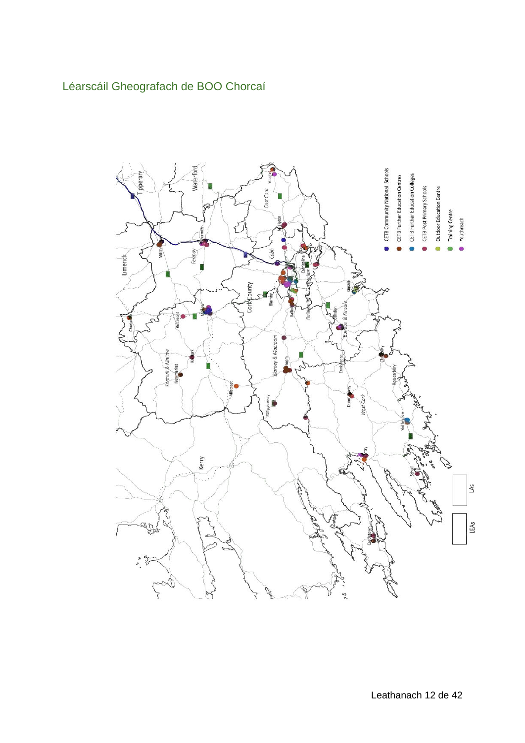## Léarscáil Gheografach de BOO Chorcaí

- CETB Community National Schools
- CETB Further Education Centres
- CETB Further Education Colleges
- CETB Post Primary Schools
- Outdoor Education Centre
- Training Centre
- Youthreach

LAs

LEAs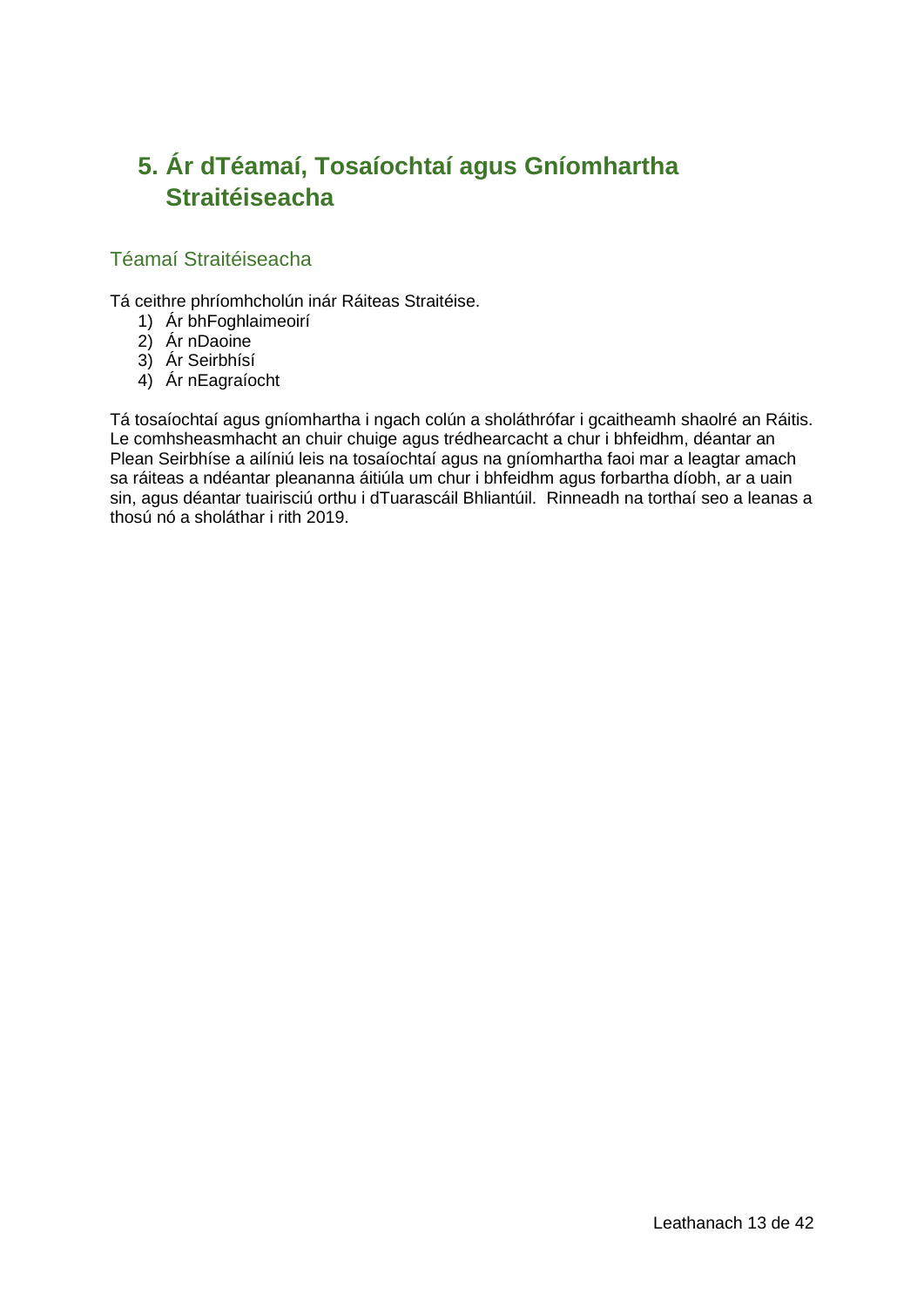# 5. Ár dTéamaí, Tosaíochtaí agus Gníomhartha Straitéiseacha

## Téamaí Straitéiseacha

Tá ceithre phríomhcholún inár Ráiteas Straitéise.

1) Ár bhFoghlaimeoirí
2) Ár nDaoine
3) Ár Seirbhísí
4) Ár nEagraíocht

Tá tosaíochtaí agus gníomhartha i ngach colún a sholáthrófar i gcaitheamh shaolré an Ráitis. Le comhsheasmhacht an chuir chuige agus trédhearcacht a chur i bhfeidhm, déantar an Plean Seirbhíse a ailíniú leis na tosaíochtaí agus na gníomhartha faoi mar a leagtar amach sa ráiteas a ndéantar pleananna áitiúla um chur i bhfeidhm agus forbartha díobh, ar a uain sin, agus déantar tuairisciú orthu i dTuarascáil Bhliantúil. Rinneadh na torthaí seo a leanas a thosú nó a sholáthar i rith 2019.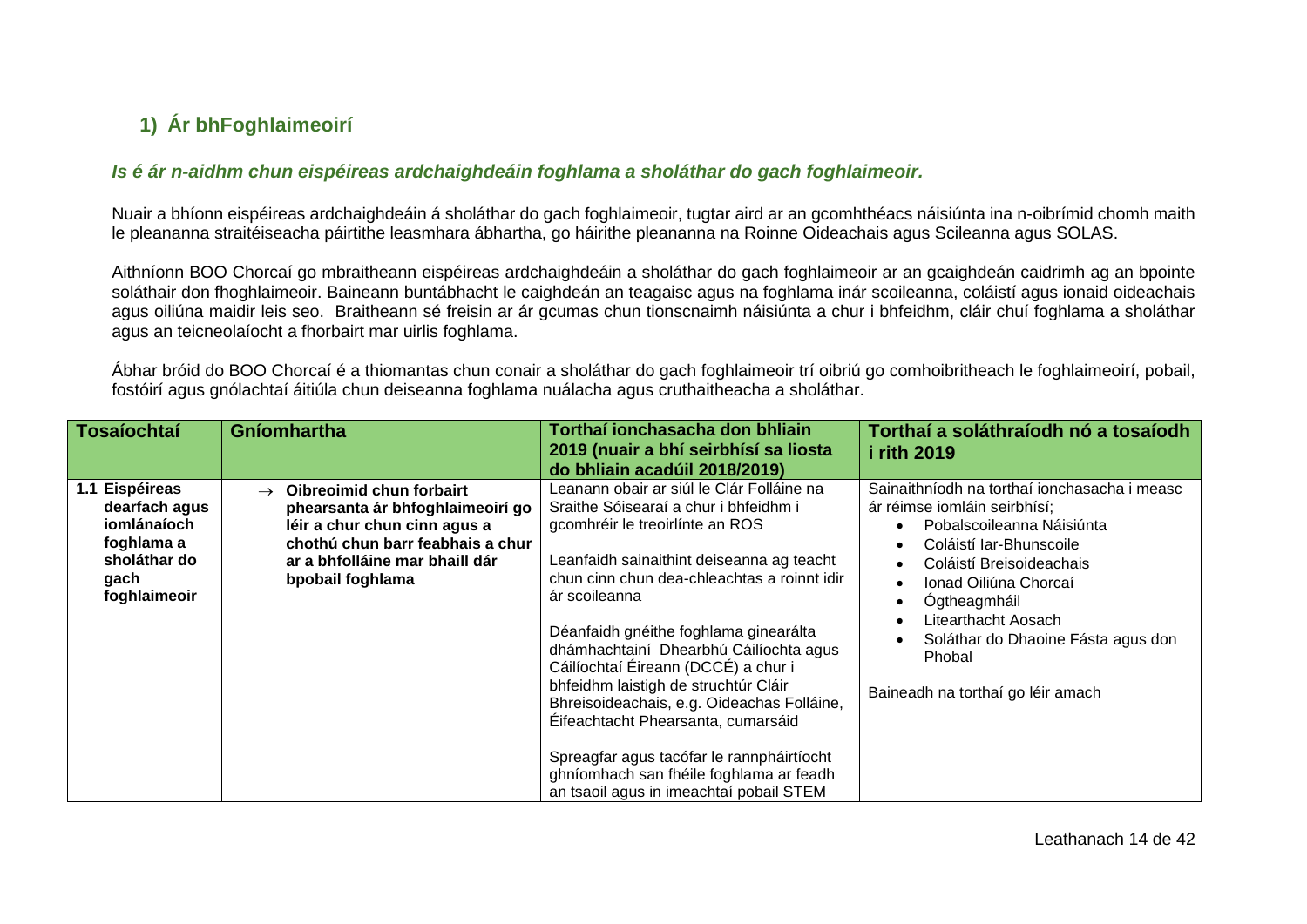## 1) Ár bhFoghlaimeoirí

***Is é ár n-aidhm chun eispéireas ardchaighdeáin foghlama a sholáthar do gach foghlaimeoir.***

Nuair a bhíonn eispéireas ardchaighdeáin á sholáthar do gach foghlaimeoir, tugtar aird ar an gcomhthéacs náisiúnta ina n-oibrímid chomh maith le pleananna straitéiseacha páirtithe leasmhara ábhartha, go háirithe pleananna na Roinne Oideachais agus Scileanna agus SOLAS.

Aithníonn BOO Chorcaí go mbraitheann eispéireas ardchaighdeáin a sholáthar do gach foghlaimeoir ar an gcaighdeán caidrimh ag an bpointe soláthair don fhoghlaimeoir. Baineann buntábhacht le caighdeán an teagaisc agus na foghlama inár scoileanna, coláistí agus ionaid oideachais agus oiliúna maidir leis seo. Braitheann sé freisin ar ár gcumas chun tionscnaimh náisiúnta a chur i bhfeidhm, cláir chuí foghlama a sholáthar agus an teicneolaíocht a fhorbairt mar uirlis foghlama.

Ábhar bróid do BOO Chorcaí é a thiomantas chun conair a sholáthar do gach foghlaimeoir trí oibriú go comhoibritheach le foghlaimeoirí, pobail, fostóirí agus gnólachtaí áitiúla chun deiseanna foghlama nuálacha agus cruthaitheacha a sholáthar.

| Tosaíochtaí | Gníomhartha | Torthaí ionchasacha don bhliain 2019 (nuair a bhí seirbhísí sa liosta do bhliain acadúil 2018/2019) | Torthaí a soláthraíodh nó a tosaíodh i rith 2019 |
|---|---|---|---|
| **1.1 Eispéireas dearfach agus iomlánaíoch foghlama a sholáthar do gach foghlaimeoir** | → **Oibreoimid chun forbairt phearsanta ár bhfoghlaimeoirí go léir a chur chun cinn agus a chothú chun barr feabhais a chur ar a bhfolláine mar bhaill dár bpobail foghlama** | Leanann obair ar siúl le Clár Folláine na Sraithe Sóisearaí a chur i bhfeidhm i gcomhréir le treoirlínte an ROS<br><br>Leanfaidh sainaithint deiseanna ag teacht chun cinn chun dea-chleachtas a roinnt idir ár scoileanna<br><br>Déanfaidh gnéithe foghlama ginearálta dhámhachtainí Dhearbhú Cáilíochta agus Cáilíochtaí Éireann (DCCÉ) a chur i bhfeidhm laistigh de struchtúr Cláir Bhreisoideachais, e.g. Oideachas Folláine, Éifeachtacht Phearsanta, cumarsáid<br><br>Spreagfar agus tacófar le rannpháirtíocht ghníomhach san fhéile foghlama ar feadh an tsaoil agus in imeachtaí pobail STEM | Sainaithníodh na torthaí ionchasacha i measc ár réimse iomláin seirbhísí;<br>• Pobalscoileanna Náisiúnta<br>• Coláistí Iar-Bhunscoile<br>• Coláistí Breisoideachais<br>• Ionad Oiliúna Chorcaí<br>• Ógtheagmháil<br>• Litearthacht Aosach<br>• Soláthar do Dhaoine Fásta agus don Phobal<br><br>Baineadh na torthaí go léir amach |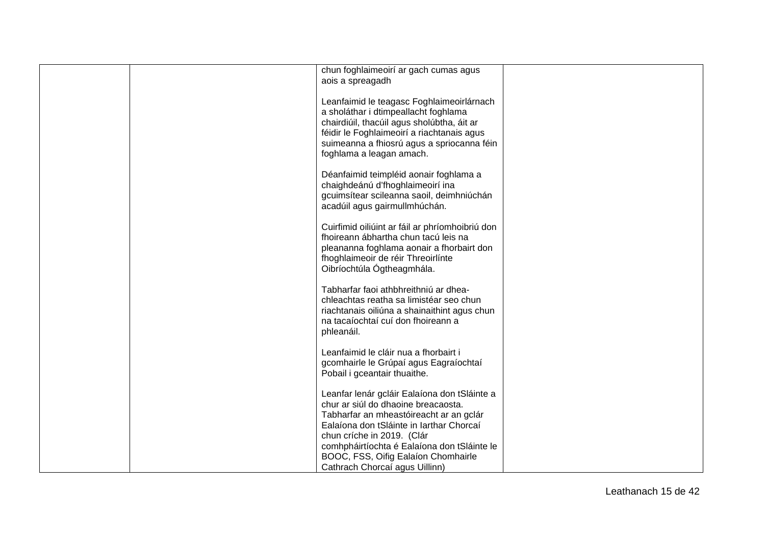|  |  |  |  |
|---|---|---|---|
|  |  | chun foghlaimeoirí ar gach cumas agus aois a spreagadh<br><br>Leanfaimid le teagasc Foghlaimeoirlárnach a sholáthar i dtimpeallacht foghlama chairdiúil, thacúil agus sholúbtha, áit ar féidir le Foghlaimeoirí a riachtanais agus suimeanna a fhiosrú agus a spriocanna féin foghlama a leagan amach.<br><br>Déanfaimid teimpléid aonair foghlama a chaighdeánú d'fhoghlaimeoirí ina gcuimsítear scileanna saoil, deimhniúchán acadúil agus gairmullmhúchán.<br><br>Cuirfimid oiliúint ar fáil ar phríomhoibriú don fhoireann ábhartha chun tacú leis na pleananna foghlama aonair a fhorbairt don fhoghlaimeoir de réir Threoirlínte Oibríochtúla Ógtheagmhála.<br><br>Tabharfar faoi athbhreithniú ar dhea-chleachtas reatha sa limistéar seo chun riachtanais oiliúna a shainaithint agus chun na tacaíochtaí cuí don fhoireann a phleanáil.<br><br>Leanfaimid le cláir nua a fhorbairt i gcomhairle le Grúpaí agus Eagraíochtaí Pobail i gceantair thuaithe.<br><br>Leanfar lenár gcláir Ealaíona don tSláinte a chur ar siúl do dhaoine breacaosta. Tabharfar an mheastóireacht ar an gclár Ealaíona don tSláinte in Iarthar Chorcaí chun críche in 2019. (Clár comhpháirtíochta é Ealaíona don tSláinte le BOOC, FSS, Oifig Ealaíon Chomhairle Cathrach Chorcaí agus Uillinn) |  |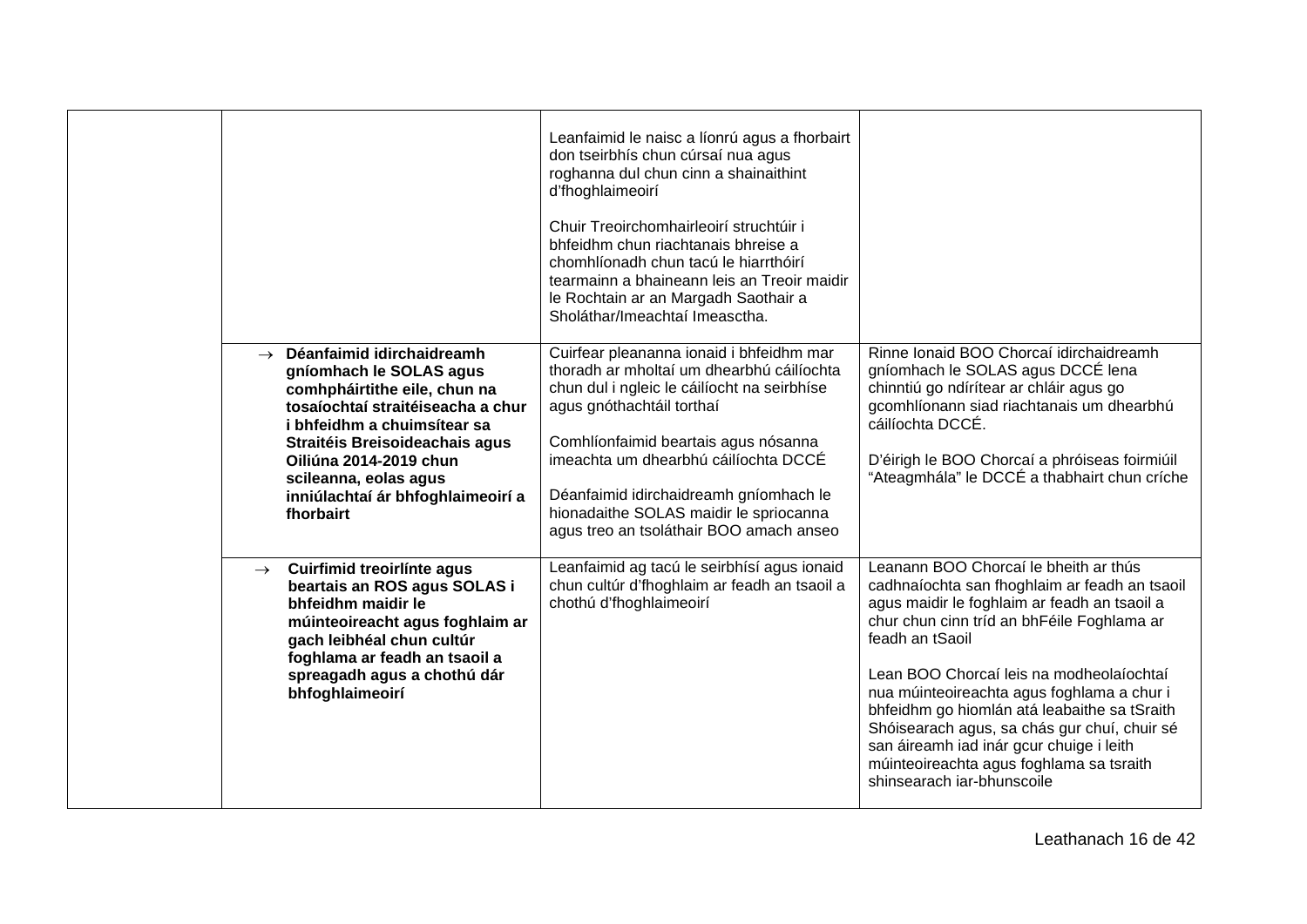| | | | |
|---|---|---|---|
| | | Leanfaimid le naisc a líonrú agus a fhorbairt don tseirbhís chun cúrsaí nua agus roghanna dul chun cinn a shainaithint d'fhoghlaimeoirí<br><br>Chuir Treoirchomhairleoirí struchtúir i bhfeidhm chun riachtanais bhreise a chomhlíonadh chun tacú le hiarrthóirí tearmainn a bhaineann leis an Treoir maidir le Rochtain ar an Margadh Saothair a Sholáthar/Imeachtaí Imeasctha. | |
| | → **Déanfaimid idirchaidreamh gníomhach le SOLAS agus comhpháirtithe eile, chun na tosaíochtaí straitéiseacha a chur i bhfeidhm a chuimsítear sa Straitéis Breisoideachais agus Oiliúna 2014-2019 chun scileanna, eolas agus inniúlachtaí ár bhfoghlaimeoirí a fhorbairt** | Cuirfear pleananna ionaid i bhfeidhm mar thoradh ar mholtaí um dhearbhú cáilíochta chun dul i ngleic le cáilíocht na seirbhíse agus gnóthachtáil torthaí<br><br>Comhlíonfaimid beartais agus nósanna imeachta um dhearbhú cáilíochta DCCÉ<br><br>Déanfaimid idirchaidreamh gníomhach le hionadaithe SOLAS maidir le spriocanna agus treo an tsoláthair BOO amach anseo | Rinne Ionaid BOO Chorcaí idirchaidreamh gníomhach le SOLAS agus DCCÉ lena chinntiú go ndírítear ar chláir agus go gcomhlíonann siad riachtanais um dhearbhú cáilíochta DCCÉ.<br><br>D'éirigh le BOO Chorcaí a phróiseas foirmiúil "Ateagmhála" le DCCÉ a thabhairt chun críche |
| | → **Cuirfimid treoirlínte agus beartais an ROS agus SOLAS i bhfeidhm maidir le múinteoireacht agus foghlaim ar gach leibhéal chun cultúr foghlama ar feadh an tsaoil a spreagadh agus a chothú dár bhfoghlaimeoirí** | Leanfaimid ag tacú le seirbhísí agus ionaid chun cultúr d'fhoghlaim ar feadh an tsaoil a chothú d'fhoghlaimeoirí | Leanann BOO Chorcaí le bheith ar thús cadhnaíochta san fhoghlaim ar feadh an tsaoil agus maidir le foghlaim ar feadh an tsaoil a chur chun cinn tríd an bhFéile Foghlama ar feadh an tSaoil<br><br>Lean BOO Chorcaí leis na modheolaíochtaí nua múinteoireachta agus foghlama a chur i bhfeidhm go hiomlán atá leabaithe sa tSraith Shóisearach agus, sa chás gur chuí, chuir sé san áireamh iad inár gcur chuige i leith múinteoireachta agus foghlama sa tsraith shinsearach iar-bhunscoile |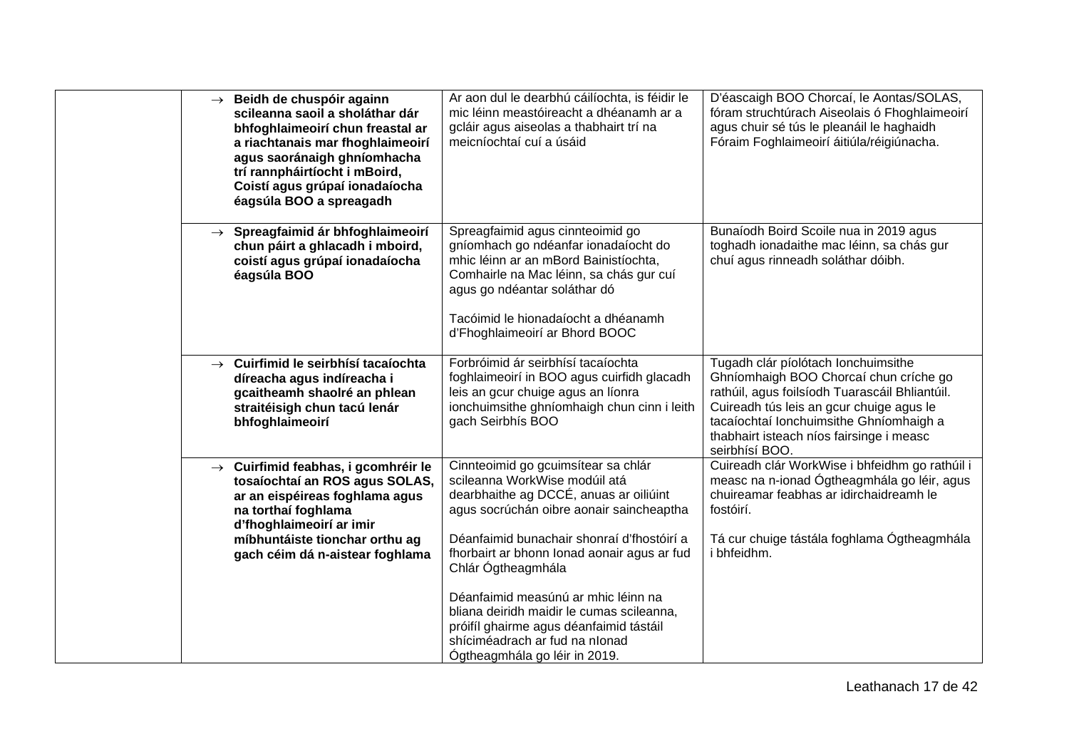| | | | |
|---|---|---|---|
| | → **Beidh de chuspóir againn scileanna saoil a sholáthar dár bhfoghlaimeoirí chun freastal ar a riachtanais mar fhoghlaimeoirí agus saoránaigh ghníomhacha trí rannpháirtíocht i mBoird, Coistí agus grúpaí ionadaíocha éagsúla BOO a spreagadh** | Ar aon dul le dearbhú cáilíochta, is féidir le mic léinn meastóireacht a dhéanamh ar a gcláir agus aiseolas a thabhairt trí na meicníochtaí cuí a úsáid | D'éascaigh BOO Chorcaí, le Aontas/SOLAS, fóram struchtúrach Aiseolais ó Fhoghlaimeoirí agus chuir sé tús le pleanáil le haghaidh Fóraim Foghlaimeoirí áitiúla/réigiúnacha. |
| | → **Spreagfaimid ár bhfoghlaimeoirí chun páirt a ghlacadh i mboird, coistí agus grúpaí ionadaíocha éagsúla BOO** | Spreagfaimid agus cinnteoimid go gníomhach go ndéanfar ionadaíocht do mhic léinn ar an mBord Bainistíochta, Comhairle na Mac léinn, sa chás gur cuí agus go ndéantar soláthar dó<br><br>Tacóimid le hionadaíocht a dhéanamh d'Fhoghlaimeoirí ar Bhord BOOC | Bunaíodh Boird Scoile nua in 2019 agus toghadh ionadaithe mac léinn, sa chás gur chuí agus rinneadh soláthar dóibh. |
| | → **Cuirfimid le seirbhísí tacaíochta díreacha agus indíreacha i gcaitheamh shaolré an phlean straitéisigh chun tacú lenár bhfoghlaimeoirí** | Forbróimid ár seirbhísí tacaíochta foghlaimeoirí in BOO agus cuirfidh glacadh leis an gcur chuige agus an líonra ionchuimsithe ghníomhaigh chun cinn i leith gach Seirbhís BOO | Tugadh clár píolótach Ionchuimsithe Ghníomhaigh BOO Chorcaí chun críche go rathúil, agus foilsíodh Tuarascáil Bhliantúil. Cuireadh tús leis an gcur chuige agus le tacaíochtaí Ionchuimsithe Ghníomhaigh a thabhairt isteach níos fairsinge i measc seirbhísí BOO. |
| | → **Cuirfimid feabhas, i gcomhréir le tosaíochtaí an ROS agus SOLAS, ar an eispéireas foghlama agus na torthaí foghlama d'fhoghlaimeoirí ar imir míbhuntáiste tionchar orthu ag gach céim dá n-aistear foghlama** | Cinnteoimid go gcuimsítear sa chlár scileanna WorkWise modúil atá dearbhaithe ag DCCÉ, anuas ar oiliúint agus socrúchán oibre aonair saincheaptha<br><br>Déanfaimid bunachair shonraí d'fhostóirí a fhorbairt ar bhonn Ionad aonair agus ar fud Chlár Ógtheagmhála<br><br>Déanfaimid measúnú ar mhic léinn na bliana deiridh maidir le cumas scileanna, próifíl ghairme agus déanfaimid tástáil shíciméadrach ar fud na nIonad Ógtheagmhála go léir in 2019. | Cuireadh clár WorkWise i bhfeidhm go rathúil i measc na n-ionad Ógtheagmhála go léir, agus chuireamar feabhas ar idirchaidreamh le fostóirí.<br><br>Tá cur chuige tástála foghlama Ógtheagmhála i bhfeidhm. |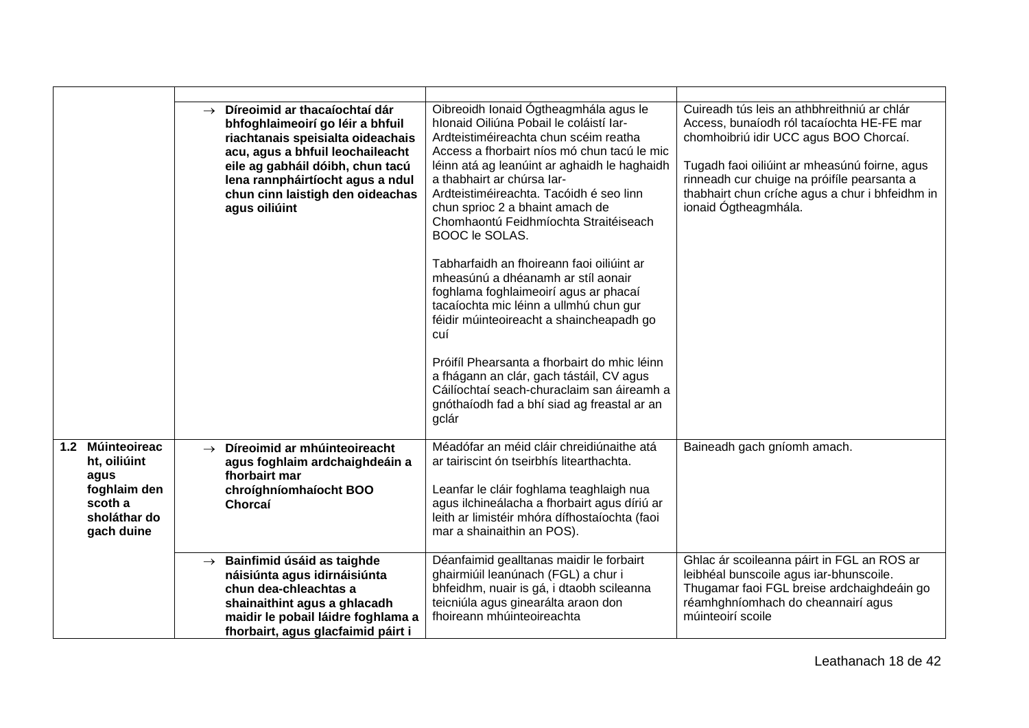| | | | |
|---|---|---|---|
| | → **Díreoimid ar thacaíochtaí dár bhfoghlaimeoirí go léir a bhfuil riachtanais speisialta oideachais acu, agus a bhfuil leochaileacht eile ag gabháil dóibh, chun tacú lena rannpháirtíocht agus a ndul chun cinn laistigh den oideachas agus oiliúint** | Oibreoidh Ionaid Ógtheagmhála agus le hIonaid Oiliúna Pobail le coláistí Iar-Ardteistiméireachta chun scéim reatha Access a fhorbairt níos mó chun tacú le mic léinn atá ag leanúint ar aghaidh le haghaidh a thabhairt ar chúrsa Iar-Ardteistiméireachta. Tacóidh é seo linn chun sprioc 2 a bhaint amach de Chomhaontú Feidhmíochta Straitéiseach BOOC le SOLAS.<br><br>Tabharfaidh an fhoireann faoi oiliúint ar mheasúnú a dhéanamh ar stíl aonair foghlama foghlaimeoirí agus ar phacaí tacaíochta mic léinn a ullmhú chun gur féidir múinteoireacht a shaincheapadh go cuí<br><br>Próifíl Phearsanta a fhorbairt do mhic léinn a fhágann an clár, gach tástáil, CV agus Cáilíochtaí seach-churaclaim san áireamh a gnóthaíodh fad a bhí siad ag freastal ar an gclár | Cuireadh tús leis an athbhreithniú ar chlár Access, bunaíodh ról tacaíochta HE-FE mar chomhoibriú idir UCC agus BOO Chorcaí.<br><br>Tugadh faoi oiliúint ar mheasúnú foirne, agus rinneadh cur chuige na próifíle pearsanta a thabhairt chun críche agus a chur i bhfeidhm in ionaid Ógtheagmhála. |
| **1.2 Múinteoireacht, oiliúint agus foghlaim den scoth a sholáthar do gach duine** | → **Díreoimid ar mhúinteoireacht agus foghlaim ardchaighdeáin a fhorbairt mar chroíghníomhaíocht BOO Chorcaí** | Méadófar an méid cláir chreidiúnaithe atá ar tairiscint ón tseirbhís litearthachta.<br><br>Leanfar le cláir foghlama teaghlaigh nua agus ilchineálacha a fhorbairt agus díriú ar leith ar limistéir mhóra dífhostaíochta (faoi mar a shainaithin an POS). | Baineadh gach gníomh amach. |
| | → **Bainfimid úsáid as taighde náisiúnta agus idirnáisiúnta chun dea-chleachtas a shainaithint agus a ghlacadh maidir le pobail láidre foghlama a fhorbairt, agus glacfaimid páirt i** | Déanfaimid gealltanas maidir le forbairt ghairmiúil leanúnach (FGL) a chur i bhfeidhm, nuair is gá, i dtaobh scileanna teicniúla agus ginearálta araon don fhoireann mhúinteoireachta | Ghlac ár scoileanna páirt in FGL an ROS ar leibhéal bunscoile agus iar-bhunscoile. Thugamar faoi FGL breise ardchaighdeáin go réamhghníomhach do cheannairí agus múinteoirí scoile |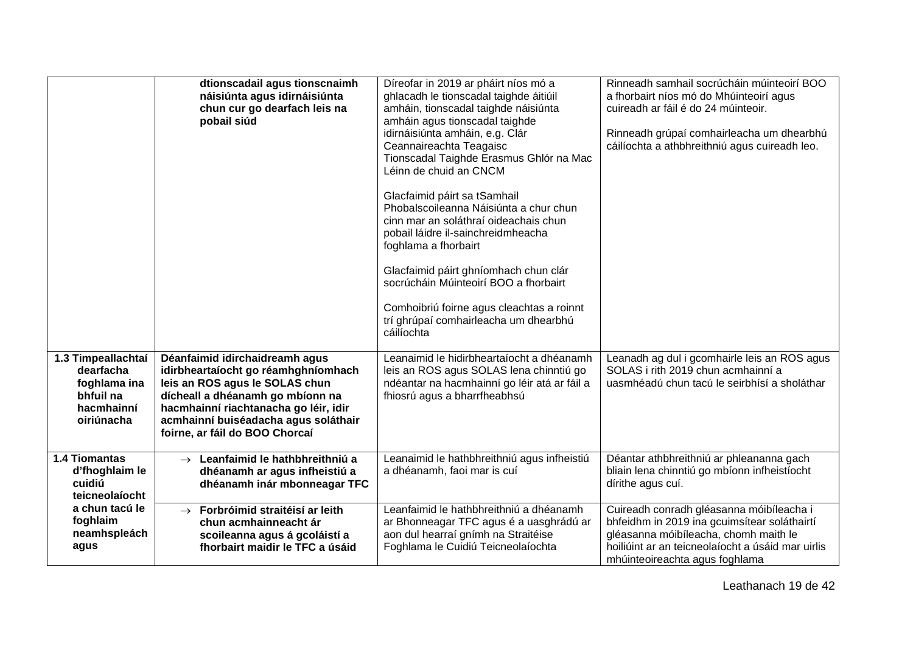| | | | |
|---|---|---|---|
| | **dtionscadail agus tionscnaimh náisiúnta agus idirnáisiúnta chun cur go dearfach leis na pobail siúd** | Díreofar in 2019 ar pháirt níos mó a ghlacadh le tionscadal taighde áitiúil amháin, tionscadal taighde náisiúnta amháin agus tionscadal taighde idirnáisiúnta amháin, e.g. Clár Ceannaireachta Teagaisc Tionscadal Taighde Erasmus Ghlór na Mac Léinn de chuid an CNCM<br><br>Glacfaimid páirt sa tSamhail Phobalscoileanna Náisiúnta a chur chun cinn mar an soláthraí oideachais chun pobail láidre il-sainchreidmheacha foghlama a fhorbairt<br><br>Glacfaimid páirt ghníomhach chun clár socrúcháin Múinteoirí BOO a fhorbairt<br><br>Comhoibriú foirne agus cleachtas a roinnt trí ghrúpaí comhairleacha um dhearbhú cáilíochta | Rinneadh samhail socrúcháin múinteoirí BOO a fhorbairt níos mó do Mhúinteoirí agus cuireadh ar fáil é do 24 múinteoir.<br><br>Rinneadh grúpaí comhairleacha um dhearbhú cáilíochta a athbhreithniú agus cuireadh leo. |
| **1.3 Timpeallachtaí dearfacha foghlama ina bhfuil na hacmhainní oiriúnacha** | **Déanfaimid idirchaidreamh agus idirbheartaíocht go réamhghníomhach leis an ROS agus le SOLAS chun dícheall a dhéanamh go mbíonn na hacmhainní riachtanacha go léir, idir acmhainní buiséadacha agus soláthair foirne, ar fáil do BOO Chorcaí** | Leanaimid le hidirbheartaíocht a dhéanamh leis an ROS agus SOLAS lena chinntiú go ndéantar na hacmhainní go léir atá ar fáil a fhiosrú agus a bharrfheabhsú | Leanadh ag dul i gcomhairle leis an ROS agus SOLAS i rith 2019 chun acmhainní a uasmhéadú chun tacú le seirbhísí a sholáthar |
| **1.4 Tiomantas d'fhoghlaim le cuidiú teicneolaíocht a chun tacú le foghlaim neamhspleách agus** | → **Leanfaimid le hathbhreithniú a dhéanamh ar agus infheistiú a dhéanamh inár mbonneagar TFC** | Leanaimid le hathbhreithniú agus infheistiú a dhéanamh, faoi mar is cuí | Déantar athbhreithniú ar phleananna gach bliain lena chinntiú go mbíonn infheistíocht dírithe agus cuí. |
| | → **Forbróimid straitéisí ar leith chun acmhainneacht ár scoileanna agus á gcoláistí a fhorbairt maidir le TFC a úsáid** | Leanfaimid le hathbhreithniú a dhéanamh ar Bhonneagar TFC agus é a uasghrádú ar aon dul hearraí gnímh na Straitéise Foghlama le Cuidiú Teicneolaíochta | Cuireadh conradh gléasanna móibíleacha i bhfeidhm in 2019 ina gcuimsítear soláthairtí gléasanna móibíleacha, chomh maith le hoiliúint ar an teicneolaíocht a úsáid mar uirlis mhúinteoireachta agus foghlama |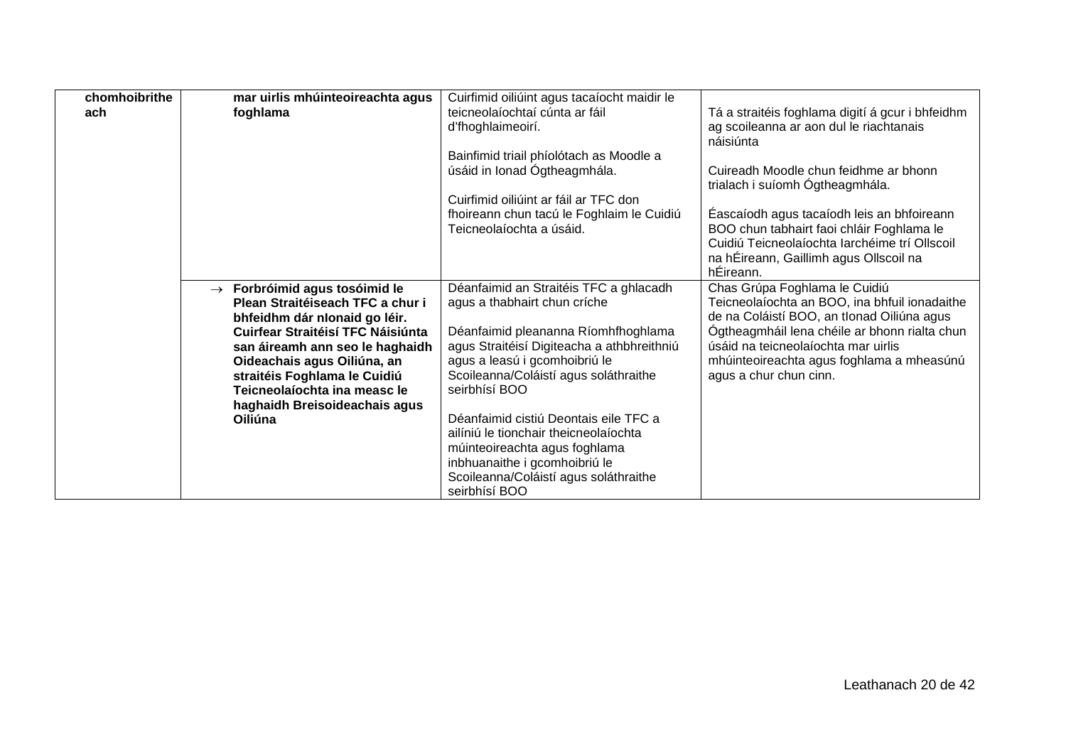| | | | |
|---|---|---|---|
| **chomhoibrithe ach** | **mar uirlis mhúinteoireachta agus foghlama** | Cuirfimid oiliúint agus tacaíocht maidir le teicneolaíochtaí cúnta ar fáil d'fhoghlaimeoirí.<br><br>Bainfimid triail phíolótach as Moodle a úsáid in Ionad Ógtheagmhála.<br><br>Cuirfimid oiliúint ar fáil ar TFC don fhoireann chun tacú le Foghlaim le Cuidiú Teicneolaíochta a úsáid. | Tá a straitéis foghlama digití á gcur i bhfeidhm ag scoileanna ar aon dul le riachtanais náisiúnta<br><br>Cuireadh Moodle chun feidhme ar bhonn trialach i suíomh Ógtheagmhála.<br><br>Éascaíodh agus tacaíodh leis an bhfoireann BOO chun tabhairt faoi chláir Foghlama le Cuidiú Teicneolaíochta Iarchéime trí Ollscoil na hÉireann, Gaillimh agus Ollscoil na hÉireann. |
| | → **Forbróimid agus tosóimid le Plean Straitéiseach TFC a chur i bhfeidhm dár nIonaid go léir. Cuirfear Straitéisí TFC Náisiúnta san áireamh ann seo le haghaidh Oideachais agus Oiliúna, an straitéis Foghlama le Cuidiú Teicneolaíochta ina measc le haghaidh Breisoideachais agus Oiliúna** | Déanfaimid an Straitéis TFC a ghlacadh agus a thabhairt chun críche<br><br>Déanfaimid pleananna Ríomhfhoghlama agus Straitéisí Digiteacha a athbhreithniú agus a leasú i gcomhoibriú le Scoileanna/Coláistí agus soláthraithe seirbhísí BOO<br><br>Déanfaimid cistiú Deontais eile TFC a ailíniú le tionchair theicneolaíochta múinteoireachta agus foghlama inbhuanaithe i gcomhoibriú le Scoileanna/Coláistí agus soláthraithe seirbhísí BOO | Chas Grúpa Foghlama le Cuidiú Teicneolaíochta an BOO, ina bhfuil ionadaithe de na Coláistí BOO, an tIonad Oiliúna agus Ógtheagmháil lena chéile ar bhonn rialta chun úsáid na teicneolaíochta mar uirlis mhúinteoireachta agus foghlama a mheasúnú agus a chur chun cinn. |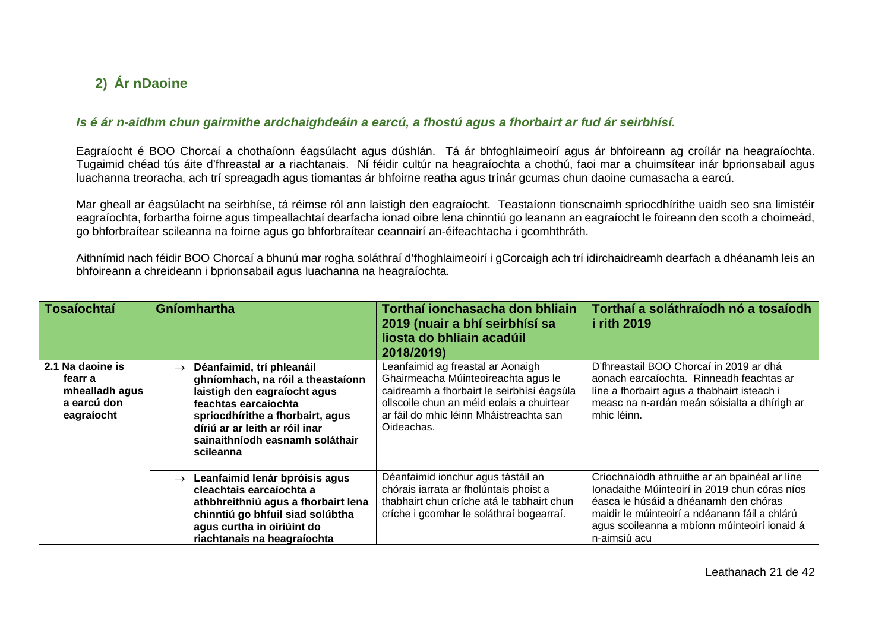## 2) Ár nDaoine

***Is é ár n-aidhm chun gairmithe ardchaighdeáin a earcú, a fhostú agus a fhorbairt ar fud ár seirbhísí.***

Eagraíocht é BOO Chorcaí a chothaíonn éagsúlacht agus dúshlán. Tá ár bhfoghlaimeoirí agus ár bhfoireann ag croílár na heagraíochta. Tugaimid chéad tús áite d'fhreastal ar a riachtanais. Ní féidir cultúr na heagraíochta a chothú, faoi mar a chuimsítear inár bprionsabail agus luachanna treoracha, ach trí spreagadh agus tiomantas ár bhfoirne reatha agus trínár gcumas chun daoine cumasacha a earcú.

Mar gheall ar éagsúlacht na seirbhíse, tá réimse ról ann laistigh den eagraíocht. Teastaíonn tionscnaimh spriocdhírithe uaidh seo sna limistéir eagraíochta, forbartha foirne agus timpeallachtaí dearfacha ionad oibre lena chinntiú go leanann an eagraíocht le foireann den scoth a choimeád, go bhforbraítear scileanna na foirne agus go bhforbraítear ceannairí an-éifeachtacha i gcomhthráth.

Aithnímid nach féidir BOO Chorcaí a bhunú mar rogha soláthraí d'fhoghlaimeoirí i gCorcaigh ach trí idirchaidreamh dearfach a dhéanamh leis an bhfoireann a chreideann i bprionsabail agus luachanna na heagraíochta.

| Tosaíochtaí | Gníomhartha | Torthaí ionchasacha don bhliain 2019 (nuair a bhí seirbhísí sa liosta do bhliain acadúil 2018/2019) | Torthaí a soláthraíodh nó a tosaíodh i rith 2019 |
|---|---|---|---|
| **2.1 Na daoine is fearr a mhealladh agus a earcú don eagraíocht** | → **Déanfaimid, trí phleanáil ghníomhach, na róil a theastaíonn laistigh den eagraíocht agus feachtais earcaíochta spriocdhírithe a fhorbairt, agus díriú ar ar leith ar róil inar sainaithníodh easnamh soláthair scileanna** | Leanfaimid ag freastal ar Aonaigh Ghairmeacha Múinteoireachta agus le caidreamh a fhorbairt le seirbhísí éagsúla ollscoile chun an méid eolais a chuirtear ar fáil do mhic léinn Mháistreachta san Oideachas. | D'fhreastail BOO Chorcaí in 2019 ar dhá aonach earcaíochta. Rinneadh feachtas ar líne a fhorbairt agus a thabhairt isteach i measc na n-ardán meán sóisialta a dhírigh ar mhic léinn. |
| | → **Leanfaimid lenár bpróisis agus cleachtais earcaíochta a athbhreithniú agus a fhorbairt lena chinntiú go bhfuil siad solúbtha agus curtha in oiriúint do riachtanais na heagraíochta** | Déanfaimid ionchur agus tástáil an chórais iarrata ar fholúntais phoist a thabhairt chun críche atá le tabhairt chun críche i gcomhar le soláthraí bogearraí. | Críochnaíodh athruithe ar an bpainéal ar líne Ionadaithe Múinteoirí in 2019 chun córas níos éasca le húsáid a dhéanamh den chóras maidir le múinteoirí a ndéanann fáil a chlárú agus scoileanna a mbíonn múinteoirí ionaid á n-aimsiú acu |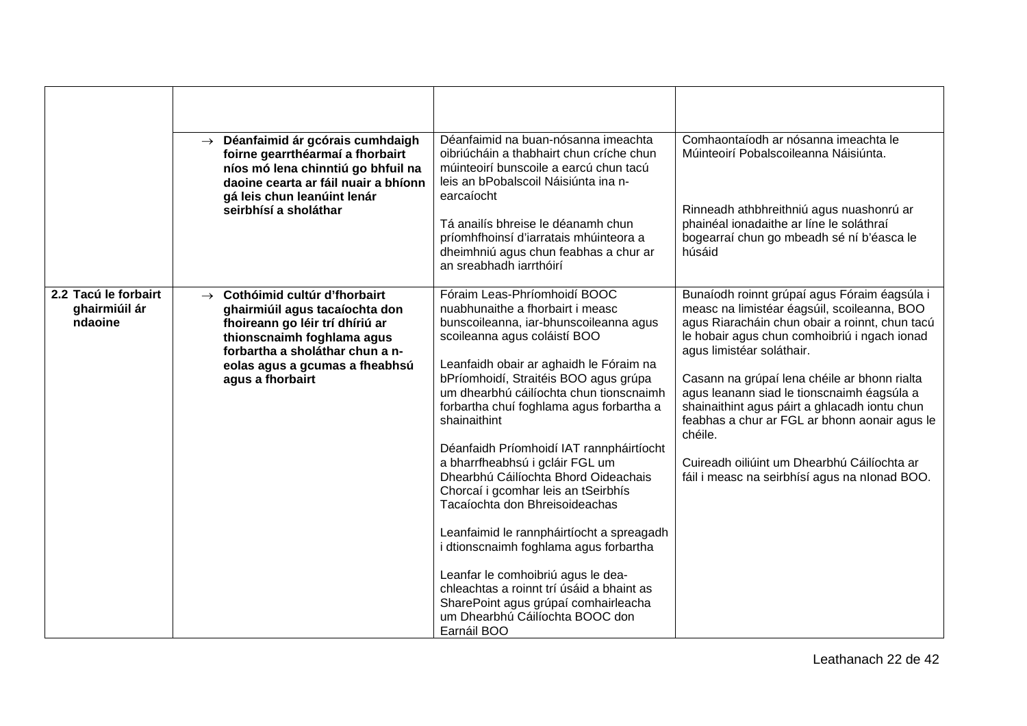| | | | |
|---|---|---|---|
| | → **Déanfaimid ár gcórais cumhdaigh foirne gearrthéarmaí a fhorbairt níos mó lena chinntiú go bhfuil na daoine cearta ar fáil nuair a bhíonn gá leis chun leanúint lenár seirbhísí a sholáthar** | Déanfaimid na buan-nósanna imeachta oibriúcháin a thabhairt chun críche chun múinteoirí bunscoile a earcú chun tacú leis an bPobalscoil Náisiúnta ina n-earcaíocht<br><br>Tá anailís bhreise le déanamh chun príomhfhoinsí d'iarratais mhúinteora a dheimhniú agus chun feabhas a chur ar an sreabhadh iarrthóirí | Comhaontaíodh ar nósanna imeachta le Múinteoirí Pobalscoileanna Náisiúnta.<br><br>Rinneadh athbhreithniú agus nuashonrú ar phainéal ionadaithe ar líne le soláthraí bogearraí chun go mbeadh sé ní b'éasca le húsáid |
| **2.2 Tacú le forbairt ghairmiúil ár ndaoine** | → **Cothóimid cultúr d'fhorbairt ghairmiúil agus tacaíochta don fhoireann go léir trí dhíriú ar thionscnaimh foghlama agus forbartha a sholáthar chun a n-eolas agus a gcumas a fheabhsú agus a fhorbairt** | Fóraim Leas-Phríomhoidí BOOC nuabhunaithe a fhorbairt i measc bunscoileanna, iar-bhunscoileanna agus scoileanna agus coláistí BOO<br><br>Leanfaidh obair ar aghaidh le Fóraim na bPríomhoidí, Straitéis BOO agus grúpa um dhearbhú cáilíochta chun tionscnaimh forbartha chuí foghlama agus forbartha a shainaithint<br><br>Déanfaidh Príomhoidí IAT rannpháirtíocht a bharrfheabhsú i gcláir FGL um Dhearbhú Cáilíochta Bhord Oideachais Chorcaí i gcomhar leis an tSeirbhís Tacaíochta don Bhreisoideachas<br><br>Leanfaimid le rannpháirtíocht a spreagadh i dtionscnaimh foghlama agus forbartha<br><br>Leanfar le comhoibriú agus le dea-chleachtas a roinnt trí úsáid a bhaint as SharePoint agus grúpaí comhairleacha um Dhearbhú Cáilíochta BOOC don Earnáil BOO | Bunaíodh roinnt grúpaí agus Fóraim éagsúla i measc na limistéar éagsúil, scoileanna, BOO agus Riaracháin chun obair a roinnt, chun tacú le hobair agus chun comhoibriú i ngach ionad agus limistéar soláthair.<br><br>Casann na grúpaí lena chéile ar bhonn rialta agus leanann siad le tionscnaimh éagsúla a shainaithint agus páirt a ghlacadh iontu chun feabhas a chur ar FGL ar bhonn aonair agus le chéile.<br><br>Cuireadh oiliúint um Dhearbhú Cáilíochta ar fáil i measc na seirbhísí agus na nIonad BOO. |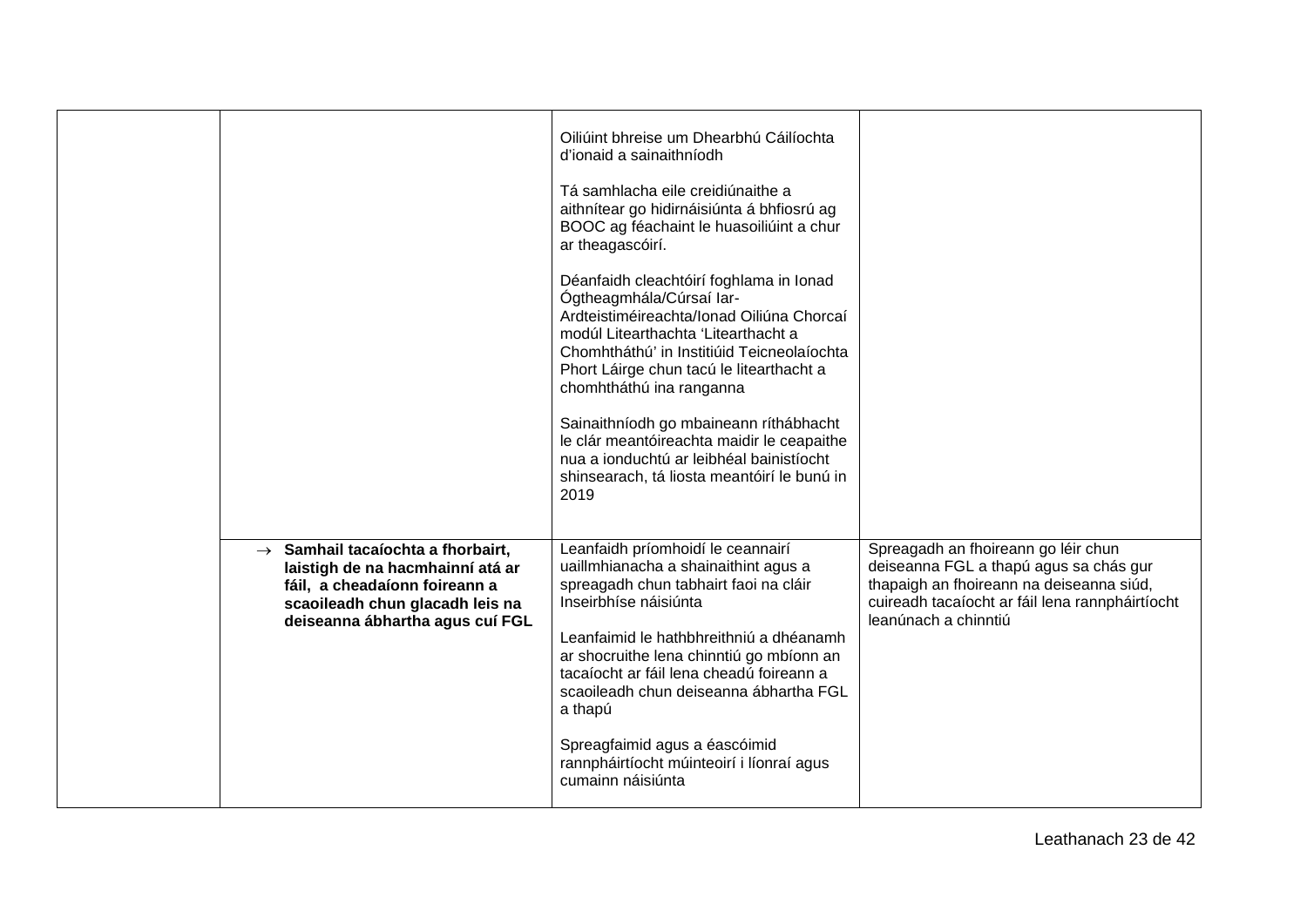| | | | |
|---|---|---|---|
| | | Oiliúint bhreise um Dhearbhú Cáilíochta d'ionaid a sainaithníodh<br><br>Tá samhlacha eile creidiúnaithe a aithnítear go hidirnáisiúnta á bhfiosrú ag BOOC ag féachaint le huasoiliúint a chur ar theagascóirí.<br><br>Déanfaidh cleachtóirí foghlama in Ionad Ógtheagmhála/Cúrsaí Iar-Ardteistiméireachta/Ionad Oiliúna Chorcaí modúl Litearthachta 'Litearthacht a Chomhtháthú' in Institiúid Teicneolaíochta Phort Láirge chun tacú le litearthacht a chomhtháthú ina ranganna<br><br>Sainaithníodh go mbaineann ríthábhacht le clár meantóireachta maidir le ceapaithe nua a ionduchtú ar leibhéal bainistíocht shinsearach, tá liosta meantóirí le bunú in 2019 | |
| | → **Samhail tacaíochta a fhorbairt, laistigh de na hacmhainní atá ar fáil, a cheadaíonn foireann a scaoileadh chun glacadh leis na deiseanna ábhartha agus cuí FGL** | Leanfaidh príomhoidí le ceannairí uaillmhianacha a shainaithint agus a spreagadh chun tabhairt faoi na cláir Inseirbhíse náisiúnta<br><br>Leanfaimid le hathbhreithniú a dhéanamh ar shocruithe lena chinntiú go mbíonn an tacaíocht ar fáil lena cheadú foireann a scaoileadh chun deiseanna ábhartha FGL a thapú<br><br>Spreagfaimid agus a éascóimid rannpháirtíocht múinteoirí i líonraí agus cumainn náisiúnta | Spreagadh an fhoireann go léir chun deiseanna FGL a thapú agus sa chás gur thapaigh an fhoireann na deiseanna siúd, cuireadh tacaíocht ar fáil lena rannpháirtíocht leanúnach a chinntiú |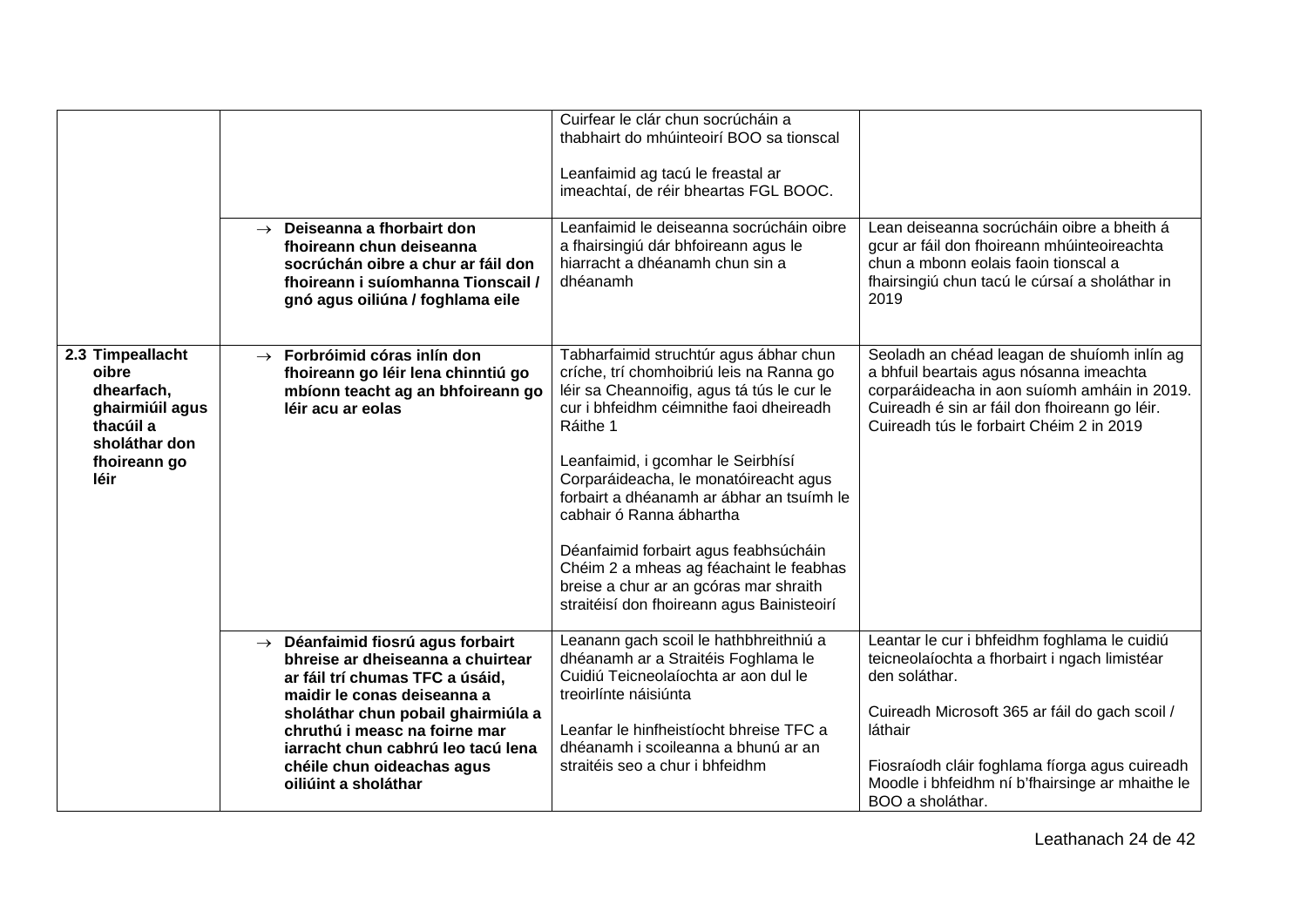| | | | |
|---|---|---|---|
| | | Cuirfear le clár chun socrúcháin a thabhairt do mhúinteoirí BOO sa tionscal<br><br>Leanfaimid ag tacú le freastal ar imeachtaí, de réir bheartas FGL BOOC. | |
| | → **Deiseanna a fhorbairt don fhoireann chun deiseanna socrúchán oibre a chur ar fáil don fhoireann i suíomhanna Tionscail / gnó agus oiliúna / foghlama eile** | Leanfaimid le deiseanna socrúcháin oibre a fhairsingiú dár bhfoireann agus le hiarracht a dhéanamh chun sin a dhéanamh | Lean deiseanna socrúcháin oibre a bheith á gcur ar fáil don fhoireann mhúinteoireachta chun a mbonn eolais faoin tionscal a fhairsingiú chun tacú le cúrsaí a sholáthar in 2019 |
| **2.3 Timpeallacht oibre dhearfach, ghairmiúil agus thacúil a sholáthar don fhoireann go léir** | → **Forbróimid córas inlín don fhoireann go léir lena chinntiú go mbíonn teacht ag an bhfoireann go léir acu ar eolas** | Tabharfaimid struchtúr agus ábhar chun críche, trí chomhoibriú leis na Ranna go léir sa Cheannoifig, agus tá tús le cur le cur i bhfeidhm céimnithe faoi dheireadh Ráithe 1<br><br>Leanfaimid, i gcomhar le Seirbhísí Corparáideacha, le monatóireacht agus forbairt a dhéanamh ar ábhar an tsuímh le cabhair ó Ranna ábhartha<br><br>Déanfaimid forbairt agus feabhsúcháin Chéim 2 a mheas ag féachaint le feabhas breise a chur ar an gcóras mar shraith straitéisí don fhoireann agus Bainisteoirí | Seoladh an chéad leagan de shuíomh inlín ag a bhfuil beartais agus nósanna imeachta corparáideacha in aon suíomh amháin in 2019. Cuireadh é sin ar fáil don fhoireann go léir. Cuireadh tús le forbairt Chéim 2 in 2019 |
| | → **Déanfaimid fiosrú agus forbairt bhreise ar dheiseanna a chuirtear ar fáil trí chumas TFC a úsáid, maidir le conas deiseanna a sholáthar chun pobail ghairmiúla a chruthú i measc na foirne mar iarracht chun cabhrú leo tacú lena chéile chun oideachas agus oiliúint a sholáthar** | Leanann gach scoil le hathbhreithniú a dhéanamh ar a Straitéis Foghlama le Cuidiú Teicneolaíochta ar aon dul le treoirlínte náisiúnta<br><br>Leanfar le hinfheistíocht bhreise TFC a dhéanamh i scoileanna a bhunú ar an straitéis seo a chur i bhfeidhm | Leantar le cur i bhfeidhm foghlama le cuidiú teicneolaíochta a fhorbairt i ngach limistéar den soláthar.<br><br>Cuireadh Microsoft 365 ar fáil do gach scoil / láthair<br><br>Fiosraíodh cláir foghlama fíorga agus cuireadh Moodle i bhfeidhm ní b'fhairsinge ar mhaithe le BOO a sholáthar. |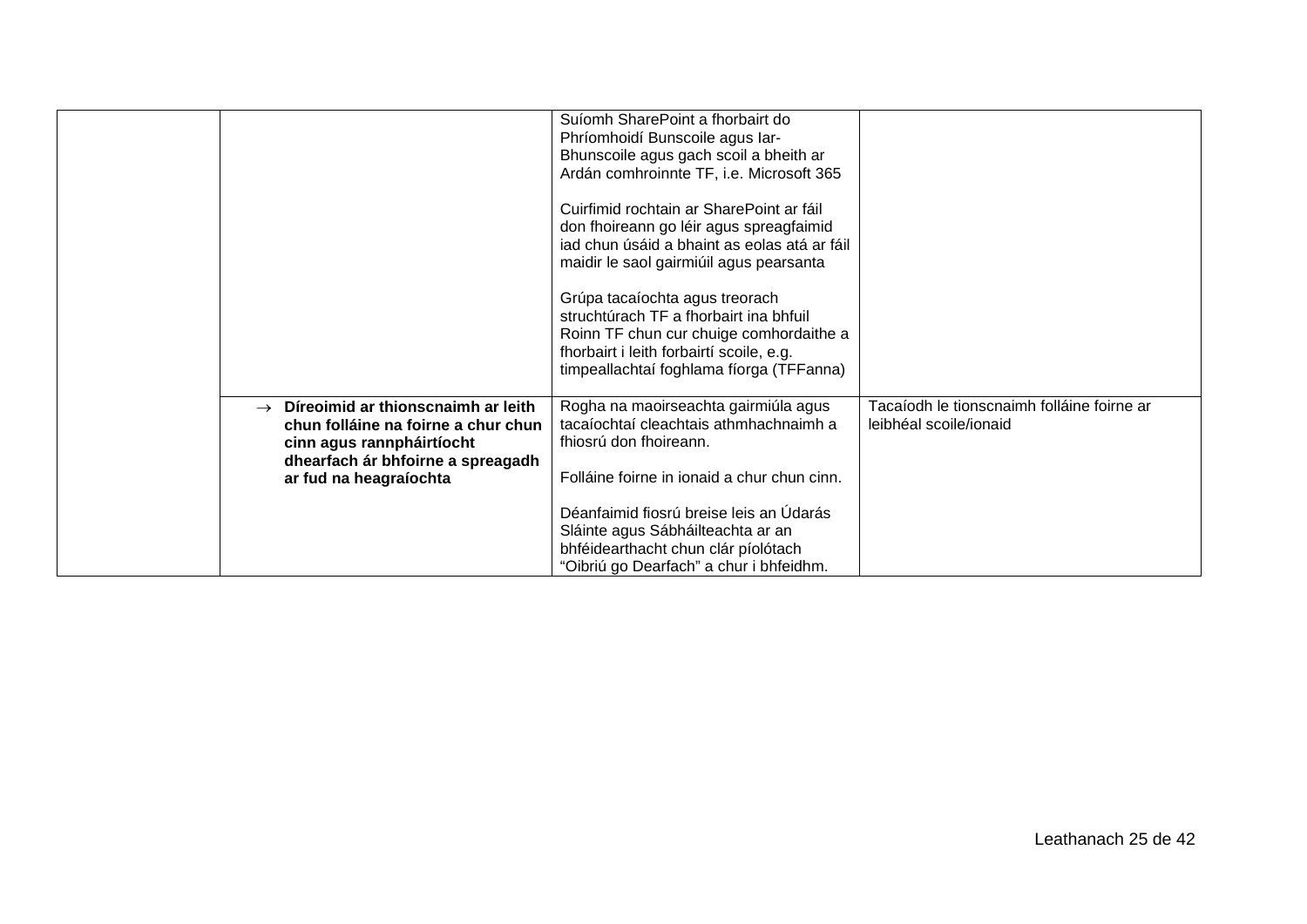| | | | |
|---|---|---|---|
| | | Suíomh SharePoint a fhorbairt do Phríomhoidí Bunscoile agus Iar-Bhunscoile agus gach scoil a bheith ar Ardán comhroinnte TF, i.e. Microsoft 365<br><br>Cuirfimid rochtain ar SharePoint ar fáil don fhoireann go léir agus spreagfaimid iad chun úsáid a bhaint as eolas atá ar fáil maidir le saol gairmiúil agus pearsanta<br><br>Grúpa tacaíochta agus treorach struchtúrach TF a fhorbairt ina bhfuil Roinn TF chun cur chuige comhordaithe a fhorbairt i leith forbairtí scoile, e.g. timpeallachtaí foghlama fíorga (TFFanna) | |
| | → **Díreoimid ar thionscnaimh ar leith chun folláine na foirne a chur chun cinn agus rannpháirtíocht dhearfach ár bhfoirne a spreagadh ar fud na heagraíochta** | Rogha na maoirseachta gairmiúla agus tacaíochtaí cleachtais athmhachnaimh a fhiosrú don fhoireann.<br><br>Folláine foirne in ionaid a chur chun cinn.<br><br>Déanfaimid fiosrú breise leis an Údarás Sláinte agus Sábháilteachta ar an bhféidearthacht chun clár píolótach "Oibriú go Dearfach" a chur i bhfeidhm. | Tacaíodh le tionscnaimh folláine foirne ar leibhéal scoile/ionaid |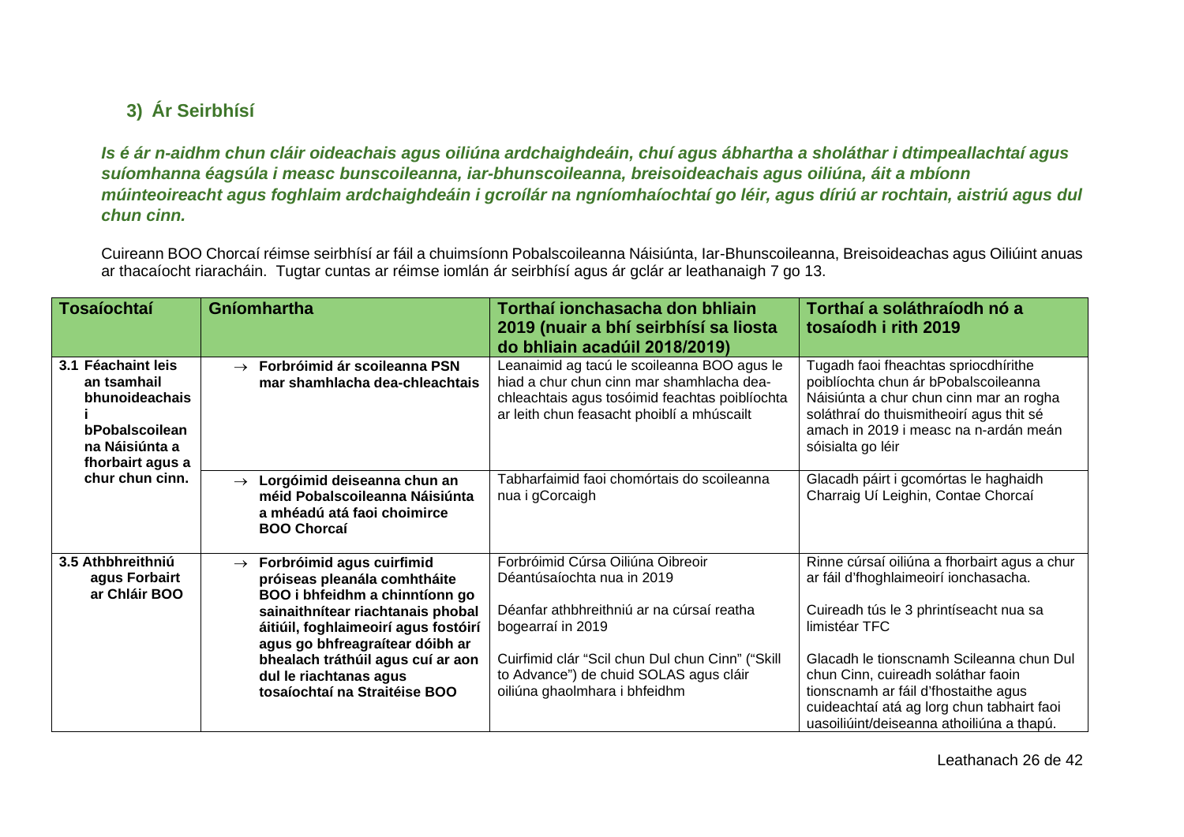## 3) Ár Seirbhísí

***Is é ár n-aidhm chun cláir oideachais agus oiliúna ardchaighdeáin, chuí agus ábhartha a sholáthar i dtimpeallachtaí agus suíomhanna éagsúla i measc bunscoileanna, iar-bhunscoileanna, breisoideachais agus oiliúna, áit a mbíonn múinteoireacht agus foghlaim ardchaighdeáin i gcroílár na ngníomhaíochtaí go léir, agus díriú ar rochtain, aistriú agus dul chun cinn.***

Cuireann BOO Chorcaí réimse seirbhísí ar fáil a chuimsíonn Pobalscoileanna Náisiúnta, Iar-Bhunscoileanna, Breisoideachas agus Oiliúint anuas ar thacaíocht riaracháin. Tugtar cuntas ar réimse iomlán ár seirbhísí agus ár gclár ar leathanaigh 7 go 13.

| Tosaíochtaí | Gníomhartha | Torthaí ionchasacha don bhliain 2019 (nuair a bhí seirbhísí sa liosta do bhliain acadúil 2018/2019) | Torthaí a soláthraíodh nó a tosaíodh i rith 2019 |
|---|---|---|---|
| **3.1 Féachaint leis an tsamhail bhunoideachais i bPobalscoilean na Náisiúnta a fhorbairt agus a chur chun cinn.** | → **Forbróimid ár scoileanna PSN mar shamhlacha dea-chleachtais** | Leanaimid ag tacú le scoileanna BOO agus le hiad a chur chun cinn mar shamhlacha dea-chleachtais agus tosóimid feachtas poiblíochta ar leith chun feasacht phoiblí a mhúscailt | Tugadh faoi fheachtas spriocdhírithe poiblíochta chun ár bPobalscoileanna Náisiúnta a chur chun cinn mar an rogha soláthraí do thuismitheoirí agus thit sé amach in 2019 i measc na n-ardán meán sóisialta go léir |
| | → **Lorgóimid deiseanna chun an méid Pobalscoileanna Náisiúnta a mhéadú atá faoi choimirce BOO Chorcaí** | Tabharfaimid faoi chomórtais do scoileanna nua i gCorcaigh | Glacadh páirt i gcomórtas le haghaidh Charraig Uí Leighin, Contae Chorcaí |
| **3.5 Athbhreithniú agus Forbairt ar Chláir BOO** | → **Forbróimid agus cuirfimid próiseas pleanála comhtháite BOO i bhfeidhm a chinntíonn go sainaithnítear riachtanais phobal áitiúil, foghlaimeoirí agus fostóirí agus go bhfreagraítear dóibh ar bhealach tráthúil agus cuí ar aon dul le riachtanas agus tosaíochtaí na Straitéise BOO** | Forbróimid Cúrsa Oiliúna Oibreoir Déantúsaíochta nua in 2019<br><br>Déanfar athbhreithniú ar na cúrsaí reatha bogearraí in 2019<br><br>Cuirfimid clár "Scil chun Dul chun Cinn" ("Skill to Advance") de chuid SOLAS agus cláir oiliúna ghaolmhara i bhfeidhm | Rinne cúrsaí oiliúna a fhorbairt agus a chur ar fáil d'fhoghlaimeoirí ionchasacha.<br><br>Cuireadh tús le 3 phrintíseacht nua sa limistéar TFC<br><br>Glacadh le tionscnamh Scileanna chun Dul chun Cinn, cuireadh soláthar faoin tionscnamh ar fáil d'fhostaithe agus cuideachtaí atá ag lorg chun tabhairt faoi uasoiliúint/deiseanna athoiliúna a thapú. |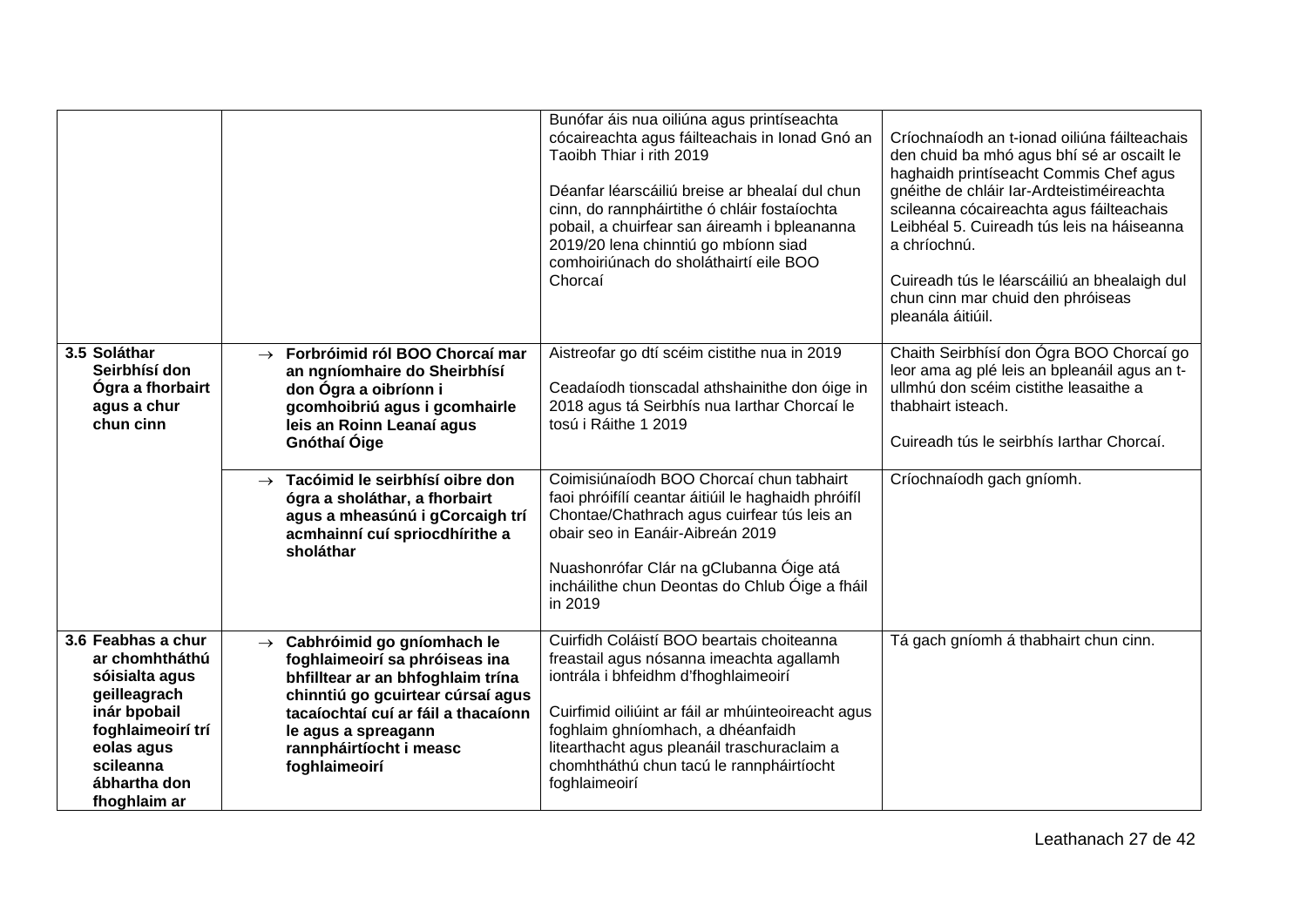| | | | |
|---|---|---|---|
| | | Bunófar áis nua oiliúna agus printíseachta cócaireachta agus fáilteachais in Ionad Gnó an Taoibh Thiar i rith 2019<br><br>Déanfar léarscáiliú breise ar bhealaí dul chun cinn, do rannpháirtithe ó chláir fostaíochta pobail, a chuirfear san áireamh i bpleananna 2019/20 lena chinntiú go mbíonn siad comhoiriúnach do sholáthairtí eile BOO Chorcaí | Críochnaíodh an t-ionad oiliúna fáilteachais den chuid ba mhó agus bhí sé ar oscailt le haghaidh printíseacht Commis Chef agus gnéithe de chláir Iar-Ardteistiméireachta scileanna cócaireachta agus fáilteachais Leibhéal 5. Cuireadh tús leis na háiseanna a chríochnú.<br><br>Cuireadh tús le léarscáiliú an bhealaigh dul chun cinn mar chuid den phróiseas pleanála áitiúil. |
| **3.5 Soláthar Seirbhísí don Ógra a fhorbairt agus a chur chun cinn** | → **Forbróimid ról BOO Chorcaí mar an ngníomhaire do Sheirbhísí don Ógra a oibríonn i gcomhoibriú agus i gcomhairle leis an Roinn Leanaí agus Gnóthaí Óige** | Aistreofar go dtí scéim cistithe nua in 2019<br><br>Ceadaíodh tionscadal athshainithe don óige in 2018 agus tá Seirbhís nua Iarthar Chorcaí le tosú i Ráithe 1 2019 | Chaith Seirbhísí don Ógra BOO Chorcaí go leor ama ag plé leis an bpleanáil agus an t-ullmhú don scéim cistithe leasaithe a thabhairt isteach.<br><br>Cuireadh tús le seirbhís Iarthar Chorcaí. |
| | → **Tacóimid le seirbhísí oibre don ógra a sholáthar, a fhorbairt agus a mheasúnú i gCorcaigh trí acmhainní cuí spriocdhírithe a sholáthar** | Coimisiúnaíodh BOO Chorcaí chun tabhairt faoi phróifílí ceantar áitiúil le haghaidh phróifíl Chontae/Chathrach agus cuirfear tús leis an obair seo in Eanáir-Aibreán 2019<br><br>Nuashonrófar Clár na gClubanna Óige atá incháilithe chun Deontas do Chlub Óige a fháil in 2019 | Críochnaíodh gach gníomh. |
| **3.6 Feabhas a chur ar chomhtháthú sóisialta agus geilleagrach inár bpobail foghlaimeoirí trí eolas agus scileanna ábhartha don fhoghlaim ar** | → **Cabhróimid go gníomhach le foghlaimeoirí sa phróiseas ina bhfilltear ar an bhfoghlaim trína chinntiú go gcuirtear cúrsaí agus tacaíochtaí cuí ar fáil a thacaíonn le agus a spreagann rannpháirtíocht i measc foghlaimeoirí** | Cuirfidh Coláistí BOO beartais choiteanna freastail agus nósanna imeachta agallamh iontrála i bhfeidhm d'fhoghlaimeoirí<br><br>Cuirfimid oiliúint ar fáil ar mhúinteoireacht agus foghlaim ghníomhach, a dhéanfaidh litearthacht agus pleanáil traschuraclaim a chomhtháthú chun tacú le rannpháirtíocht foghlaimeoirí | Tá gach gníomh á thabhairt chun cinn. |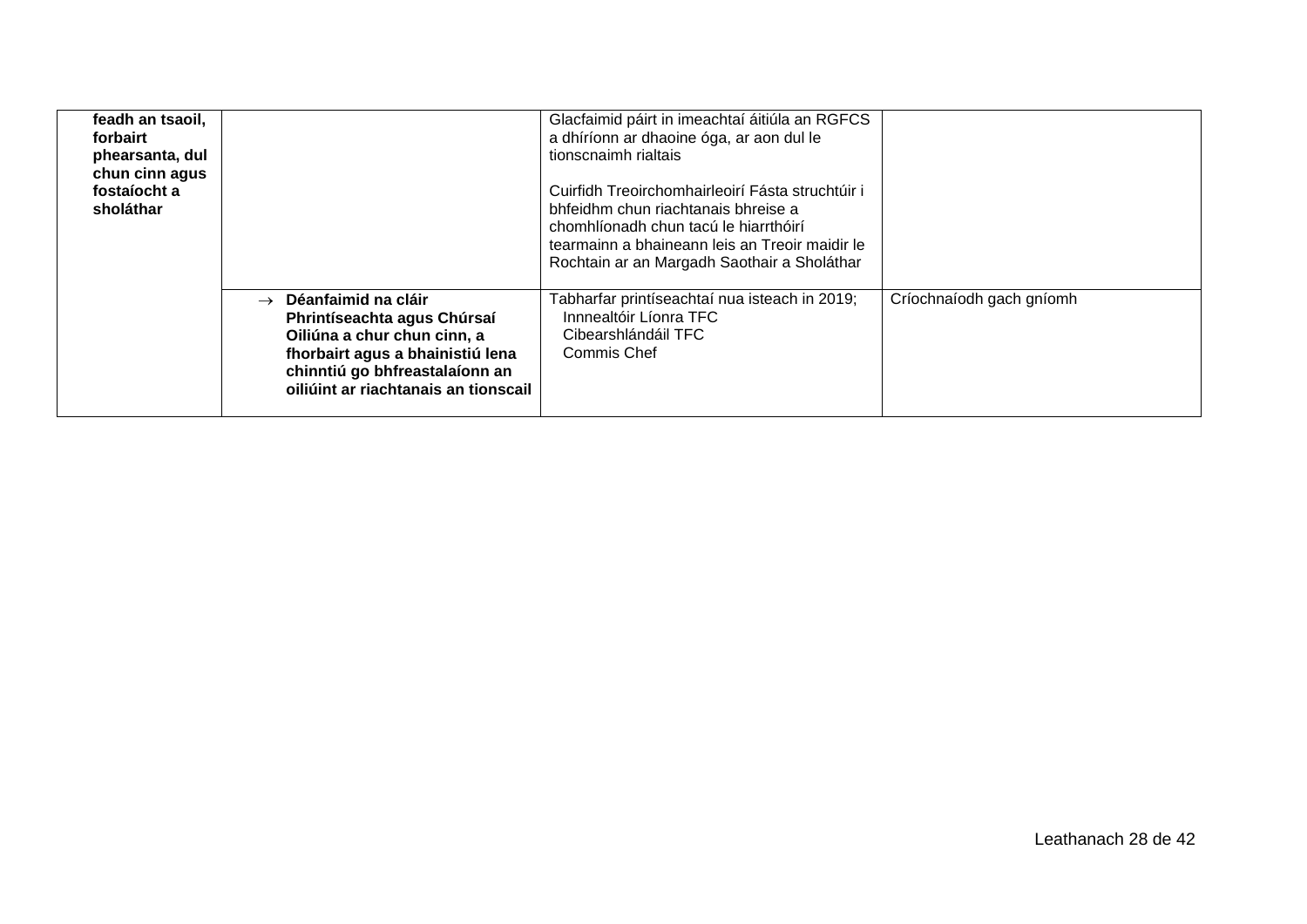| | | | |
|---|---|---|---|
| **feadh an tsaoil, forbairt phearsanta, dul chun cinn agus fostaíocht a sholáthar** | | Glacfaimid páirt in imeachtaí áitiúla an RGFCS a dhíríonn ar dhaoine óga, ar aon dul le tionscnaimh rialtais<br><br>Cuirfidh Treoirchomhairleoirí Fásta struchtúir i bhfeidhm chun riachtanais bhreise a chomhlíonadh chun tacú le hiarrthóirí tearmainn a bhaineann leis an Treoir maidir le Rochtain ar an Margadh Saothair a Sholáthar | |
| | → **Déanfaimid na cláir Phrintíseachta agus Chúrsaí Oiliúna a chur chun cinn, a fhorbairt agus a bhainistiú lena chinntiú go bhfreastalaíonn an oiliúint ar riachtanais an tionscail** | Tabharfar printíseachtaí nua isteach in 2019;<br>Innnealtóir Líonra TFC<br>Cibearshlándáil TFC<br>Commis Chef | Críochnaíodh gach gníomh |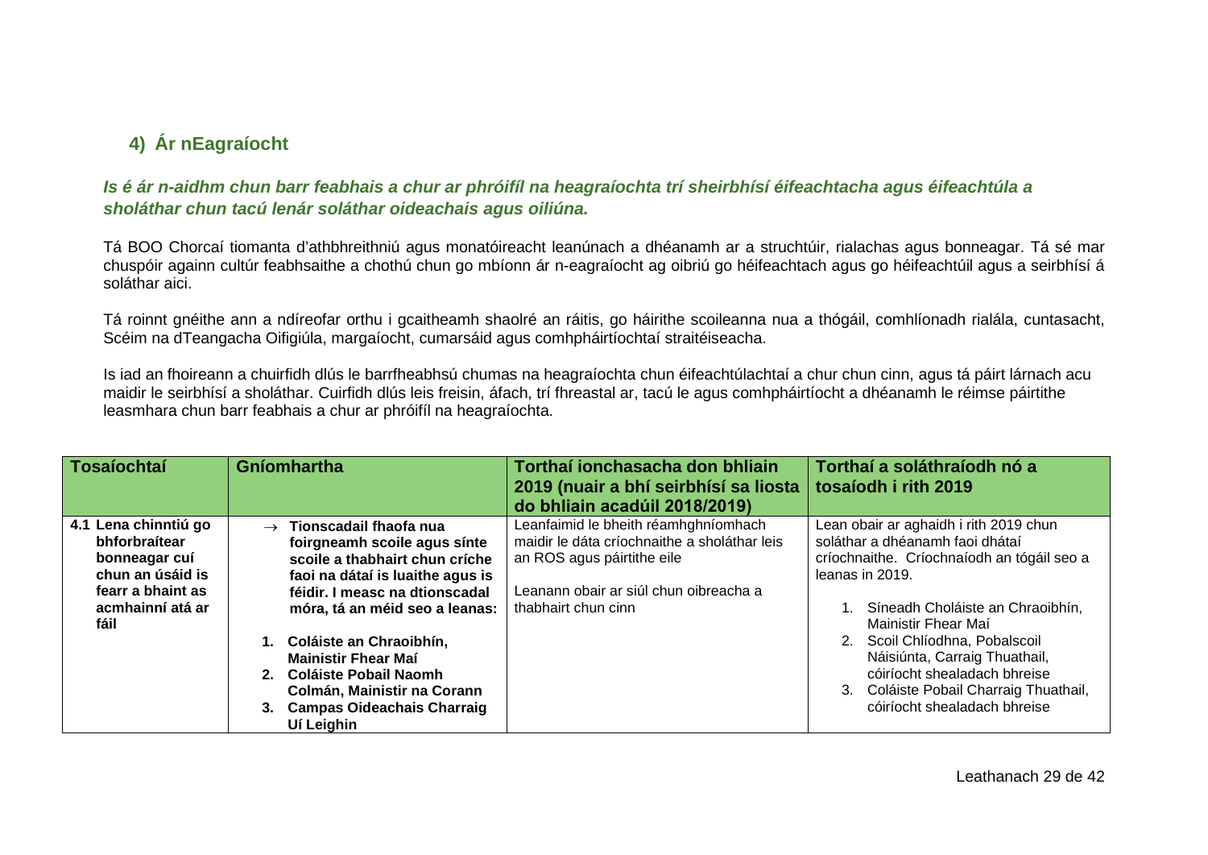## 4) Ár nEagraíocht

***Is é ár n-aidhm chun barr feabhais a chur ar phróifíl na heagraíochta trí sheirbhísí éifeachtacha agus éifeachtúla a sholáthar chun tacú lenár soláthar oideachais agus oiliúna.***

Tá BOO Chorcaí tiomanta d'athbhreithniú agus monatóireacht leanúnach a dhéanamh ar a struchtúir, rialachas agus bonneagar. Tá sé mar chuspóir againn cultúr feabhsaithe a chothú chun go mbíonn ár n-eagraíocht ag oibriú go héifeachtach agus go héifeachtúil agus a seirbhísí á soláthar aici.

Tá roinnt gnéithe ann a ndíreofar orthu i gcaitheamh shaolré an ráitis, go háirithe scoileanna nua a thógáil, comhlíonadh rialála, cuntasacht, Scéim na dTeangacha Oifigiúla, margaíocht, cumarsáid agus comhpháirtíochtaí straitéiseacha.

Is iad an fhoireann a chuirfidh dlús le barrfheabhsú chumas na heagraíochta chun éifeachtúlachtaí a chur chun cinn, agus tá páirt lárnach acu maidir le seirbhísí a sholáthar. Cuirfidh dlús leis freisin, áfach, trí fhreastal ar, tacú le agus comhpháirtíocht a dhéanamh le réimse páirtithe leasmhara chun barr feabhais a chur ar phróifíl na heagraíochta.

| Tosaíochtaí | Gníomhartha | Torthaí ionchasacha don bhliain 2019 (nuair a bhí seirbhísí sa liosta do bhliain acadúil 2018/2019) | Torthaí a soláthraíodh nó a tosaíodh i rith 2019 |
|---|---|---|---|
| **4.1 Lena chinntiú go bhforbraítear bonneagar cuí chun an úsáid is fearr a bhaint as acmhainní atá ar fáil** | → **Tionscadail fhaofa nua foirgneamh scoile agus sínte scoile a thabhairt chun críche faoi na dátaí is luaithe agus is féidir. I measc na dtionscadal móra, tá an méid seo a leanas:**<br><br>**1. Coláiste an Chraoibhín, Mainistir Fhear Maí**<br>**2. Coláiste Pobail Naomh Colmán, Mainistir na Corann**<br>**3. Campas Oideachais Charraig Uí Leighin** | Leanfaimid le bheith réamhghníomhach maidir le dáta críochnaithe a sholáthar leis an ROS agus páirtithe eile<br><br>Leanann obair ar siúl chun oibreacha a thabhairt chun cinn | Lean obair ar aghaidh i rith 2019 chun soláthar a dhéanamh faoi dhátaí críochnaithe. Críochnaíodh an tógáil seo a leanas in 2019.<br><br>1. Síneadh Choláiste an Chraoibhín, Mainistir Fhear Maí<br>2. Scoil Chlíodhna, Pobalscoil Náisiúnta, Carraig Thuathail, cóiríocht shealadach bhreise<br>3. Coláiste Pobail Charraig Thuathail, cóiríocht shealadach bhreise |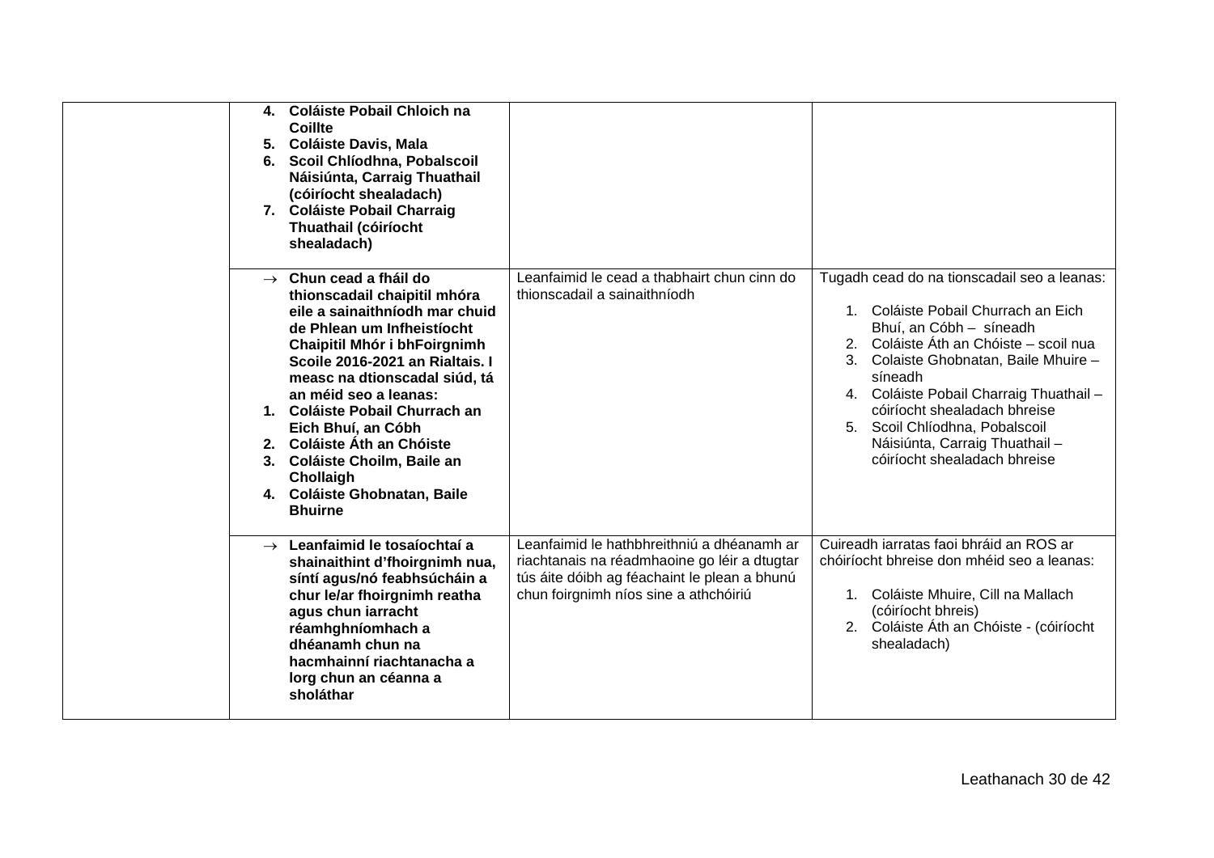| | | | |
|---|---|---|---|
| | **4. Coláiste Pobail Chloich na Coillte**<br>**5. Coláiste Davis, Mala**<br>**6. Scoil Chlíodhna, Pobalscoil Náisiúnta, Carraig Thuathail (cóiríocht shealadach)**<br>**7. Coláiste Pobail Charraig Thuathail (cóiríocht shealadach)** | | |
| | **→ Chun cead a fháil do thionscadail chaipitil mhóra eile a sainaithníodh mar chuid de Phlean um Infheistíocht Chaipitil Mhór i bhFoirgnimh Scoile 2016-2021 an Rialtais. I measc na dtionscadal siúd, tá an méid seo a leanas:**<br>**1. Coláiste Pobail Churrach an Eich Bhuí, an Cóbh**<br>**2. Coláiste Áth an Chóiste**<br>**3. Coláiste Choilm, Baile an Chollaigh**<br>**4. Coláiste Ghobnatan, Baile Bhuirne** | Leanfaimid le cead a thabhairt chun cinn do thionscadail a sainaithníodh | Tugadh cead do na tionscadail seo a leanas:<br><br>1. Coláiste Pobail Churrach an Eich Bhuí, an Cóbh – síneadh<br>2. Coláiste Áth an Chóiste – scoil nua<br>3. Colaiste Ghobnatan, Baile Mhuire – síneadh<br>4. Coláiste Pobail Charraig Thuathail – cóiríocht shealadach bhreise<br>5. Scoil Chlíodhna, Pobalscoil Náisiúnta, Carraig Thuathail – cóiríocht shealadach bhreise |
| | **→ Leanfaimid le tosaíochtaí a shainaithint d'fhoirgnimh nua, síntí agus/nó feabhsúcháin a chur le/ar fhoirgnimh reatha agus chun iarracht réamhghníomhach a dhéanamh chun na hacmhainní riachtanacha a lorg chun an céanna a sholáthar** | Leanfaimid le hathbhreithniú a dhéanamh ar riachtanais na réadmhaoine go léir a dtugtar tús áite dóibh ag féachaint le plean a bhunú chun foirgnimh níos sine a athchóiriú | Cuireadh iarratas faoi bhráid an ROS ar chóiríocht bhreise don mhéid seo a leanas:<br><br>1. Coláiste Mhuire, Cill na Mallach (cóiríocht bhreis)<br>2. Coláiste Áth an Chóiste - (cóiríocht shealadach) |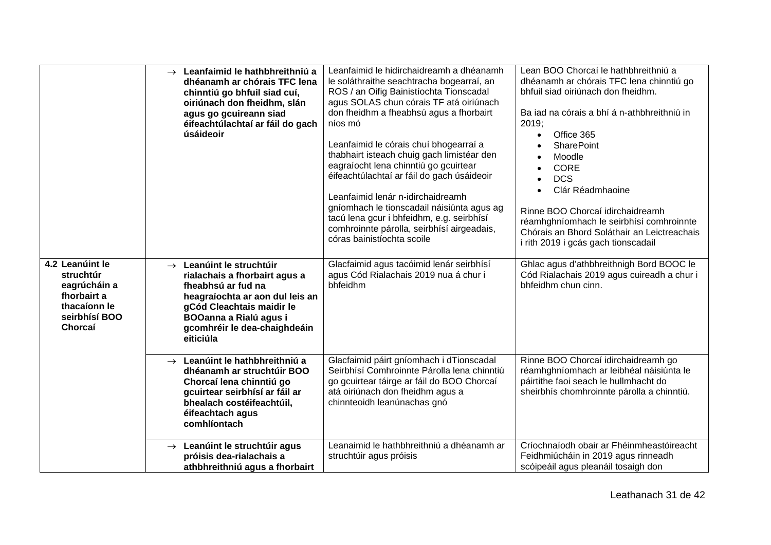| | | | |
|---|---|---|---|
| | → **Leanfaimid le hathbhreithniú a dhéanamh ar chórais TFC lena chinntiú go bhfuil siad cuí, oiriúnach don fheidhm, slán agus go gcuireann siad éifeachtúlachtaí ar fáil do gach úsáideoir** | Leanfaimid le hidirchaidreamh a dhéanamh le soláthraithe seachtracha bogearraí, an ROS / an Oifig Bainistíochta Tionscadal agus SOLAS chun córais TF atá oiriúnach don fheidhm a fheabhsú agus a fhorbairt níos mó<br><br>Leanfaimid le córais chuí bhogearraí a thabhairt isteach chuig gach limistéar den eagraíocht lena chinntiú go gcuirtear éifeachtúlachtaí ar fáil do gach úsáideoir<br><br>Leanfaimid lenár n-idirchaidreamh gníomhach le tionscadail náisiúnta agus ag tacú lena gcur i bhfeidhm, e.g. seirbhísí comhroinnte párolla, seirbhísí airgeadais, córas bainistíochta scoile | Lean BOO Chorcaí le hathbhreithniú a dhéanamh ar chórais TFC lena chinntiú go bhfuil siad oiriúnach don fheidhm.<br><br>Ba iad na córais a bhí á n-athbhreithniú in 2019;<br>• Office 365<br>• SharePoint<br>• Moodle<br>• CORE<br>• DCS<br>• Clár Réadmhaoine<br><br>Rinne BOO Chorcaí idirchaidreamh réamhghníomhach le seirbhísí comhroinnte Chórais an Bhord Soláthair an Leictreachais i rith 2019 i gcás gach tionscadail |
| **4.2 Leanúint le struchtúr eagrúcháin a fhorbairt a thacaíonn le seirbhísí BOO Chorcaí** | → **Leanúint le struchtúir rialachais a fhorbairt agus a fheabhsú ar fud na heagraíochta ar aon dul leis an gCód Cleachtais maidir le BOOanna a Rialú agus i gcomhréir le dea-chaighdeáin eiticiúla** | Glacfaimid agus tacóimid lenár seirbhísí agus Cód Rialachais 2019 nua á chur i bhfeidhm | Ghlac agus d'athbhreithnigh Bord BOOC le Cód Rialachais 2019 agus cuireadh a chur i bhfeidhm chun cinn. |
| | → **Leanúint le hathbhreithniú a dhéanamh ar struchtúir BOO Chorcaí lena chinntiú go gcuirtear seirbhísí ar fáil ar bhealach costéifeachtúil, éifeachtach agus comhlíontach** | Glacfaimid páirt gníomhach i dTionscadal Seirbhísí Comhroinnte Párolla lena chinntiú go gcuirtear táirge ar fáil do BOO Chorcaí atá oiriúnach don fheidhm agus a chinnteoidh leanúnachas gnó | Rinne BOO Chorcaí idirchaidreamh go réamhghníomhach ar leibhéal náisiúnta le páirtithe faoi seach le hullmhacht do sheirbhís chomhroinnte párolla a chinntiú. |
| | → **Leanúint le struchtúir agus próisis dea-rialachais a athbhreithniú agus a fhorbairt** | Leanaimid le hathbhreithniú a dhéanamh ar struchtúir agus próisis | Críochnaíodh obair ar Fhéinmheastóireacht Feidhmiúcháin in 2019 agus rinneadh scóipeáil agus pleanáil tosaigh don |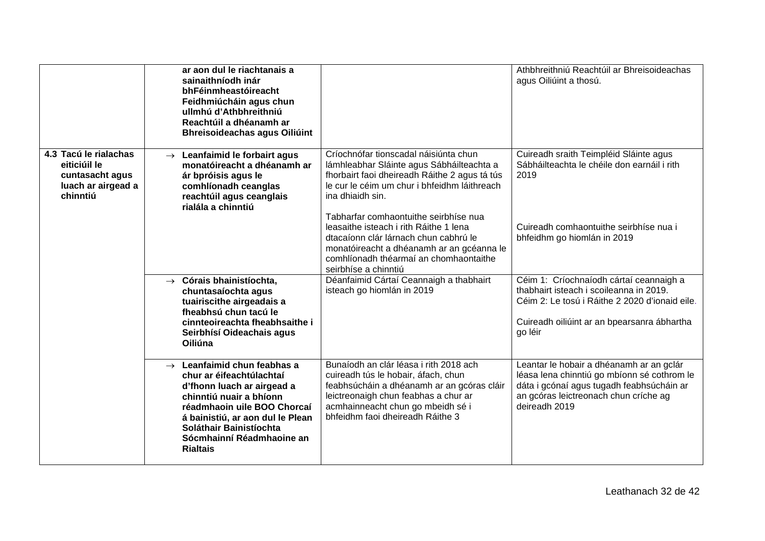| | | | |
|---|---|---|---|
| | **ar aon dul le riachtanais a sainaithníodh inár bhFéinmheastóireacht Feidhmiúcháin agus chun ullmhú d'Athbhreithniú Reachtúil a dhéanamh ar Bhreisoideachas agus Oiliúint** | | Athbhreithniú Reachtúil ar Bhreisoideachas agus Oiliúint a thosú. |
| **4.3 Tacú le rialachas eiticiúil le cuntasacht agus luach ar airgead a chinntiú** | → **Leanfaimid le forbairt agus monatóireacht a dhéanamh ar ár bpróisis agus le comhlíonadh ceanglas reachtúil agus ceanglais rialála a chinntiú** | Críochnófar tionscadal náisiúnta chun lámhleabhar Sláinte agus Sábháilteachta a fhorbairt faoi dheireadh Ráithe 2 agus tá tús le cur le céim um chur i bhfeidhm láithreach ina dhiaidh sin.<br><br>Tabharfar comhaontuithe seirbhíse nua leasaithe isteach i rith Ráithe 1 lena dtacaíonn clár lárnach chun cabhrú le monatóireacht a dhéanamh ar an gcéanna le comhlíonadh théarmaí an chomhaontaithe seirbhíse a chinntiú | Cuireadh sraith Teimpléid Sláinte agus Sábháilteachta le chéile don earnáil i rith 2019<br><br>Cuireadh comhaontuithe seirbhíse nua i bhfeidhm go hiomlán in 2019 |
| | → **Córais bhainistíochta, chuntasaíochta agus tuairiscithe airgeadais a fheabhsú chun tacú le cinnteoireachta fheabhsaithe i Seirbhísí Oideachais agus Oiliúna** | Déanfaimid Cártaí Ceannaigh a thabhairt isteach go hiomlán in 2019 | Céim 1: Críochnaíodh cártaí ceannaigh a thabhairt isteach i scoileanna in 2019.<br>Céim 2: Le tosú i Ráithe 2 2020 d'ionaid eile.<br><br>Cuireadh oiliúint ar an bpearsanra ábhartha go léir |
| | → **Leanfaimid chun feabhas a chur ar éifeachtúlachtaí d'fhonn luach ar airgead a chinntiú nuair a bhíonn réadmhaoin uile BOO Chorcaí á bainistiú, ar aon dul le Plean Soláthair Bainistíochta Sócmhainní Réadmhaoine an Rialtais** | Bunaíodh an clár léasa i rith 2018 ach cuireadh tús le hobair, áfach, chun feabhsúcháin a dhéanamh ar an gcóras cláir leictreonaigh chun feabhas a chur ar acmhainneacht chun go mbeidh sé i bhfeidhm faoi dheireadh Ráithe 3 | Leantar le hobair a dhéanamh ar an gclár léasa lena chinntiú go mbíonn sé cothrom le dáta i gcónaí agus tugadh feabhsúcháin ar an gcóras leictreonach chun críche ag deireadh 2019 |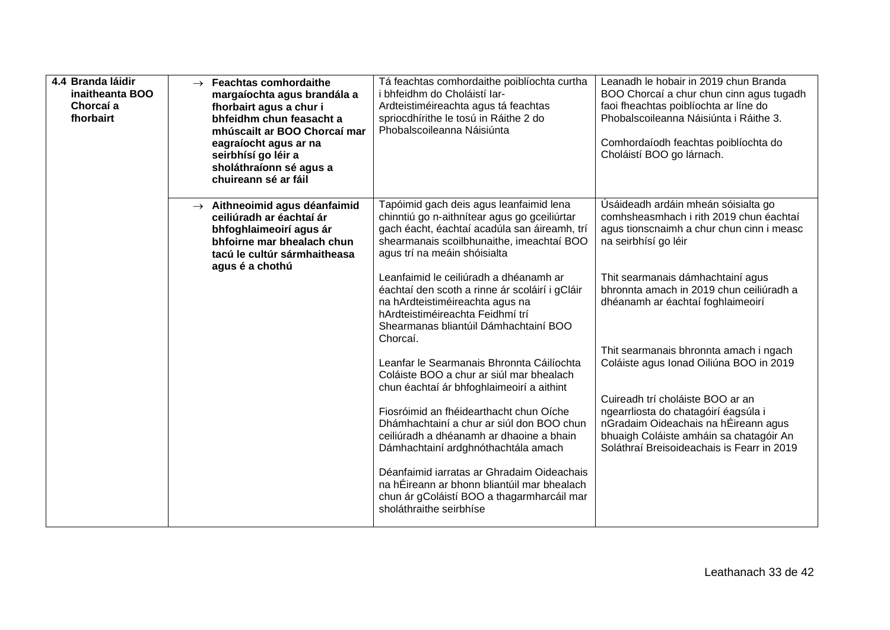| | | | |
|---|---|---|---|
| **4.4 Branda láidir inaitheanta BOO Chorcaí a fhorbairt** | → **Feachtas comhordaithe margaíochta agus brandála a fhorbairt agus a chur i bhfeidhm chun feasacht a mhúscailt ar BOO Chorcaí mar eagraíocht agus ar na seirbhísí go léir a sholáthraíonn sé agus a chuireann sé ar fáil** | Tá feachtas comhordaithe poiblíochta curtha i bhfeidhm do Choláistí Iar-Ardteistiméireachta agus tá feachtas spriocdhírithe le tosú in Ráithe 2 do Phobalscoileanna Náisiúnta | Leanadh le hobair in 2019 chun Branda BOO Chorcaí a chur chun cinn agus tugadh faoi fheachtas poiblíochta ar líne do Phobalscoileanna Náisiúnta i Ráithe 3.<br><br>Comhordaíodh feachtas poiblíochta do Choláistí BOO go lárnach. |
| | → **Aithneoimid agus déanfaimid ceiliúradh ar éachtaí ár bhfoghlaimeoirí agus ár bhfoirne mar bhealach chun tacú le cultúr sármhaitheasa agus é a chothú** | Tapóimid gach deis agus leanfaimid lena chinntiú go n-aithnítear agus go gceiliúrtar gach éacht, éachtaí acadúla san áireamh, trí shearmanais scoilbhunaithe, imeachtaí BOO agus trí na meáin shóisialta<br><br>Leanfaimid le ceiliúradh a dhéanamh ar éachtaí den scoth a rinne ár scoláirí i gCláir na hArdteistiméireachta agus na hArdteistiméireachta Feidhmí trí Shearmanas bliantúil Dámhachtainí BOO Chorcaí.<br><br>Leanfar le Searmanais Bhronnta Cáilíochta Coláiste BOO a chur ar siúl mar bhealach chun éachtaí ár bhfoghlaimeoirí a aithint<br><br>Fiosróimid an fhéidearthacht chun Oíche Dhámhachtainí a chur ar siúl don BOO chun ceiliúradh a dhéanamh ar dhaoine a bhain Dámhachtainí ardghnóthachtála amach<br><br>Déanfaimid iarratas ar Ghradaim Oideachais na hÉireann ar bhonn bliantúil mar bhealach chun ár gColáistí BOO a thagarmharcáil mar sholáthraithe seirbhíse | Úsáideadh ardáin mheán sóisialta go comhsheasmhach i rith 2019 chun éachtaí agus tionscnaimh a chur chun cinn i measc na seirbhísí go léir<br><br>Thit searmanais dámhachtainí agus bhronnta amach in 2019 chun ceiliúradh a dhéanamh ar éachtaí foghlaimeoirí<br><br>Thit searmanais bhronnta amach i ngach Coláiste agus Ionad Oiliúna BOO in 2019<br><br>Cuireadh trí choláiste BOO ar an ngearrliosta do chatagóirí éagsúla i nGradaim Oideachais na hÉireann agus bhuaigh Coláiste amháin sa chatagóir An Soláthraí Breisoideachais is Fearr in 2019 |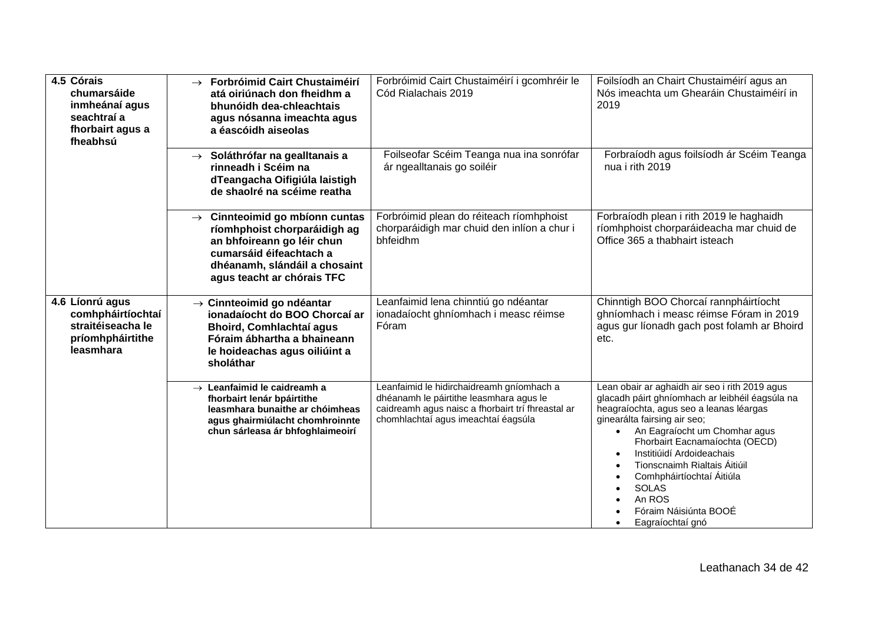| | | | |
|---|---|---|---|
| **4.5 Córais chumarsáide inmheánaí agus seachtraí a fhorbairt agus a fheabhsú** | → **Forbróimid Cairt Chustaiméirí atá oiriúnach don fheidhm a bhunóidh dea-chleachtais agus nósanna imeachta agus a éascóidh aiseolas** | Forbróimid Cairt Chustaiméirí i gcomhréir le Cód Rialachais 2019 | Foilsíodh an Chairt Chustaiméirí agus an Nós imeachta um Ghearáin Chustaiméirí in 2019 |
| | → **Soláthrófar na gealltanais a rinneadh i Scéim na dTeangacha Oifigiúla laistigh de shaolré na scéime reatha** | Foilseofar Scéim Teanga nua ina sonrófar ár ngealltanais go soiléir | Forbraíodh agus foilsíodh ár Scéim Teanga nua i rith 2019 |
| | → **Cinnteoimid go mbíonn cuntas ríomhphoist chorparáidigh ag an bhfoireann go léir chun cumarsáid éifeachtach a dhéanamh, slándáil a chosaint agus teacht ar chórais TFC** | Forbróimid plean do réiteach ríomhphoist chorparáidigh mar chuid den inlíon a chur i bhfeidhm | Forbraíodh plean i rith 2019 le haghaidh ríomhphoist chorparáideacha mar chuid de Office 365 a thabhairt isteach |
| **4.6 Líonrú agus comhpháirtíochtaí straitéiseacha le príomhpháirtithe leasmhara** | → **Cinnteoimid go ndéantar ionadaíocht do BOO Chorcaí ar Bhoird, Comhlachtaí agus Fóraim ábhartha a bhaineann le hoideachas agus oiliúint a sholáthar** | Leanfaimid lena chinntiú go ndéantar ionadaíocht ghníomhach i measc réimse Fóram | Chinntigh BOO Chorcaí rannpháirtíocht ghníomhach i measc réimse Fóram in 2019 agus gur líonadh gach post folamh ar Bhoird etc. |
| | → **Leanfaimid le caidreamh a fhorbairt lenár bpáirtithe leasmhara bunaithe ar chóimheas agus ghairmiúlacht chomhroinnte chun sárleasa ár bhfoghlaimeoirí** | Leanfaimid le hidirchaidreamh gníomhach a dhéanamh le páirtithe leasmhara agus le caidreamh agus naisc a fhorbairt trí fhreastal ar chomhlachtaí agus imeachtaí éagsúla | Lean obair ar aghaidh air seo i rith 2019 agus glacadh páirt ghníomhach ar leibhéil éagsúla na heagraíochta, agus seo a leanas léargas ginearálta fairsing air seo;<br>• An Eagraíocht um Chomhar agus Fhorbairt Eacnamaíochta (OECD)<br>• Institiúidí Ardoideachais<br>• Tionscnaimh Rialtais Áitiúil<br>• Comhpháirtíochtaí Áitiúla<br>• SOLAS<br>• An ROS<br>• Fóraim Náisiúnta BOOÉ<br>• Eagraíochtaí gnó |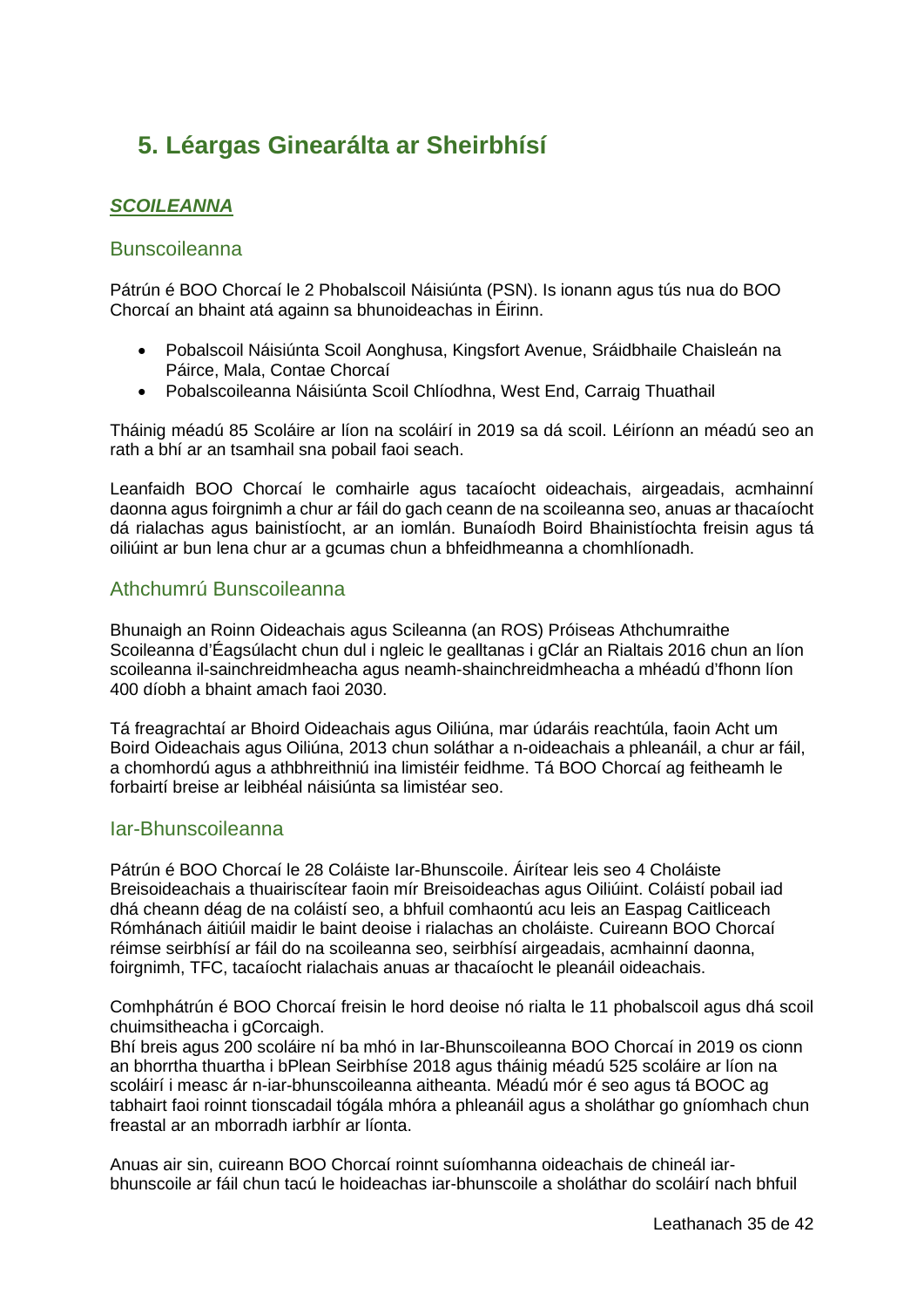## 5. Léargas Ginearálta ar Sheirbhísí

***SCOILEANNA***

### Bunscoileanna

Pátrún é BOO Chorcaí le 2 Phobalscoil Náisiúnta (PSN). Is ionann agus tús nua do BOO Chorcaí an bhaint atá againn sa bhunoideachas in Éirinn.

- Pobalscoil Náisiúnta Scoil Aonghusa, Kingsfort Avenue, Sráidbhaile Chaisleán na Páirce, Mala, Contae Chorcaí
- Pobalscoileanna Náisiúnta Scoil Chlíodhna, West End, Carraig Thuathail

Tháinig méadú 85 Scoláire ar líon na scoláirí in 2019 sa dá scoil. Léiríonn an méadú seo an rath a bhí ar an tsamhail sna pobail faoi seach.

Leanfaidh BOO Chorcaí le comhairle agus tacaíocht oideachais, airgeadais, acmhainní daonna agus foirgnimh a chur ar fáil do gach ceann de na scoileanna seo, anuas ar thacaíocht dá rialachas agus bainistíocht, ar an iomlán. Bunaíodh Boird Bhainistíochta freisin agus tá oiliúint ar bun lena chur ar a gcumas chun a bhfeidhmeanna a chomhlíonadh.

### Athchumrú Bunscoileanna

Bhunaigh an Roinn Oideachais agus Scileanna (an ROS) Próiseas Athchumraithe Scoileanna d'Éagsúlacht chun dul i ngleic le gealltanas i gClár an Rialtais 2016 chun an líon scoileanna il-sainchreidmheacha agus neamh-shainchreidmheacha a mhéadú d'fhonn líon 400 díobh a bhaint amach faoi 2030.

Tá freagrachtaí ar Bhoird Oideachais agus Oiliúna, mar údaráis reachtúla, faoin Acht um Boird Oideachais agus Oiliúna, 2013 chun soláthar a n-oideachais a phleanáil, a chur ar fáil, a chomhordú agus a athbhreithniú ina limistéir feidhme. Tá BOO Chorcaí ag feitheamh le forbairtí breise ar leibhéal náisiúnta sa limistéar seo.

### Iar-Bhunscoileanna

Pátrún é BOO Chorcaí le 28 Coláiste Iar-Bhunscoile. Áirítear leis seo 4 Choláiste Breisoideachais a thuairiscítear faoin mír Breisoideachas agus Oiliúint. Coláistí pobail iad dhá cheann déag de na coláistí seo, a bhfuil comhaontú acu leis an Easpag Caitliceach Rómhánach áitiúil maidir le baint deoise i rialachas an choláiste. Cuireann BOO Chorcaí réimse seirbhísí ar fáil do na scoileanna seo, seirbhísí airgeadais, acmhainní daonna, foirgnimh, TFC, tacaíocht rialachais anuas ar thacaíocht le pleanáil oideachais.

Comhphátrún é BOO Chorcaí freisin le hord deoise nó rialta le 11 phobalscoil agus dhá scoil chuimsitheacha i gCorcaigh.
Bhí breis agus 200 scoláire ní ba mhó in Iar-Bhunscoileanna BOO Chorcaí in 2019 os cionn an bhorrtha thuartha i bPlean Seirbhíse 2018 agus tháinig méadú 525 scoláire ar líon na scoláirí i measc ár n-iar-bhunscoileanna aitheanta. Méadú mór é seo agus tá BOOC ag tabhairt faoi roinnt tionscadail tógála mhóra a phleanáil agus a sholáthar go gníomhach chun freastal ar an mborradh iarbhír ar líonta.

Anuas air sin, cuireann BOO Chorcaí roinnt suíomhanna oideachais de chineál iar-bhunscoile ar fáil chun tacú le hoideachas iar-bhunscoile a sholáthar do scoláirí nach bhfuil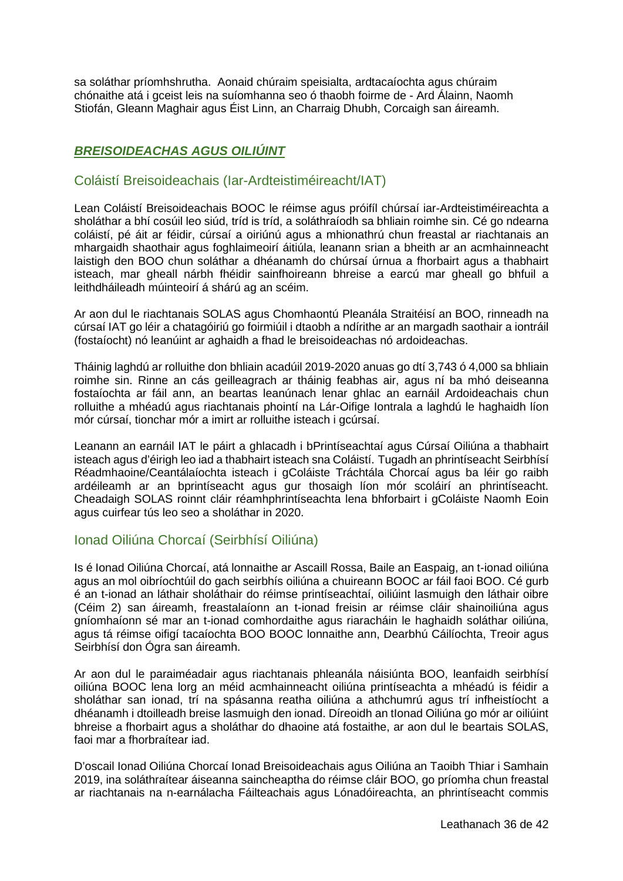sa soláthar príomhshrutha. Aonaid chúraim speisialta, ardtacaíochta agus chúraim chónaithe atá i gceist leis na suíomhanna seo ó thaobh foirme de - Ard Álainn, Naomh Stiofán, Gleann Maghair agus Éist Linn, an Charraig Dhubh, Corcaigh san áireamh.

## ***BREISOIDEACHAS AGUS OILIÚINT***

### Coláistí Breisoideachais (Iar-Ardteistiméireacht/IAT)

Lean Coláistí Breisoideachais BOOC le réimse agus próifíl chúrsaí iar-Ardteistiméireachta a sholáthar a bhí cosúil leo siúd, tríd is tríd, a soláthraíodh sa bhliain roimhe sin. Cé go ndearna coláistí, pé áit ar féidir, cúrsaí a oiriúnú agus a mhionathrú chun freastal ar riachtanais an mhargaidh shaothair agus foghlaimeoirí áitiúla, leanann srian a bheith ar an acmhainneacht laistigh den BOO chun soláthar a dhéanamh do chúrsaí úrnua a fhorbairt agus a thabhairt isteach, mar gheall nárbh fhéidir sainfhoireann bhreise a earcú mar gheall go bhfuil a leithdháileadh múinteoirí á shárú ag an scéim.

Ar aon dul le riachtanais SOLAS agus Chomhaontú Pleanála Straitéisí an BOO, rinneadh na cúrsaí IAT go léir a chatagóiriú go foirmiúil i dtaobh a ndírithe ar an margadh saothair a iontráil (fostaíocht) nó leanúint ar aghaidh a fhad le breisoideachas nó ardoideachas.

Tháinig laghdú ar rolluithe don bhliain acadúil 2019-2020 anuas go dtí 3,743 ó 4,000 sa bhliain roimhe sin. Rinne an cás geilleagrach ar tháinig feabhas air, agus ní ba mhó deiseanna fostaíochta ar fáil ann, an beartas leanúnach lenar ghlac an earnáil Ardoideachais chun rolluithe a mhéadú agus riachtanais phointí na Lár-Oifige Iontrala a laghdú le haghaidh líon mór cúrsaí, tionchar mór a imirt ar rolluithe isteach i gcúrsaí.

Leanann an earnáil IAT le páirt a ghlacadh i bPrintíseachtaí agus Cúrsaí Oiliúna a thabhairt isteach agus d'éirigh leo iad a thabhairt isteach sna Coláistí. Tugadh an phrintíseacht Seirbhísí Réadmhaoine/Ceantálaíochta isteach i gColáiste Tráchtála Chorcaí agus ba léir go raibh ardéileamh ar an bprintíseacht agus gur thosaigh líon mór scoláirí an phrintíseacht. Cheadaigh SOLAS roinnt cláir réamhphrintíseachta lena bhforbairt i gColáiste Naomh Eoin agus cuirfear tús leo seo a sholáthar in 2020.

### Ionad Oiliúna Chorcaí (Seirbhísí Oiliúna)

Is é Ionad Oiliúna Chorcaí, atá lonnaithe ar Ascaill Rossa, Baile an Easpaig, an t-ionad oiliúna agus an mol oibríochtúil do gach seirbhís oiliúna a chuireann BOOC ar fáil faoi BOO. Cé gurb é an t-ionad an láthair sholáthair do réimse printíseachtaí, oiliúint lasmuigh den láthair oibre (Céim 2) san áireamh, freastalaíonn an t-ionad freisin ar réimse cláir shainoiliúna agus gníomhaíonn sé mar an t-ionad comhordaithe agus riaracháin le haghaidh soláthar oiliúna, agus tá réimse oifigí tacaíochta BOO BOOC lonnaithe ann, Dearbhú Cáilíochta, Treoir agus Seirbhísí don Ógra san áireamh.

Ar aon dul le paraiméadair agus riachtanais phleanála náisiúnta BOO, leanfaidh seirbhísí oiliúna BOOC lena lorg an méid acmhainneacht oiliúna printíseachta a mhéadú is féidir a sholáthar san ionad, trí na spásanna reatha oiliúna a athchumrú agus trí infheistíocht a dhéanamh i dtoilleadh breise lasmuigh den ionad. Díreoidh an tIonad Oiliúna go mór ar oiliúint bhreise a fhorbairt agus a sholáthar do dhaoine atá fostaithe, ar aon dul le beartais SOLAS, faoi mar a fhorbraítear iad.

D'oscail Ionad Oiliúna Chorcaí Ionad Breisoideachais agus Oiliúna an Taoibh Thiar i Samhain 2019, ina soláthraítear áiseanna saincheaptha do réimse cláir BOO, go príomha chun freastal ar riachtanais na n-earnálacha Fáilteachais agus Lónadóireachta, an phrintíseacht commis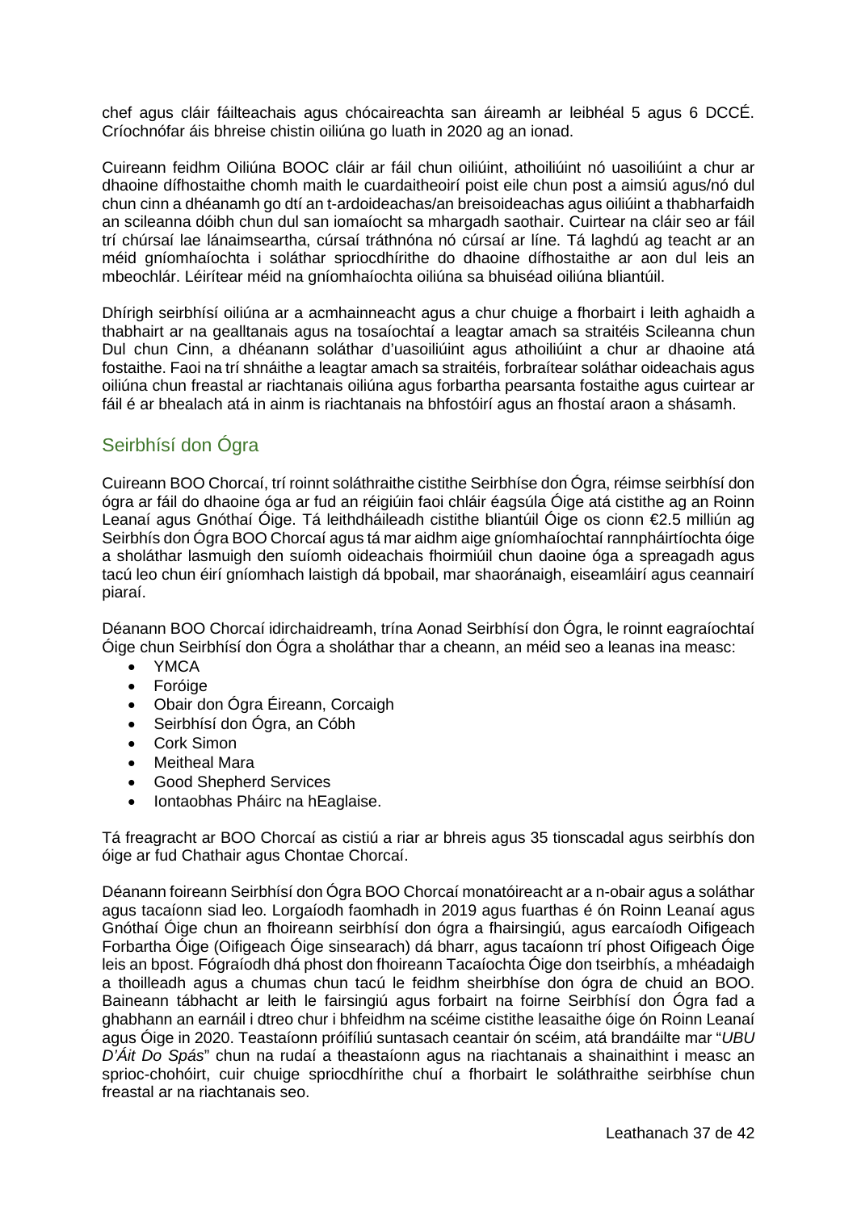chef agus cláir fáilteachais agus chócaireachta san áireamh ar leibhéal 5 agus 6 DCCÉ. Críochnófar áis bhreise chistin oiliúna go luath in 2020 ag an ionad.

Cuireann feidhm Oiliúna BOOC cláir ar fáil chun oiliúint, athoiliúint nó uasoiliúint a chur ar dhaoine dífhostaithe chomh maith le cuardaitheoirí poist eile chun post a aimsiú agus/nó dul chun cinn a dhéanamh go dtí an t-ardoideachas/an breisoideachas agus oiliúint a thabharfaidh an scileanna dóibh chun dul san iomaíocht sa mhargadh saothair. Cuirtear na cláir seo ar fáil trí chúrsaí lae lánaimseartha, cúrsaí tráthnóna nó cúrsaí ar líne. Tá laghdú ag teacht ar an méid gníomhaíochta i soláthar spriocdhírithe do dhaoine dífhostaithe ar aon dul leis an mbeochlár. Léirítear méid na gníomhaíochta oiliúna sa bhuiséad oiliúna bliantúil.

Dhírigh seirbhísí oiliúna ar a acmhainneacht agus a chur chuige a fhorbairt i leith aghaidh a thabhairt ar na gealltanais agus na tosaíochtaí a leagtar amach sa straitéis Scileanna chun Dul chun Cinn, a dhéanann soláthar d'uasoiliúint agus athoiliúint a chur ar dhaoine atá fostaithe. Faoi na trí shnáithe a leagtar amach sa straitéis, forbraítear soláthar oideachais agus oiliúna chun freastal ar riachtanais oiliúna agus forbartha pearsanta fostaithe agus cuirtear ar fáil é ar bhealach atá in ainm is riachtanais na bhfostóirí agus an fhostaí araon a shásamh.

## Seirbhísí don Ógra

Cuireann BOO Chorcaí, trí roinnt soláthraithe cistithe Seirbhíse don Ógra, réimse seirbhísí don ógra ar fáil do dhaoine óga ar fud an réigiúin faoi chláir éagsúla Óige atá cistithe ag an Roinn Leanaí agus Gnóthaí Óige. Tá leithdháileadh cistithe bliantúil Óige os cionn €2.5 milliún ag Seirbhís don Ógra BOO Chorcaí agus tá mar aidhm aige gníomhaíochtaí rannpháirtíochta óige a sholáthar lasmuigh den suíomh oideachais fhoirmiúil chun daoine óga a spreagadh agus tacú leo chun éirí gníomhach laistigh dá bpobail, mar shaoránaigh, eiseamláirí agus ceannairí piaraí.

Déanann BOO Chorcaí idirchaidreamh, trína Aonad Seirbhísí don Ógra, le roinnt eagraíochtaí Óige chun Seirbhísí don Ógra a sholáthar thar a cheann, an méid seo a leanas ina measc:

- YMCA
- Foróige
- Obair don Ógra Éireann, Corcaigh
- Seirbhísí don Ógra, an Cóbh
- Cork Simon
- Meitheal Mara
- Good Shepherd Services
- Iontaobhas Pháirc na hEaglaise.

Tá freagracht ar BOO Chorcaí as cistiú a riar ar bhreis agus 35 tionscadal agus seirbhís don óige ar fud Chathair agus Chontae Chorcaí.

Déanann foireann Seirbhísí don Ógra BOO Chorcaí monatóireacht ar a n-obair agus a soláthar agus tacaíonn siad leo. Lorgaíodh faomhadh in 2019 agus fuarthas é ón Roinn Leanaí agus Gnóthaí Óige chun an fhoireann seirbhísí don ógra a fhairsingiú, agus earcaíodh Oifigeach Forbartha Óige (Oifigeach Óige sinsearach) dá bharr, agus tacaíonn trí phost Oifigeach Óige leis an bpost. Fógraíodh dhá phost don fhoireann Tacaíochta Óige don tseirbhís, a mhéadaigh a thoilleadh agus a chumas chun tacú le feidhm sheirbhíse don ógra de chuid an BOO. Baineann tábhacht ar leith le fairsingiú agus forbairt na foirne Seirbhísí don Ógra fad a ghabhann an earnáil i dtreo chur i bhfeidhm na scéime cistithe leasaithe óige ón Roinn Leanaí agus Óige in 2020. Teastaíonn próifíliú suntasach ceantair ón scéim, atá brandáilte mar "*UBU D'Áit Do Spás*" chun na rudaí a theastaíonn agus na riachtanais a shainaithint i measc an sprioc-chohóirt, cuir chuige spriocdhírithe chuí a fhorbairt le soláthraithe seirbhíse chun freastal ar na riachtanais seo.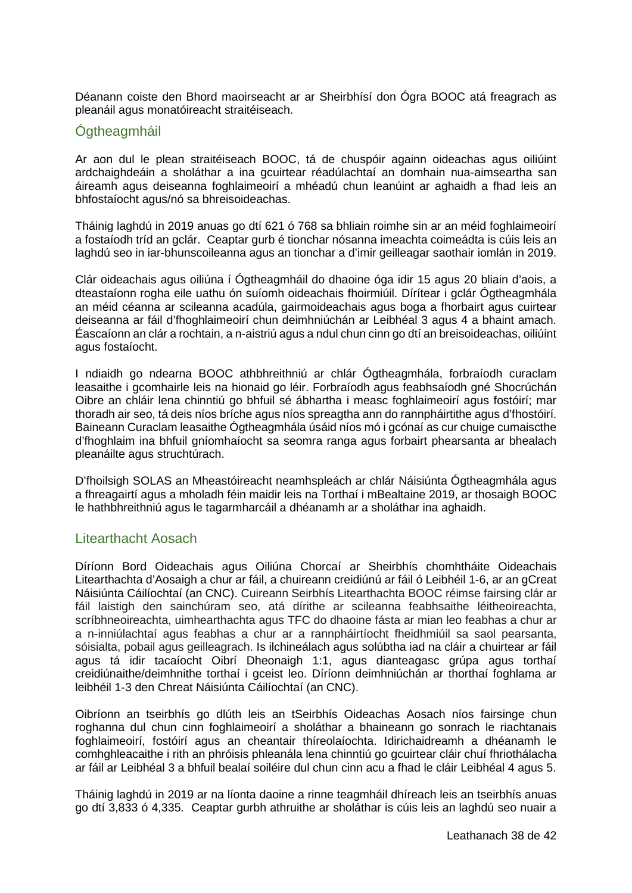Déanann coiste den Bhord maoirseacht ar ar Sheirbhísí don Ógra BOOC atá freagrach as pleanáil agus monatóireacht straitéiseach.

## Ógtheagmháil

Ar aon dul le plean straitéiseach BOOC, tá de chuspóir againn oideachas agus oiliúint ardchaighdeáin a sholáthar a ina gcuirtear réadúlachtaí an domhain nua-aimseartha san áireamh agus deiseanna foghlaimeoirí a mhéadú chun leanúint ar aghaidh a fhad leis an bhfostaíocht agus/nó sa bhreisoideachas.

Tháinig laghdú in 2019 anuas go dtí 621 ó 768 sa bhliain roimhe sin ar an méid foghlaimeoirí a fostaíodh tríd an gclár. Ceaptar gurb é tionchar nósanna imeachta coimeádta is cúis leis an laghdú seo in iar-bhunscoileanna agus an tionchar a d'imir geilleagar saothair iomlán in 2019.

Clár oideachais agus oiliúna í Ógtheagmháil do dhaoine óga idir 15 agus 20 bliain d'aois, a dteastaíonn rogha eile uathu ón suíomh oideachais fhoirmiúil. Dírítear i gclár Ógtheagmhála an méid céanna ar scileanna acadúla, gairmoideachais agus boga a fhorbairt agus cuirtear deiseanna ar fáil d'fhoghlaimeoirí chun deimhniúchán ar Leibhéal 3 agus 4 a bhaint amach. Éascaíonn an clár a rochtain, a n-aistriú agus a ndul chun cinn go dtí an breisoideachas, oiliúint agus fostaíocht.

I ndiaidh go ndearna BOOC athbhreithniú ar chlár Ógtheagmhála, forbraíodh curaclam leasaithe i gcomhairle leis na hionaid go léir. Forbraíodh agus feabhsaíodh gné Shocrúchán Oibre an chláir lena chinntiú go bhfuil sé ábhartha i measc foghlaimeoirí agus fostóirí; mar thoradh air seo, tá deis níos bríche agus níos spreagtha ann do rannpháirtithe agus d'fhostóirí. Baineann Curaclam leasaithe Ógtheagmhála úsáid níos mó i gcónaí as cur chuige cumaiscthe d'fhoghlaim ina bhfuil gníomhaíocht sa seomra ranga agus forbairt phearsanta ar bhealach pleanáilte agus struchtúrach.

D'fhoilsigh SOLAS an Mheastóireacht neamhspleách ar chlár Náisiúnta Ógtheagmhála agus a fhreagairtí agus a mholadh féin maidir leis na Torthaí i mBealtaine 2019, ar thosaigh BOOC le hathbhreithniú agus le tagarmharcáil a dhéanamh ar a sholáthar ina aghaidh.

## Litearthacht Aosach

Díríonn Bord Oideachais agus Oiliúna Chorcaí ar Sheirbhís chomhtháite Oideachais Litearthachta d'Aosaigh a chur ar fáil, a chuireann creidiúnú ar fáil ó Leibhéil 1-6, ar an gCreat Náisiúnta Cáilíochtaí (an CNC). Cuireann Seirbhís Litearthachta BOOC réimse fairsing clár ar fáil laistigh den sainchúram seo, atá dírithe ar scileanna feabhsaithe léitheoireachta, scríbhneoireachta, uimhearthachta agus TFC do dhaoine fásta ar mian leo feabhas a chur ar a n-inniúlachtaí agus feabhas a chur ar a rannpháirtíocht fheidhmiúil sa saol pearsanta, sóisialta, pobail agus geilleagrach. Is ilchineálach agus solúbtha iad na cláir a chuirtear ar fáil agus tá idir tacaíocht Oibrí Dheonaigh 1:1, agus dianteagasc grúpa agus torthaí creidiúnaithe/deimhnithe torthaí i gceist leo. Díríonn deimhniúchán ar thorthaí foghlama ar leibhéil 1-3 den Chreat Náisiúnta Cáilíochtaí (an CNC).

Oibríonn an tseirbhís go dlúth leis an tSeirbhís Oideachas Aosach níos fairsinge chun roghanna dul chun cinn foghlaimeoirí a sholáthar a bhaineann go sonrach le riachtanais foghlaimeoirí, fostóirí agus an cheantair thíreolaíochta. Idirichaidreamh a dhéanamh le comhghleacaithe i rith an phróisis phleanála lena chinntiú go gcuirtear cláir chuí fhriothálacha ar fáil ar Leibhéal 3 a bhfuil bealaí soiléire dul chun cinn acu a fhad le cláir Leibhéal 4 agus 5.

Tháinig laghdú in 2019 ar na líonta daoine a rinne teagmháil dhíreach leis an tseirbhís anuas go dtí 3,833 ó 4,335. Ceaptar gurbh athruithe ar sholáthar is cúis leis an laghdú seo nuair a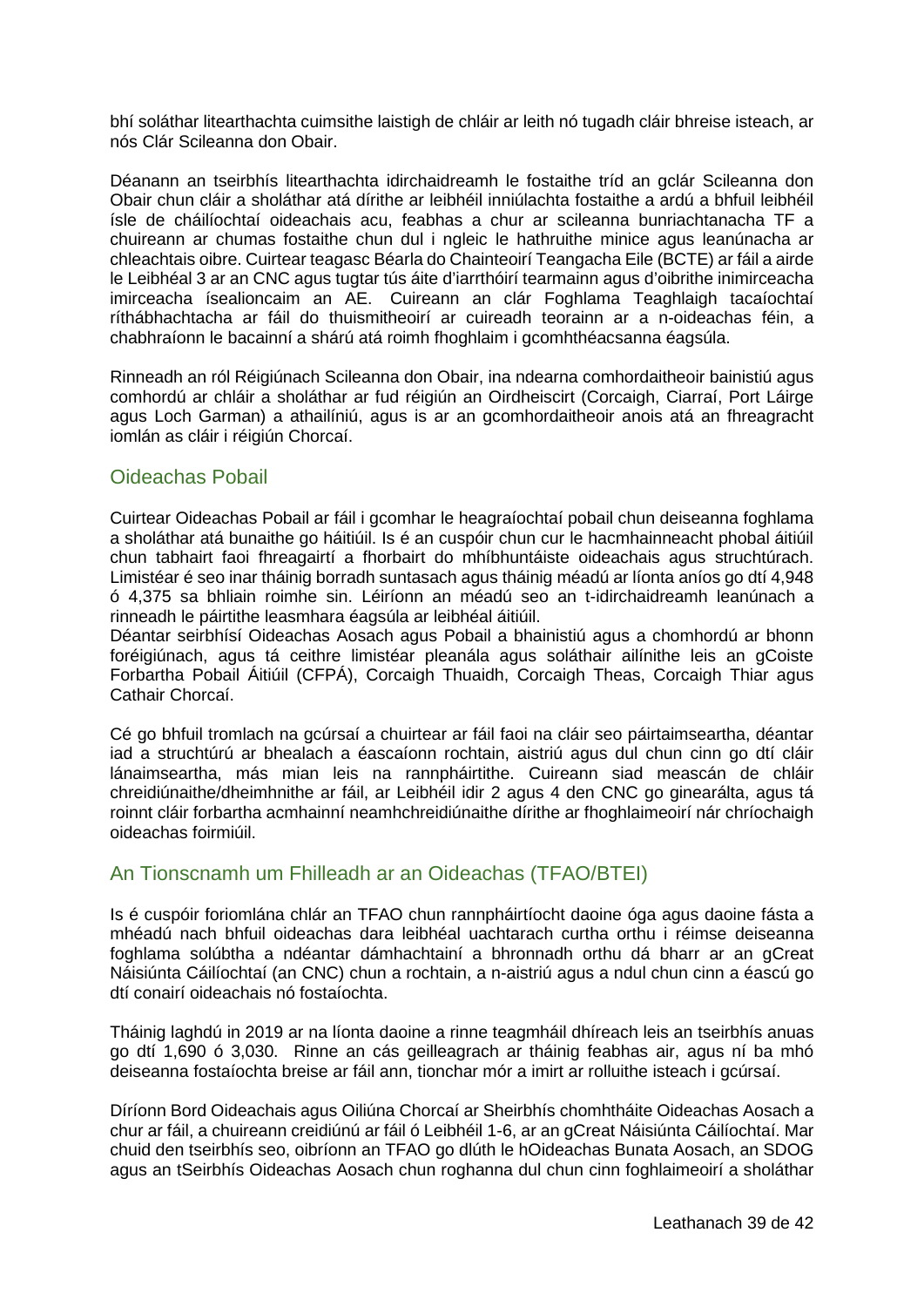bhí soláthar litearthachta cuimsithe laistigh de chláir ar leith nó tugadh cláir bhreise isteach, ar nós Clár Scileanna don Obair.

Déanann an tseirbhís litearthachta idirchaidreamh le fostaithe tríd an gclár Scileanna don Obair chun cláir a sholáthar atá dírithe ar leibhéil inniúlachta fostaithe a ardú a bhfuil leibhéil ísle de cháilíochtaí oideachais acu, feabhas a chur ar scileanna bunriachtanacha TF a chuireann ar chumas fostaithe chun dul i ngleic le hathruithe minice agus leanúnacha ar chleachtais oibre. Cuirtear teagasc Béarla do Chainteoirí Teangacha Eile (BCTE) ar fáil a airde le Leibhéal 3 ar an CNC agus tugtar tús áite d'iarrthóirí tearmainn agus d'oibrithe inimirceacha imirceacha ísealioncaim an AE. Cuireann an clár Foghlama Teaghlaigh tacaíochtaí ríthábhachtacha ar fáil do thuismitheoirí ar cuireadh teorainn ar a n-oideachas féin, a chabhraíonn le bacainní a shárú atá roimh fhoghlaim i gcomhthéacsanna éagsúla.

Rinneadh an ról Réigiúnach Scileanna don Obair, ina ndearna comhordaitheoir bainistiú agus comhordú ar chláir a sholáthar ar fud réigiún an Oirdheiscirt (Corcaigh, Ciarraí, Port Láirge agus Loch Garman) a athailíniú, agus is ar an gcomhordaitheoir anois atá an fhreagracht iomlán as cláir i réigiún Chorcaí.

## Oideachas Pobail

Cuirtear Oideachas Pobail ar fáil i gcomhar le heagraíochtaí pobail chun deiseanna foghlama a sholáthar atá bunaithe go háitiúil. Is é an cuspóir chun cur le hacmhainneacht phobal áitiúil chun tabhairt faoi fhreagairtí a fhorbairt do mhíbhuntáiste oideachais agus struchtúrach. Limistéar é seo inar tháinig borradh suntasach agus tháinig méadú ar líonta aníos go dtí 4,948 ó 4,375 sa bhliain roimhe sin. Léiríonn an méadú seo an t-idirchaidreamh leanúnach a rinneadh le páirtithe leasmhara éagsúla ar leibhéal áitiúil.

Déantar seirbhísí Oideachas Aosach agus Pobail a bhainistiú agus a chomhordú ar bhonn foréigiúnach, agus tá ceithre limistéar pleanála agus soláthair ailínithe leis an gCoiste Forbartha Pobail Áitiúil (CFPÁ), Corcaigh Thuaidh, Corcaigh Theas, Corcaigh Thiar agus Cathair Chorcaí.

Cé go bhfuil tromlach na gcúrsaí a chuirtear ar fáil faoi na cláir seo páirtaimseartha, déantar iad a struchtúrú ar bhealach a éascaíonn rochtain, aistriú agus dul chun cinn go dtí cláir lánaimseartha, más mian leis na rannpháirtithe. Cuireann siad meascán de chláir chreidiúnaithe/dheimhnithe ar fáil, ar Leibhéil idir 2 agus 4 den CNC go ginearálta, agus tá roinnt cláir forbartha acmhainní neamhchreidiúnaithe dírithe ar fhoghlaimeoirí nár chríochaigh oideachas foirmiúil.

## An Tionscnamh um Fhilleadh ar an Oideachas (TFAO/BTEI)

Is é cuspóir foriomlána chlár an TFAO chun rannpháirtíocht daoine óga agus daoine fásta a mhéadú nach bhfuil oideachas dara leibhéal uachtarach curtha orthu i réimse deiseanna foghlama solúbtha a ndéantar dámhachtainí a bhronnadh orthu dá bharr ar an gCreat Náisiúnta Cáilíochtaí (an CNC) chun a rochtain, a n-aistriú agus a ndul chun cinn a éascú go dtí conairí oideachais nó fostaíochta.

Tháinig laghdú in 2019 ar na líonta daoine a rinne teagmháil dhíreach leis an tseirbhís anuas go dtí 1,690 ó 3,030. Rinne an cás geilleagrach ar tháinig feabhas air, agus ní ba mhó deiseanna fostaíochta breise ar fáil ann, tionchar mór a imirt ar rolluithe isteach i gcúrsaí.

Díríonn Bord Oideachais agus Oiliúna Chorcaí ar Sheirbhís chomhtháite Oideachas Aosach a chur ar fáil, a chuireann creidiúnú ar fáil ó Leibhéil 1-6, ar an gCreat Náisiúnta Cáilíochtaí. Mar chuid den tseirbhís seo, oibríonn an TFAO go dlúth le hOideachas Bunata Aosach, an SDOG agus an tSeirbhís Oideachas Aosach chun roghanna dul chun cinn foghlaimeoirí a sholáthar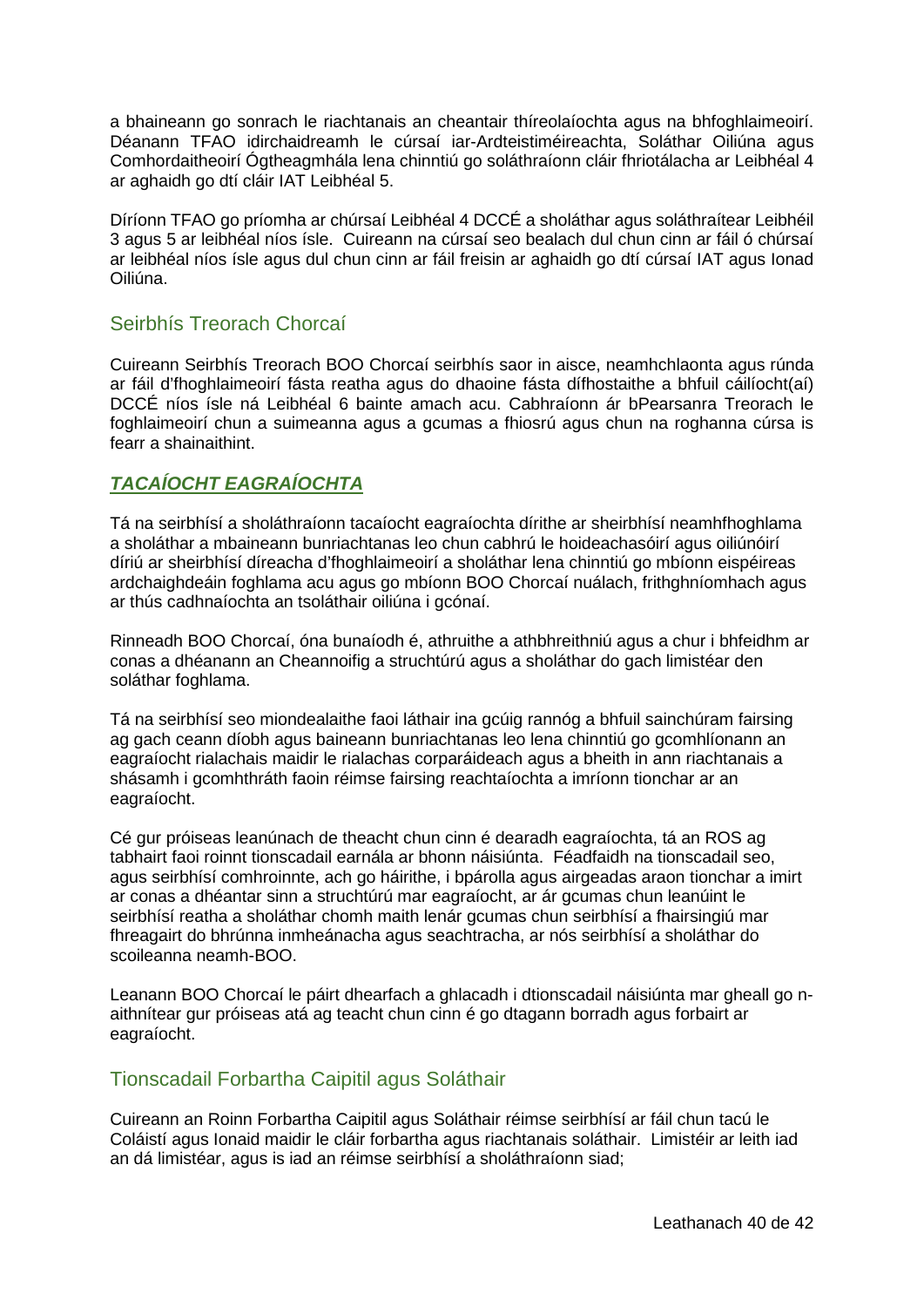a bhaineann go sonrach le riachtanais an cheantair thíreolaíochta agus na bhfoghlaimeoirí. Déanann TFAO idirchaidreamh le cúrsaí iar-Ardteistiméireachta, Soláthar Oiliúna agus Comhordaitheoirí Ógtheagmhála lena chinntiú go soláthraíonn cláir fhriotálacha ar Leibhéal 4 ar aghaidh go dtí cláir IAT Leibhéal 5.

Díríonn TFAO go príomha ar chúrsaí Leibhéal 4 DCCÉ a sholáthar agus soláthraítear Leibhéil 3 agus 5 ar leibhéal níos ísle. Cuireann na cúrsaí seo bealach dul chun cinn ar fáil ó chúrsaí ar leibhéal níos ísle agus dul chun cinn ar fáil freisin ar aghaidh go dtí cúrsaí IAT agus Ionad Oiliúna.

## Seirbhís Treorach Chorcaí

Cuireann Seirbhís Treorach BOO Chorcaí seirbhís saor in aisce, neamhchlaonta agus rúnda ar fáil d'fhoghlaimeoirí fásta reatha agus do dhaoine fásta dífhostaithe a bhfuil cáilíocht(aí) DCCÉ níos ísle ná Leibhéal 6 bainte amach acu. Cabhraíonn ár bPearsanra Treorach le foghlaimeoirí chun a suimeanna agus a gcumas a fhiosrú agus chun na roghanna cúrsa is fearr a shainaithint.

## ***TACAÍOCHT EAGRAÍOCHTA***

Tá na seirbhísí a sholáthraíonn tacaíocht eagraíochta dírithe ar sheirbhísí neamhfhoghlama a sholáthar a mbaineann bunriachtanas leo chun cabhrú le hoideachasóirí agus oiliúnóirí díriú ar sheirbhísí díreacha d'fhoghlaimeoirí a sholáthar lena chinntiú go mbíonn eispéireas ardchaighdeáin foghlama acu agus go mbíonn BOO Chorcaí nuálach, frithghníomhach agus ar thús cadhnaíochta an tsoláthair oiliúna i gcónaí.

Rinneadh BOO Chorcaí, óna bunaíodh é, athruithe a athbhreithniú agus a chur i bhfeidhm ar conas a dhéanann an Cheannoifig a struchtúrú agus a sholáthar do gach limistéar den soláthar foghlama.

Tá na seirbhísí seo miondealaithe faoi láthair ina gcúig rannóg a bhfuil sainchúram fairsing ag gach ceann díobh agus baineann bunriachtanas leo lena chinntiú go gcomhlíonann an eagraíocht rialachais maidir le rialachas corparáideach agus a bheith in ann riachtanais a shásamh i gcomhthráth faoin réimse fairsing reachtaíochta a imríonn tionchar ar an eagraíocht.

Cé gur próiseas leanúnach de theacht chun cinn é dearadh eagraíochta, tá an ROS ag tabhairt faoi roinnt tionscadail earnála ar bhonn náisiúnta. Féadfaidh na tionscadail seo, agus seirbhísí comhroinnte, ach go háirithe, i bpárolla agus airgeadas araon tionchar a imirt ar conas a dhéantar sinn a struchtúrú mar eagraíocht, ar ár gcumas chun leanúint le seirbhísí reatha a sholáthar chomh maith lenár gcumas chun seirbhísí a fhairsingiú mar fhreagairt do bhrúnna inmheánacha agus seachtracha, ar nós seirbhísí a sholáthar do scoileanna neamh-BOO.

Leanann BOO Chorcaí le páirt dhearfach a ghlacadh i dtionscadail náisiúnta mar gheall go n-aithnítear gur próiseas atá ag teacht chun cinn é go dtagann borradh agus forbairt ar eagraíocht.

## Tionscadail Forbartha Caipitil agus Soláthair

Cuireann an Roinn Forbartha Caipitil agus Soláthair réimse seirbhísí ar fáil chun tacú le Coláistí agus Ionaid maidir le cláir forbartha agus riachtanais soláthair. Limistéir ar leith iad an dá limistéar, agus is iad an réimse seirbhísí a sholáthraíonn siad;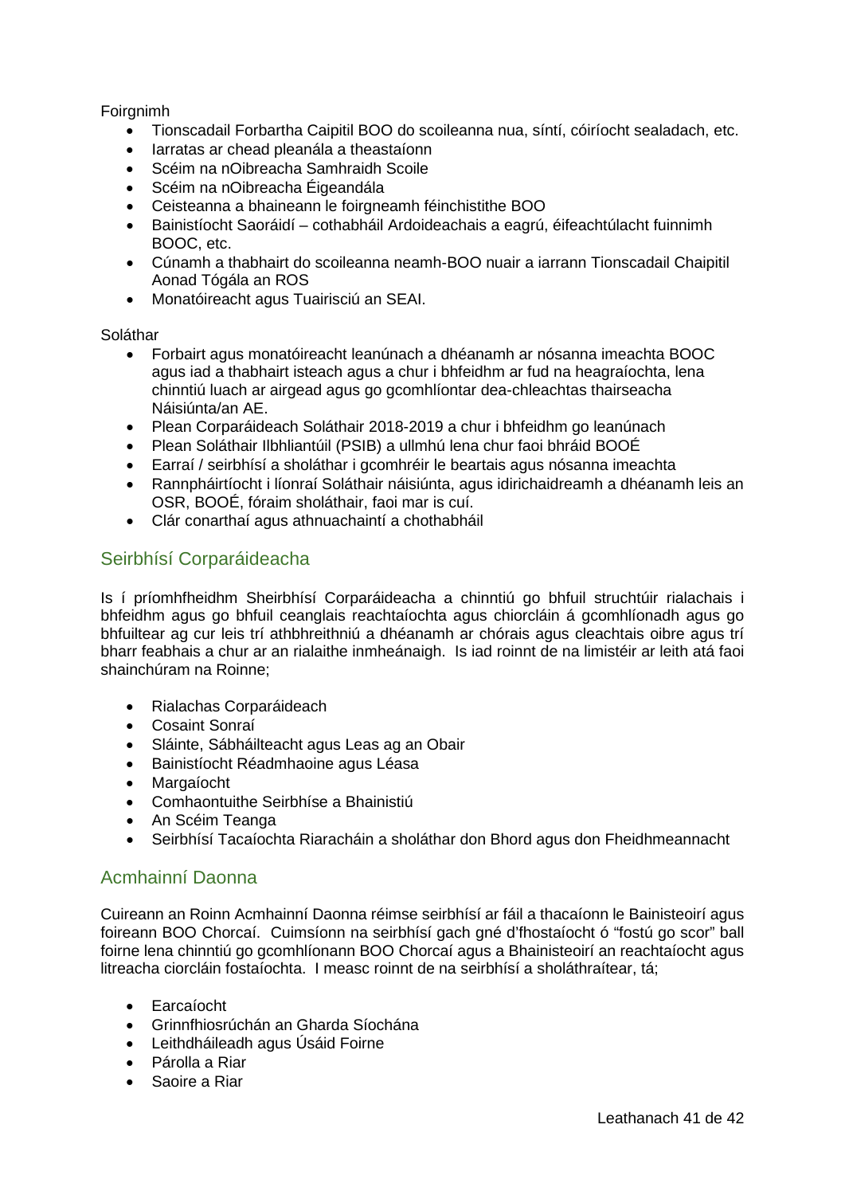Foirgnimh

- Tionscadail Forbartha Caipitil BOO do scoileanna nua, síntí, cóiríocht sealadach, etc.
- Iarratas ar chead pleanála a theastaíonn
- Scéim na nOibreacha Samhraidh Scoile
- Scéim na nOibreacha Éigeandála
- Ceisteanna a bhaineann le foirgneamh féinchistithe BOO
- Bainistíocht Saoráidí – cothabháil Ardoideachais a eagrú, éifeachtúlacht fuinnimh BOOC, etc.
- Cúnamh a thabhairt do scoileanna neamh-BOO nuair a iarrann Tionscadail Chaipitil Aonad Tógála an ROS
- Monatóireacht agus Tuairisciú an SEAI.

Soláthar

- Forbairt agus monatóireacht leanúnach a dhéanamh ar nósanna imeachta BOOC agus iad a thabhairt isteach agus a chur i bhfeidhm ar fud na heagraíochta, lena chinntiú luach ar airgead agus go gcomhlíontar dea-chleachtas thairseacha Náisiúnta/an AE.
- Plean Corparáideach Soláthair 2018-2019 a chur i bhfeidhm go leanúnach
- Plean Soláthair Ilbhliantúil (PSIB) a ullmhú lena chur faoi bhráid BOOÉ
- Earraí / seirbhísí a sholáthar i gcomhréir le beartais agus nósanna imeachta
- Rannpháirtíocht i líonraí Soláthair náisiúnta, agus idirichaidreamh a dhéanamh leis an OSR, BOOÉ, fóraim sholáthair, faoi mar is cuí.
- Clár conarthaí agus athnuachaintí a chothabháil

## Seirbhísí Corparáideacha

Is í príomhfheidhm Sheirbhísí Corparáideacha a chinntiú go bhfuil struchtúir rialachais i bhfeidhm agus go bhfuil ceanglais reachtaíochta agus chiorcláin á gcomhlíonadh agus go bhfuiltear ag cur leis trí athbhreithniú a dhéanamh ar chórais agus cleachtais oibre agus trí bharr feabhais a chur ar an rialaithe inmheánaigh. Is iad roinnt de na limistéir ar leith atá faoi shainchúram na Roinne;

- Rialachas Corparáideach
- Cosaint Sonraí
- Sláinte, Sábháilteacht agus Leas ag an Obair
- Bainistíocht Réadmhaoine agus Léasa
- Margaíocht
- Comhaontuithe Seirbhíse a Bhainistiú
- An Scéim Teanga
- Seirbhísí Tacaíochta Riaracháin a sholáthar don Bhord agus don Fheidhmeannacht

## Acmhainní Daonna

Cuireann an Roinn Acmhainní Daonna réimse seirbhísí ar fáil a thacaíonn le Bainisteoirí agus foireann BOO Chorcaí. Cuimsíonn na seirbhísí gach gné d'fhostaíocht ó "fostú go scor" ball foirne lena chinntiú go gcomhlíonann BOO Chorcaí agus a Bhainisteoirí an reachtaíocht agus litreacha ciorcláin fostaíochta. I measc roinnt de na seirbhísí a sholáthraítear, tá;

- Earcaíocht
- Grinnfhiosrúchán an Gharda Síochána
- Leithdháileadh agus Úsáid Foirne
- Párolla a Riar
- Saoire a Riar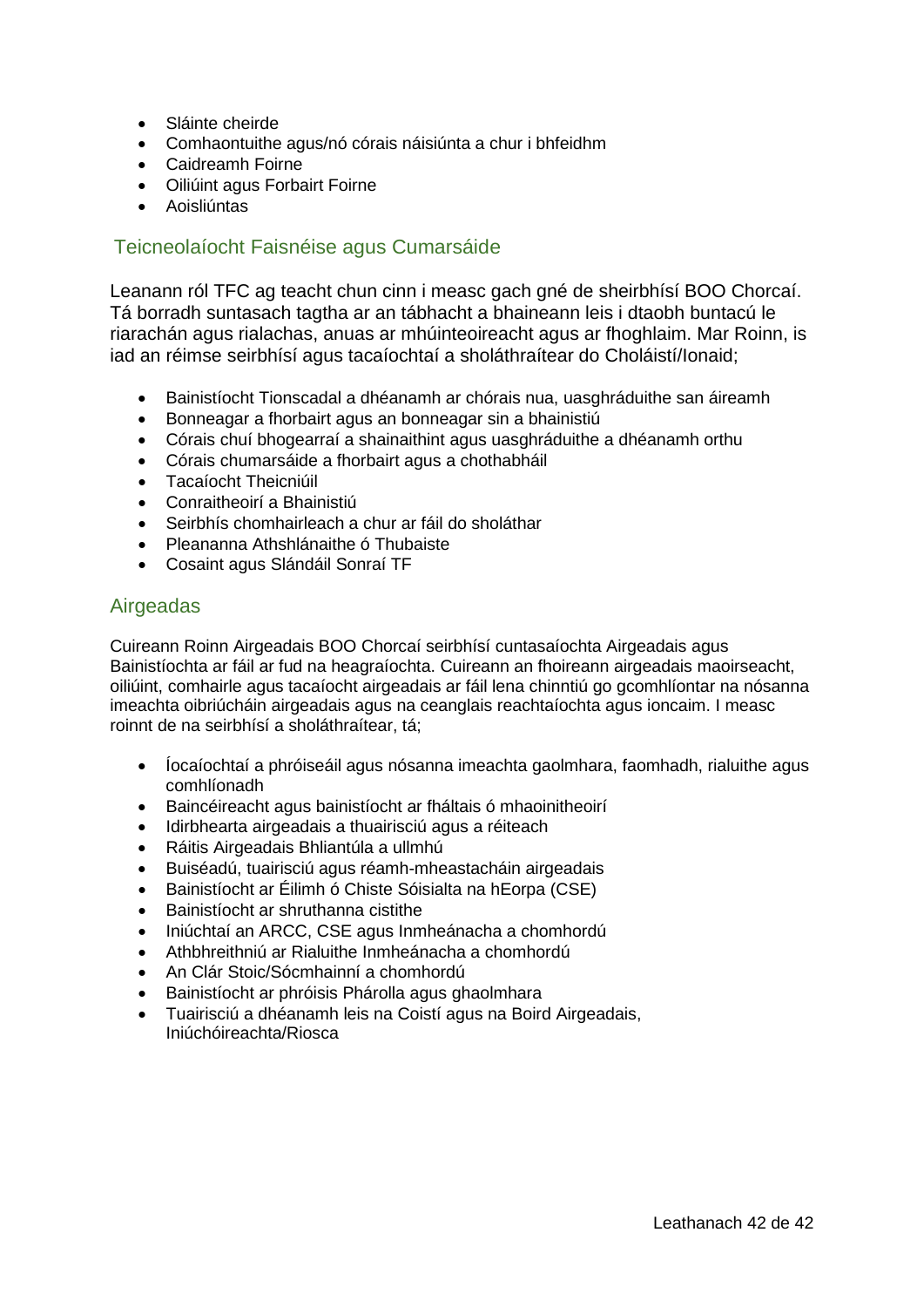- Sláinte cheirde
- Comhaontuithe agus/nó córais náisiúnta a chur i bhfeidhm
- Caidreamh Foirne
- Oiliúint agus Forbairt Foirne
- Aoisliúntas

## Teicneolaíocht Faisnéise agus Cumarsáide

Leanann ról TFC ag teacht chun cinn i measc gach gné de sheirbhísí BOO Chorcaí. Tá borradh suntasach tagtha ar an tábhacht a bhaineann leis i dtaobh buntacú le riarachán agus rialachas, anuas ar mhúinteoireacht agus ar fhoghlaim. Mar Roinn, is iad an réimse seirbhísí agus tacaíochtaí a sholáthraítear do Choláistí/Ionaid;

- Bainistíocht Tionscadal a dhéanamh ar chórais nua, uasghráduithe san áireamh
- Bonneagar a fhorbairt agus an bonneagar sin a bhainistiú
- Córais chuí bhogearraí a shainaithint agus uasghráduithe a dhéanamh orthu
- Córais chumarsáide a fhorbairt agus a chothabháil
- Tacaíocht Theicniúil
- Conraitheoirí a Bhainistiú
- Seirbhís chomhairleach a chur ar fáil do sholáthar
- Pleananna Athshlánaithe ó Thubaiste
- Cosaint agus Slándáil Sonraí TF

## Airgeadas

Cuireann Roinn Airgeadais BOO Chorcaí seirbhísí cuntasaíochta Airgeadais agus Bainistíochta ar fáil ar fud na heagraíochta. Cuireann an fhoireann airgeadais maoirseacht, oiliúint, comhairle agus tacaíocht airgeadais ar fáil lena chinntiú go gcomhlíontar na nósanna imeachta oibriúcháin airgeadais agus na ceanglais reachtaíochta agus ioncaim. I measc roinnt de na seirbhísí a sholáthraítear, tá;

- Íocaíochtaí a phróiseáil agus nósanna imeachta gaolmhara, faomhadh, rialuithe agus comhlíonadh
- Baincéireacht agus bainistíocht ar fháltais ó mhaoinitheoirí
- Idirbhearta airgeadais a thuairisciú agus a réiteach
- Ráitis Airgeadais Bhliantúla a ullmhú
- Buiséadú, tuairisciú agus réamh-mheastacháin airgeadais
- Bainistíocht ar Éilimh ó Chiste Sóisialta na hEorpa (CSE)
- Bainistíocht ar shruthanna cistithe
- Iniúchtaí an ARCC, CSE agus Inmheánacha a chomhordú
- Athbhreithniú ar Rialuithe Inmheánacha a chomhordú
- An Clár Stoic/Sócmhainní a chomhordú
- Bainistíocht ar phróisis Phárolla agus ghaolmhara
- Tuairisciú a dhéanamh leis na Coistí agus na Boird Airgeadais, Iniúchóireachta/Riosca